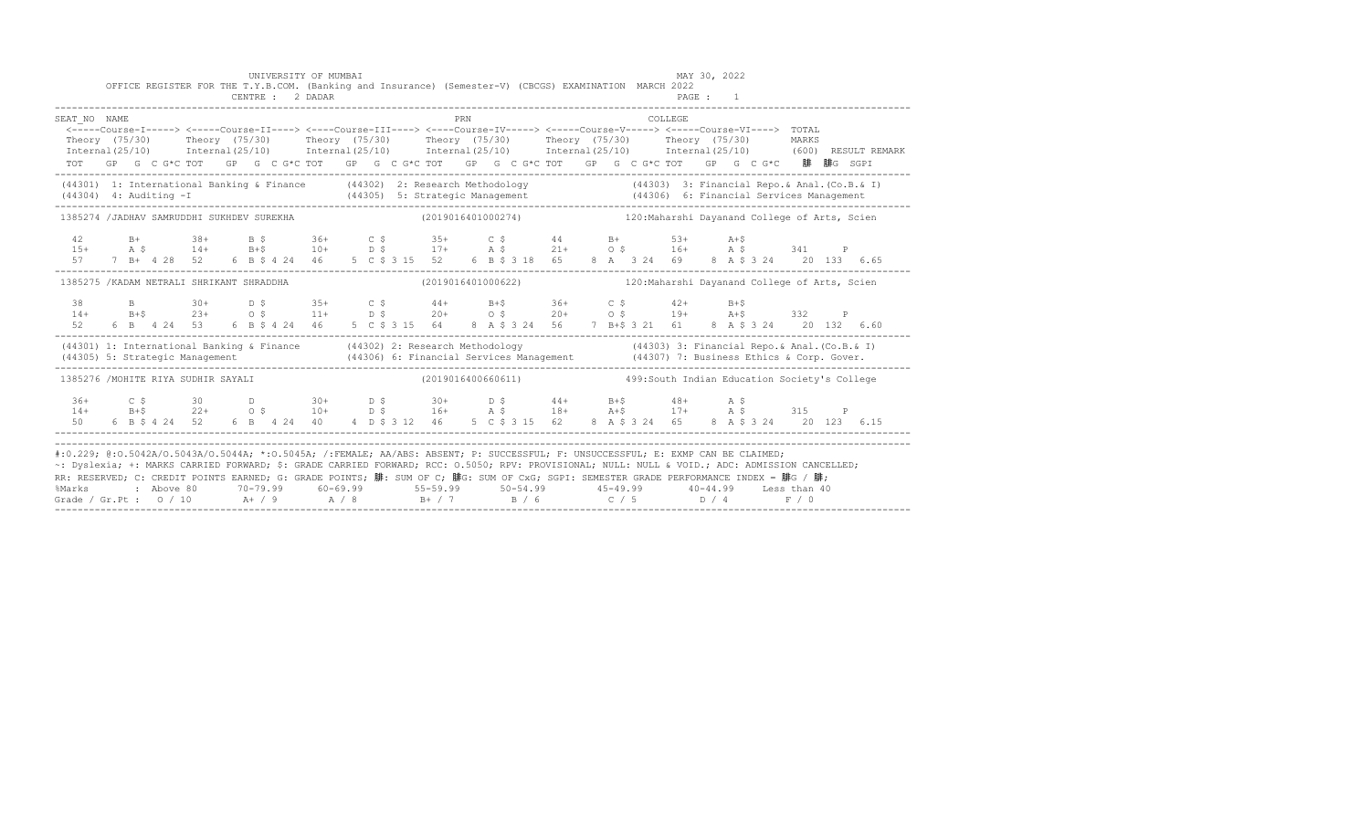UNIVERSITY OF MUMBAI    MAY 30, 2022

OFFICE REGISTER FOR THE T.Y.B.COM. (Banking and Insurance) (Semester-V) (CBCGS) EXAMINATION MARCH 2022

CENTRE : 2 DADAR    PAGE : 1

```
SEAT_NO  NAME                                                          PRN                                    COLLEGE
 <-----Course-I-----> <----Course-II----> <----Course-III----> <----Course-IV-----> <-----Course-V-----> <-----Course-VI----> TOTAL
 Theory  (75/30)      Theory  (75/30)      Theory  (75/30)      Theory  (75/30)      Theory  (75/30)      Theory  (75/30)      MARKS
 Internal(25/10)      Internal(25/10)      Internal(25/10)      Internal(25/10)      Internal(25/10)      Internal(25/10)      (600)  RESULT REMARK
 TOT   GP  G  C G*C TOT   GP  G  C G*C TOT   GP  G  C G*C TOT   GP  G  C G*C TOT   GP  G  C G*C TOT   GP  G  C G*C    䄰  䄰G  SGPI
-----------------------------------------------------------------------------------------------------------------------------------------------
(44301) 1: International Banking & Finance       (44302) 2: Research Methodology              (44303) 3: Financial Repo.& Anal.(Co.B.& I)
(44304) 4: Auditing -I                           (44305) 5: Strategic Management              (44306) 6: Financial Services Management
-----------------------------------------------------------------------------------------------------------------------------------------------
1385274 /JADHAV SAMRUDDHI SUKHDEV SUREKHA                   (2019016401000274)          120:Maharshi Dayanand College of Arts, Scien

  42       B+        38+      B $       36+      C $       35+      C $       44       B+        53+      A+$
  15+      A $       14+      B+$       10+      D $       17+      A $       21+      O $       16+      A $       341     P
  57    7 B+ 4 28  52     6 B $ 4 24  46     5 C $ 3 15  52     6 B $ 3 18  65     8 A  3 24  69     8 A $ 3 24    20 133  6.65
-----------------------------------------------------------------------------------------------------------------------------------------------
1385275 /KADAM NETRALI SHRIKANT SHRADDHA                    (2019016401000622)          120:Maharshi Dayanand College of Arts, Scien

  38       B         30+      D $       35+      C $       44+      B+$       36+      C $       42+      B+$
  14+      B+$       23+      O $       11+      D $       20+      O $       20+      O $       19+      A+$       332     P
  52    6 B  4 24  53     6 B $ 4 24  46     5 C $ 3 15  64     8 A $ 3 24  56     7 B+$ 3 21  61     8 A $ 3 24    20 132  6.60
-----------------------------------------------------------------------------------------------------------------------------------------------
(44301) 1: International Banking & Finance       (44302) 2: Research Methodology              (44303) 3: Financial Repo.& Anal.(Co.B.& I)
(44305) 5: Strategic Management                  (44306) 6: Financial Services Management     (44307) 7: Business Ethics & Corp. Gover.
-----------------------------------------------------------------------------------------------------------------------------------------------
1385276 /MOHITE RIYA SUDHIR SAYALI                          (2019016400660611)          499:South Indian Education Society's College

  36+      C $       30       D         30+      D $       30+      D $       44+      B+$       48+      A $
  14+      B+$       22+      O $       10+      D $       16+      A $       18+      A+$       17+      A $       315     P
  50    6 B $ 4 24  52     6 B  4 24  40     4 D $ 3 12  46     5 C $ 3 15  62     8 A $ 3 24  65     8 A $ 3 24    20 123  6.15
-----------------------------------------------------------------------------------------------------------------------------------------------
```

#:O.229; @:O.5042A/O.5043A/O.5044A; *:O.5045A; /:FEMALE; AA/ABS: ABSENT; P: SUCCESSFUL; F: UNSUCCESSFUL; E: EXMP CAN BE CLAIMED;
~: Dyslexia; +: MARKS CARRIED FORWARD; $: GRADE CARRIED FORWARD; RCC: O.5050; RPV: PROVISIONAL; NULL: NULL & VOID.; ADC: ADMISSION CANCELLED;
RR: RESERVED; C: CREDIT POINTS EARNED; G: GRADE POINTS; 䄰: SUM OF C; 䄰G: SUM OF CxG; SGPI: SEMESTER GRADE PERFORMANCE INDEX = 䄰G / 䄰;

| %Marks | : Above 80 | 70-79.99 | 60-69.99 | 55-59.99 | 50-54.99 | 45-49.99 | 40-44.99 | Less than 40 |
|---|---|---|---|---|---|---|---|---|
| Grade / Gr.Pt : | O / 10 | A+ / 9 | A / 8 | B+ / 7 | B / 6 | C / 5 | D / 4 | F / 0 |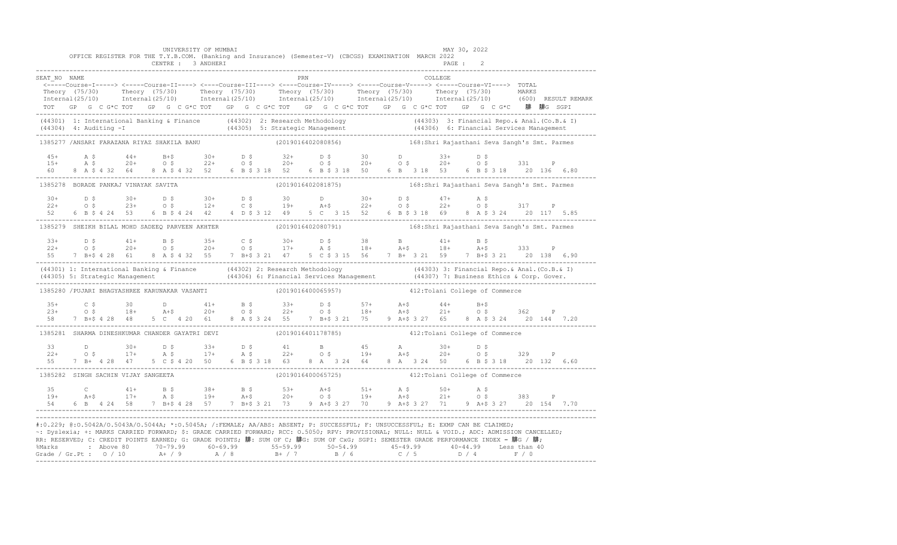UNIVERSITY OF MUMBAI

OFFICE REGISTER FOR THE T.Y.B.COM. (Banking and Insurance) (Semester-V) (CBCGS) EXAMINATION MARCH 2022

CENTRE : 3 ANDHERI

MAY 30, 2022

```
SEAT_NO  NAME                                                    PRN                                  COLLEGE
 <-----Course-I-----> <-----Course-II----> <----Course-III----> <----Course-IV-----> <-----Course-V-----> <-----Course-VI---->  TOTAL
 Theory  (75/30)      Theory  (75/30)      Theory  (75/30)      Theory  (75/30)      Theory  (75/30)      Theory  (75/30)       MARKS
 Internal(25/10)      Internal(25/10)      Internal(25/10)      Internal(25/10)      Internal(25/10)      Internal(25/10)       (600)  RESULT REMARK
 TOT   GP  G  C G*C TOT   GP  G  C G*C TOT   GP  G  C G*C TOT   GP  G  C G*C TOT   GP  G  C G*C TOT   GP  G  C G*C   䵥  䵥G  SGPI
-------------------------------------------------------------------------------------------------------------------------------------------
(44301) 1: International Banking & Finance      (44302) 2: Research Methodology                (44303) 3: Financial Repo.& Anal.(Co.B.& I)
(44304) 4: Auditing -I                          (44305) 5: Strategic Management                (44306) 6: Financial Services Management
-------------------------------------------------------------------------------------------------------------------------------------------
1385277 /ANSARI FARAZANA RIYAZ SHAKILA BANU                  (2019016402080856)           168:Shri Rajasthani Seva Sangh's Smt. Parmes

  45+      A $       44+      B+$       30+      D $       32+      D $       30       D         33+      D $
  15+      A $       20+      O $       22+      O $       20+      O $       20+      O $       20+      O $       331     P
 60    8 A $ 4 32  64    8 A $ 4 32  52    6 B $ 3 18  52    6 B $ 3 18  50    6 B   3 18  53    6 B $ 3 18   20  136  6.80
-------------------------------------------------------------------------------------------------------------------------------------------
1385278  BORADE PANKAJ VINAYAK SAVITA                        (2019016402081875)           168:Shri Rajasthani Seva Sangh's Smt. Parmes

  30+      D $       30+      D $       30+      D $       30       D         30+      D $       47+      A $
  22+      O $       23+      O $       12+      C $       19+      A+$       22+      O $       22+      O $       317     P
 52    6 B $ 4 24  53    6 B $ 4 24  42    4 D $ 3 12  49    5 C   3 15  52    6 B $ 3 18  69    8 A $ 3 24   20  117  5.85
-------------------------------------------------------------------------------------------------------------------------------------------
1385279  SHEIKH BILAL MOHD SADEEQ PARVEEN AKHTER             (2019016402080791)           168:Shri Rajasthani Seva Sangh's Smt. Parmes

  33+      D $       41+      B $       35+      C $       30+      D $       38       B         41+      B $
  22+      O $       20+      O $       20+      O $       17+      A $       18+      A+$       18+      A+$       333     P
 55    7 B+$ 4 28  61    8 A $ 4 32  55    7 B+$ 3 21  47    5 C $ 3 15  56    7 B+  3 21  59    7 B+$ 3 21   20  138  6.90
-------------------------------------------------------------------------------------------------------------------------------------------
(44301) 1: International Banking & Finance      (44302) 2: Research Methodology                (44303) 3: Financial Repo.& Anal.(Co.B.& I)
(44305) 5: Strategic Management                 (44306) 6: Financial Services Management       (44307) 7: Business Ethics & Corp. Gover.
-------------------------------------------------------------------------------------------------------------------------------------------
1385280 /PUJARI BHAGYASHREE KARUNAKAR VASANTI                (2019016400065957)           412:Tolani College of Commerce

  35+      C $       30       D         41+      B $       33+      D $       57+      A+$       44+      B+$
  23+      O $       18+      A+$       20+      O $       22+      O $       18+      A+$       21+      O $       362     P
 58    7 B+$ 4 28  48    5 C   4 20  61    8 A $ 3 24  55    7 B+$ 3 21  75    9 A+$ 3 27  65    8 A $ 3 24   20  144  7.20
-------------------------------------------------------------------------------------------------------------------------------------------
1385281  SHARMA DINESHKUMAR CHANDER GAYATRI DEVI             (2019016401178785)           412:Tolani College of Commerce

  33       D         30+      D $       33+      D $       41       B         45       A         30+      D $
  22+      O $       17+      A $       17+      A $       22+      O $       19+      A+$       20+      O $       329     P
 55    7 B+  4 28  47    5 C $ 4 20  50    6 B $ 3 18  63    8 A   3 24  64    8 A   3 24  50    6 B $ 3 18   20  132  6.60
-------------------------------------------------------------------------------------------------------------------------------------------
1385282  SINGH SACHIN VIJAY SANGEETA                         (2019016400065725)           412:Tolani College of Commerce

  35       C         41+      B $       38+      B $       53+      A+$       51+      A $       50+      A $
  19+      A+$       17+      A $       19+      A+$       20+      O $       19+      A+$       21+      O $       383     P
 54    6 B   4 24  58    7 B+$ 4 28  57    7 B+$ 3 21  73    9 A+$ 3 27  70    9 A+$ 3 27  71    9 A+$ 3 27   20  154  7.70
-------------------------------------------------------------------------------------------------------------------------------------------
```

#:O.229; @:O.5042A/O.5043A/O.5044A; *:O.5045A; /:FEMALE; AA/ABS: ABSENT; P: SUCCESSFUL; F: UNSUCCESSFUL; E: EXMP CAN BE CLAIMED;
~: Dyslexia; +: MARKS CARRIED FORWARD; $: GRADE CARRIED FORWARD; RCC: O.5050; RPV: PROVISIONAL; NULL: NULL & VOID.; ADC: ADMISSION CANCELLED;
RR: RESERVED; C: CREDIT POINTS EARNED; G: GRADE POINTS; 䵥: SUM OF C; 䵥G: SUM OF CxG; SGPI: SEMESTER GRADE PERFORMANCE INDEX = 䵥G / 䵥;

| %Marks | : Above 80 | 70-79.99 | 60-69.99 | 55-59.99 | 50-54.99 | 45-49.99 | 40-44.99 | Less than 40 |
|---|---|---|---|---|---|---|---|---|
| Grade / Gr.Pt : | O / 10 | A+ / 9 | A / 8 | B+ / 7 | B / 6 | C / 5 | D / 4 | F / 0 |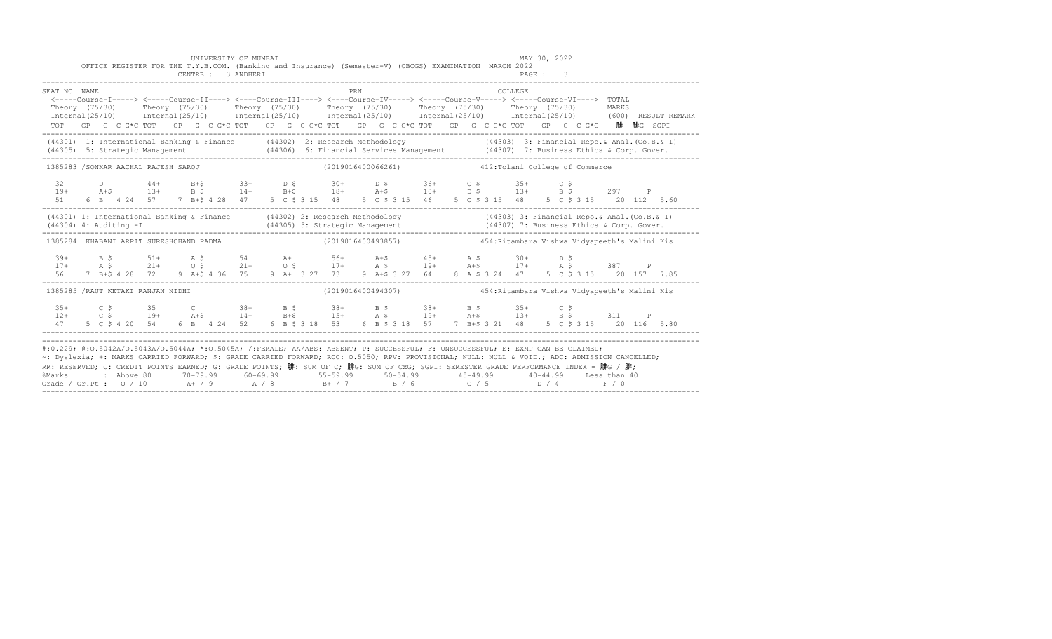UNIVERSITY OF MUMBAI

OFFICE REGISTER FOR THE T.Y.B.COM. (Banking and Insurance) (Semester-V) (CBCGS) EXAMINATION MARCH 2022

CENTRE : 3 ANDHERI

MAY 30, 2022

```
SEAT_NO  NAME                                                             PRN                                    COLLEGE
 <-----Course-I-----> <-----Course-II----> <----Course-III----> <----Course-IV-----> <-----Course-V-----> <-----Course-VI---->  TOTAL
 Theory (75/30)      Theory (75/30)      Theory (75/30)      Theory (75/30)      Theory (75/30)      Theory (75/30)       MARKS
 Internal(25/10)     Internal(25/10)     Internal(25/10)     Internal(25/10)     Internal(25/10)     Internal(25/10)      (600)  RESULT REMARK
 TOT   GP  G  C G*C TOT   GP  G  C G*C TOT   GP  G  C G*C TOT   GP  G  C G*C TOT   GP  G  C G*C TOT   GP  G  C G*C   ΣC  ΣCG  SGPI
------------------------------------------------------------------------------------------------------------------------------------------------
(44301) 1: International Banking & Finance     (44302) 2: Research Methodology              (44303) 3: Financial Repo.& Anal.(Co.B.& I)
(44305) 5: Strategic Management                (44306) 6: Financial Services Management      (44307) 7: Business Ethics & Corp. Gover.
------------------------------------------------------------------------------------------------------------------------------------------------
1385283 /SONKAR AACHAL RAJESH SAROJ                              (2019016400066261)              412:Tolani College of Commerce

 32       D         44+      B+$       33+      D $       30+      D $       36+      C $       35+      C $
 19+      A+$       13+      B $       14+      B+$       18+      A+$       10+      D $       13+      B $        297     P
 51    6  B   4 24  57    7  B+$ 4 28  47    5  C $ 3 15  48    5  C $ 3 15  46    5  C $ 3 15  48    5  C $ 3 15    20  112  5.60
------------------------------------------------------------------------------------------------------------------------------------------------
(44301) 1: International Banking & Finance     (44302) 2: Research Methodology              (44303) 3: Financial Repo.& Anal.(Co.B.& I)
(44304) 4: Auditing -I                         (44305) 5: Strategic Management              (44307) 7: Business Ethics & Corp. Gover.
------------------------------------------------------------------------------------------------------------------------------------------------
1385284  KHABANI ARPIT SURESHCHAND PADMA                         (2019016400493857)              454:Ritambara Vishwa Vidyapeeth's Malini Kis

 39+      B $       51+      A $       54       A+        56+      A+$       45+      A $       30+      D $
 17+      A $       21+      O $       21+      O $       17+      A $       19+      A+$       17+      A $        387     P
 56    7  B+$ 4 28  72    9  A+$ 4 36  75    9  A+  3 27  73    9  A+$ 3 27  64    8  A $ 3 24  47    5  C $ 3 15    20  157  7.85
------------------------------------------------------------------------------------------------------------------------------------------------
1385285 /RAUT KETAKI RANJAN NIDHI                                (2019016400494307)              454:Ritambara Vishwa Vidyapeeth's Malini Kis

 35+      C $       35       C         38+      B $       38+      B $       38+      B $       35+      C $
 12+      C $       19+      A+$       14+      B+$       15+      A $       19+      A+$       13+      B $        311     P
 47    5  C $ 4 20  54    6  B   4 24  52    6  B $ 3 18  53    6  B $ 3 18  57    7  B+$ 3 21  48    5  C $ 3 15    20  116  5.80
------------------------------------------------------------------------------------------------------------------------------------------------
```

#:O.229; @:O.5042A/O.5043A/O.5044A; *:O.5045A; /:FEMALE; AA/ABS: ABSENT; P: SUCCESSFUL; F: UNSUCCESSFUL; E: EXMP CAN BE CLAIMED;
~: Dyslexia; +: MARKS CARRIED FORWARD; $: GRADE CARRIED FORWARD; RCC: O.5050; RPV: PROVISIONAL; NULL: NULL & VOID.; ADC: ADMISSION CANCELLED;
RR: RESERVED; C: CREDIT POINTS EARNED; G: GRADE POINTS; ΣC: SUM OF C; ΣCG: SUM OF CxG; SGPI: SEMESTER GRADE PERFORMANCE INDEX = ΣCG / ΣC;

| %Marks | : Above 80 | 70-79.99 | 60-69.99 | 55-59.99 | 50-54.99 | 45-49.99 | 40-44.99 | Less than 40 |
|---|---|---|---|---|---|---|---|---|
| Grade / Gr.Pt : | O / 10 | A+ / 9 | A / 8 | B+ / 7 | B / 6 | C / 5 | D / 4 | F / 0 |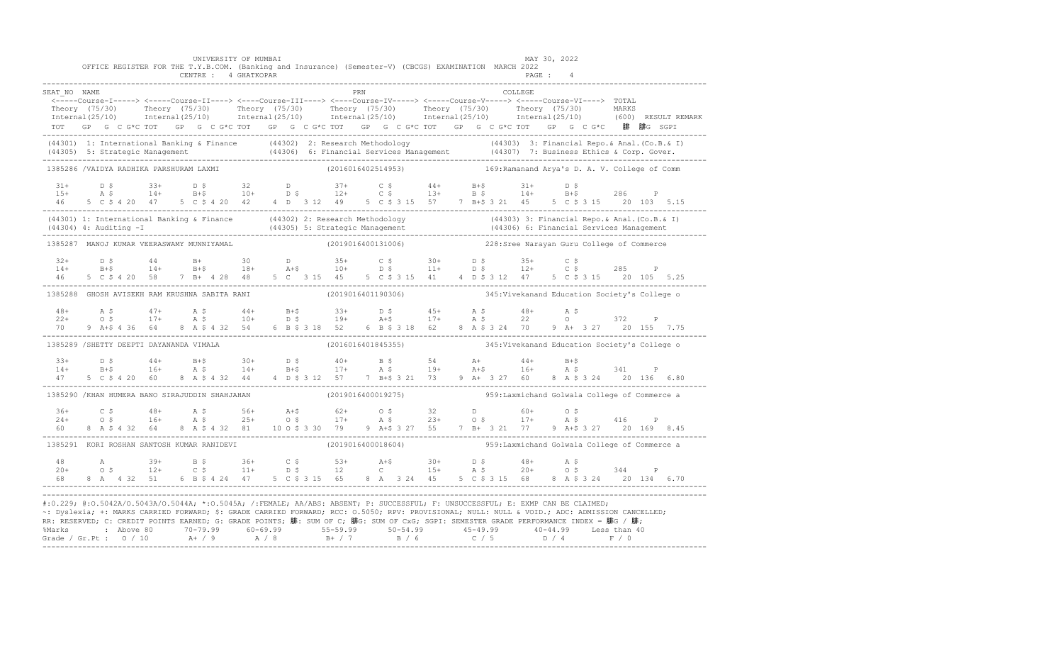UNIVERSITY OF MUMBAI

OFFICE REGISTER FOR THE T.Y.B.COM. (Banking and Insurance) (Semester-V) (CBCGS) EXAMINATION MARCH 2022

CENTRE : 4 GHATKOPAR

MAY 30, 2022

```
SEAT_NO  NAME                                                        PRN                                  COLLEGE
 <-----Course-I-----> <-----Course-II----> <----Course-III----> <----Course-IV-----> <-----Course-V-----> <-----Course-VI---->  TOTAL
 Theory  (75/30)      Theory  (75/30)      Theory  (75/30)      Theory  (75/30)      Theory  (75/30)      Theory  (75/30)       MARKS
 Internal(25/10)      Internal(25/10)      Internal(25/10)      Internal(25/10)      Internal(25/10)      Internal(25/10)       (600)  RESULT REMARK
 TOT   GP  G  C G*C TOT   GP  G  C G*C TOT   GP  G  C G*C TOT   GP  G  C G*C TOT   GP  G  C G*C TOT   GP  G  C G*C   䄀  䄀G  SGPI
-----------------------------------------------------------------------------------------------------------------------------------------------
(44301) 1: International Banking & Finance      (44302) 2: Research Methodology              (44303) 3: Financial Repo.& Anal.(Co.B.& I)
(44305) 5: Strategic Management                 (44306) 6: Financial Services Management     (44307) 7: Business Ethics & Corp. Gover.
-----------------------------------------------------------------------------------------------------------------------------------------------
1385286 /VAIDYA RADHIKA PARSHURAM LAXMI                          (2016016402514953)          169:Ramanand Arya's D. A. V. College of Comm

  31+     D $      33+     D $      32      D        37+     C $      44+     B+$      31+     D $
  15+     A $      14+     B+$      10+     D $      12+     C $      13+     B $      14+     B+$       286     P
 46    5  C $ 4 20  47    5  C $ 4 20  42    4  D  3 12  49    5  C $ 3 15  57    7  B+$ 3 21  45    5  C $ 3 15    20  103  5.15
-----------------------------------------------------------------------------------------------------------------------------------------------
(44301) 1: International Banking & Finance      (44302) 2: Research Methodology              (44303) 3: Financial Repo.& Anal.(Co.B.& I)
(44304) 4: Auditing -I                          (44305) 5: Strategic Management              (44306) 6: Financial Services Management
-----------------------------------------------------------------------------------------------------------------------------------------------
1385287  MANOJ KUMAR VEERASWAMY MUNNIYAMAL                       (2019016400131006)          228:Sree Narayan Guru College of Commerce

  32+     D $      44      B+       30      D        35+     C $      30+     D $      35+     C $
  14+     B+$      14+     B+$      18+     A+$      10+     D $      11+     D $      12+     C $       285     P
 46    5  C $ 4 20  58    7  B+  4 28  48    5  C   3 15  45    5  C $ 3 15  41    4  D $ 3 12  47    5  C $ 3 15    20  105  5.25
-----------------------------------------------------------------------------------------------------------------------------------------------
1385288  GHOSH AVISEKH RAM KRUSHNA SABITA RANI                   (2019016401190306)          345:Vivekanand Education Society's College o

  48+     A $      47+     A $      44+     B+$      33+     D $      45+     A $      48+     A $
  22+     O $      17+     A $      10+     D $      19+     A+$      17+     A $      22      O         372     P
 70    9  A+$ 4 36  64    8  A $ 4 32  54    6  B $ 3 18  52    6  B $ 3 18  62    8  A $ 3 24  70    9  A+  3 27    20  155  7.75
-----------------------------------------------------------------------------------------------------------------------------------------------
1385289 /SHETTY DEEPTI DAYANANDA VIMALA                          (2016016401845355)          345:Vivekanand Education Society's College o

  33+     D $      44+     B+$      30+     D $      40+     B $      54      A+       44+     B+$
  14+     B+$      16+     A $      14+     B+$      17+     A $      19+     A+$      16+     A $       341     P
 47    5  C $ 4 20  60    8  A $ 4 32  44    4  D $ 3 12  57    7  B+$ 3 21  73    9  A+  3 27  60    8  A $ 3 24    20  136  6.80
-----------------------------------------------------------------------------------------------------------------------------------------------
1385290 /KHAN HUMERA BANO SIRAJUDDIN SHAHJAHAN                   (2019016400019275)          959:Laxmichand Golwala College of Commerce a

  36+     C $      48+     A $      56+     A+$      62+     O $      32      D        60+     O $
  24+     O $      16+     A $      25+     O $      17+     A $      23+     O $      17+     A $       416     P
 60    8  A $ 4 32  64    8  A $ 4 32  81   10  O $ 3 30  79    9  A+$ 3 27  55    7  B+  3 21  77    9  A+$ 3 27    20  169  8.45
-----------------------------------------------------------------------------------------------------------------------------------------------
1385291  KORI ROSHAN SANTOSH KUMAR RANIDEVI                      (2019016400018604)          959:Laxmichand Golwala College of Commerce a

  48      A        39+     B $      36+     C $      53+     A+$      30+     D $      48+     A $
  20+     O $      12+     C $      11+     D $      12      C        15+     A $      20+     O $       344     P
 68    8  A   4 32  51    6  B $ 4 24  47    5  C $ 3 15  65    8  A   3 24  45    5  C $ 3 15  68    8  A $ 3 24    20  134  6.70
-----------------------------------------------------------------------------------------------------------------------------------------------
```

#:O.229; @:O.5042A/O.5043A/O.5044A; *:O.5045A; /:FEMALE; AA/ABS: ABSENT; P: SUCCESSFUL; F: UNSUCCESSFUL; E: EXMP CAN BE CLAIMED;
~: Dyslexia; +: MARKS CARRIED FORWARD; $: GRADE CARRIED FORWARD; RCC: O.5050; RPV: PROVISIONAL; NULL: NULL & VOID.; ADC: ADMISSION CANCELLED;
RR: RESERVED; C: CREDIT POINTS EARNED; G: GRADE POINTS; 䄀: SUM OF C; 䄀G: SUM OF CxG; SGPI: SEMESTER GRADE PERFORMANCE INDEX = 䄀G / 䄀;

| %Marks | : Above 80 | 70-79.99 | 60-69.99 | 55-59.99 | 50-54.99 | 45-49.99 | 40-44.99 | Less than 40 |
|---|---|---|---|---|---|---|---|---|
| Grade / Gr.Pt : | O / 10 | A+ / 9 | A / 8 | B+ / 7 | B / 6 | C / 5 | D / 4 | F / 0 |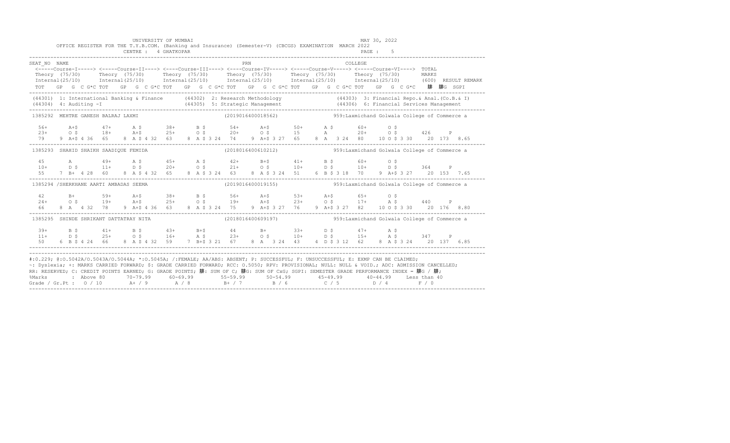UNIVERSITY OF MUMBAI

OFFICE REGISTER FOR THE T.Y.B.COM. (Banking and Insurance) (Semester-V) (CBCGS) EXAMINATION MARCH 2022

CENTRE : 4 GHATKOPAR

MAY 30, 2022

```
SEAT_NO  NAME                                                    PRN                                   COLLEGE
 <-----Course-I-----> <-----Course-II----> <----Course-III----> <----Course-IV-----> <-----Course-V-----> <-----Course-VI----> TOTAL
 Theory  (75/30)      Theory  (75/30)      Theory  (75/30)      Theory  (75/30)      Theory  (75/30)      Theory  (75/30)       MARKS
 Internal(25/10)      Internal(25/10)      Internal(25/10)      Internal(25/10)      Internal(25/10)      Internal(25/10)       (600)  RESULT REMARK
 TOT   GP  G  C G*C TOT   GP  G  C G*C TOT   GP  G  C G*C TOT   GP  G  C G*C TOT   GP  G  C G*C TOT   GP  G  C G*C    䄆  䄆G  SGPI
---------------------------------------------------------------------------------------------------------------------------------------------------
 (44301) 1: International Banking & Finance      (44302) 2: Research Methodology              (44303) 3: Financial Repo.& Anal.(Co.B.& I)
 (44304) 4: Auditing -I                          (44305) 5: Strategic Management              (44306) 6: Financial Services Management
---------------------------------------------------------------------------------------------------------------------------------------------------
 1385292  MEHTRE GANESH BALRAJ LAXMI                      (2019016400018562)          959:Laxmichand Golwala College of Commerce a

  56+      A+$      47+      A $      38+      B $      54+      A+$      50+      A $      60+      O $
  23+      O $      18+      A+$      25+      O $      20+      O $      15       A        20+      O $       426     P
  79    9  A+$ 4 36  65    8  A $ 4 32  63    8  A $ 3 24  74    9  A+$ 3 27  65    8  A   3 24  80   10 O $ 3 30    20  173  8.65
---------------------------------------------------------------------------------------------------------------------------------------------------
 1385293  SHAHID SHAIKH SAADIQUE FEMIDA                   (2018016400610212)          959:Laxmichand Golwala College of Commerce a

  45       A        49+      A $      45+      A $      42+      B+$      41+      B $      60+      O $
  10+      D $      11+      D $      20+      O $      21+      O $      10+      D $      10+      D $       364     P
  55    7  B+  4 28  60    8  A $ 4 32  65    8  A $ 3 24  63    8  A $ 3 24  51    6  B $ 3 18  70    9  A+$ 3 27    20  153  7.65
---------------------------------------------------------------------------------------------------------------------------------------------------
 1385294 /SHERKHANE AARTI AMBADAS SEEMA                   (2019016400019155)          959:Laxmichand Golwala College of Commerce a

  42       B+       59+      A+$      38+      B $      56+      A+$      53+      A+$      65+      O $
  24+      O $      19+      A+$      25+      O $      19+      A+$      23+      O $      17+      A $       440     P
  66    8  A   4 32  78    9  A+$ 4 36  63    8  A $ 3 24  75    9  A+$ 3 27  76    9  A+$ 3 27  82   10 O $ 3 30    20  176  8.80
---------------------------------------------------------------------------------------------------------------------------------------------------
 1385295  SHINDE SHRIKANT DATTATRAY NITA                  (2018016400609197)          959:Laxmichand Golwala College of Commerce a

  39+      B $      41+      B $      43+      B+$      44       B+       33+      D $      47+      A $
  11+      D $      25+      O $      16+      A $      23+      O $      10+      D $      15+      A $       347     P
  50    6  B $ 4 24  66    8  A $ 4 32  59    7  B+$ 3 21  67    8  A   3 24  43    4  D $ 3 12  62    8  A $ 3 24    20  137  6.85
---------------------------------------------------------------------------------------------------------------------------------------------------
```

#:O.229; @:O.5042A/O.5043A/O.5044A; *:O.5045A; /:FEMALE; AA/ABS: ABSENT; P: SUCCESSFUL; F: UNSUCCESSFUL; E: EXMP CAN BE CLAIMED;
~: Dyslexia; +: MARKS CARRIED FORWARD; $: GRADE CARRIED FORWARD; RCC: O.5050; RPV: PROVISIONAL; NULL: NULL & VOID.; ADC: ADMISSION CANCELLED;
RR: RESERVED; C: CREDIT POINTS EARNED; G: GRADE POINTS; 䄆: SUM OF C; 䄆G: SUM OF CxG; SGPI: SEMESTER GRADE PERFORMANCE INDEX = 䄆G / 䄆;

| %Marks | : Above 80 | 70-79.99 | 60-69.99 | 55-59.99 | 50-54.99 | 45-49.99 | 40-44.99 | Less than 40 |
|---|---|---|---|---|---|---|---|---|
| Grade / Gr.Pt : | O / 10 | A+ / 9 | A / 8 | B+ / 7 | B / 6 | C / 5 | D / 4 | F / 0 |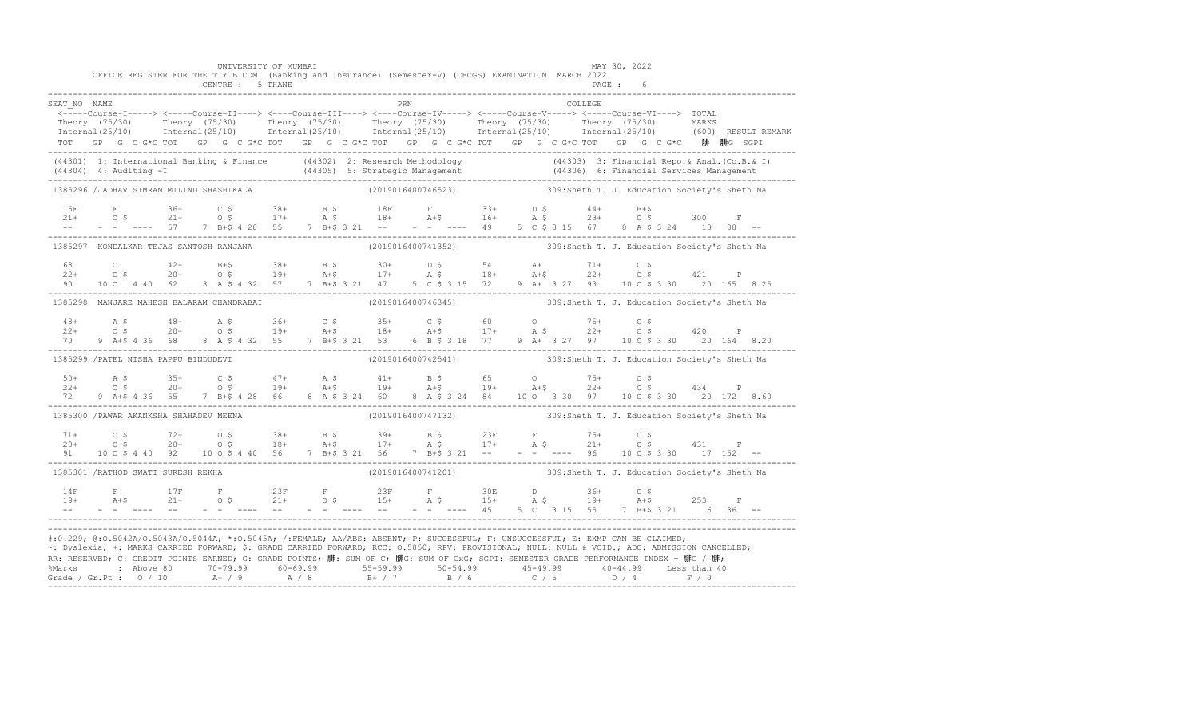UNIVERSITY OF MUMBAI — MAY 30, 2022

OFFICE REGISTER FOR THE T.Y.B.COM. (Banking and Insurance) (Semester-V) (CBCGS) EXAMINATION MARCH 2022

CENTRE : 5 THANE — PAGE : 6

```
SEAT_NO  NAME                                                           PRN                                       COLLEGE
 <-----Course-I-----> <-----Course-II----> <----Course-III----> <----Course-IV-----> <-----Course-V-----> <-----Course-VI---->  TOTAL
 Theory  (75/30)      Theory  (75/30)      Theory  (75/30)      Theory  (75/30)      Theory  (75/30)      Theory  (75/30)       MARKS
 Internal(25/10)      Internal(25/10)      Internal(25/10)      Internal(25/10)      Internal(25/10)      Internal(25/10)       (600)  RESULT REMARK
 TOT   GP  G  C G*C TOT   GP  G  C G*C TOT   GP  G  C G*C TOT   GP  G  C G*C TOT   GP  G  C G*C TOT   GP  G  C G*C   ⅀C ⅀CG  SGPI
------------------------------------------------------------------------------------------------------------------------------------------------
(44301) 1: International Banking & Finance      (44302) 2: Research Methodology              (44303) 3: Financial Repo.& Anal.(Co.B.& I)
(44304) 4: Auditing -I                           (44305) 5: Strategic Management              (44306) 6: Financial Services Management
------------------------------------------------------------------------------------------------------------------------------------------------
1385296 /JADHAV SIMRAN MILIND SHASHIKALA                       (2019016400746523)          309:Sheth T. J. Education Society's Sheth Na

  15F      F        36+      C $       38+      B $       18F      F         33+      D $       44+      B+$
  21+      O $      21+      O $       17+      A $       18+      A+$       16+      A $       23+      O $        300     F
  --     -  -  ----  57    7  B+$ 4 28  55    7  B+$ 3 21  --     -  -  ----  49    5  C $ 3 15  67    8  A $ 3 24    13  88  --
------------------------------------------------------------------------------------------------------------------------------------------------
1385297  KONDALKAR TEJAS SANTOSH RANJANA                       (2019016400741352)          309:Sheth T. J. Education Society's Sheth Na

  68       O        42+      B+$       38+      B $       30+      D $       54       A+        71+      O $
  22+      O $      20+      O $       19+      A+$       17+      A $       18+      A+$       22+      O $        421     P
  90    10  O   4 40  62    8  A $ 4 32  57    7  B+$ 3 21  47    5  C $ 3 15  72    9  A+  3 27  93   10  O $ 3 30    20  165  8.25
------------------------------------------------------------------------------------------------------------------------------------------------
1385298  MANJARE MAHESH BALARAM CHANDRABAI                     (2019016400746345)          309:Sheth T. J. Education Society's Sheth Na

  48+      A $      48+      A $       36+      C $       35+      C $       60       O         75+      O $
  22+      O $      20+      O $       19+      A+$       18+      A+$       17+      A $       22+      O $        420     P
  70     9  A+$ 4 36  68    8  A $ 4 32  55    7  B+$ 3 21  53    6  B $ 3 18  77    9  A+  3 27  97   10  O $ 3 30    20  164  8.20
------------------------------------------------------------------------------------------------------------------------------------------------
1385299 /PATEL NISHA PAPPU BINDUDEVI                           (2019016400742541)          309:Sheth T. J. Education Society's Sheth Na

  50+      A $      35+      C $       47+      A $       41+      B $       65       O         75+      O $
  22+      O $      20+      O $       19+      A+$       19+      A+$       19+      A+$       22+      O $        434     P
  72     9  A+$ 4 36  55    7  B+$ 4 28  66    8  A $ 3 24  60    8  A $ 3 24  84   10  O   3 30  97   10  O $ 3 30    20  172  8.60
------------------------------------------------------------------------------------------------------------------------------------------------
1385300 /PAWAR AKANKSHA SHAHADEV MEENA                         (2019016400747132)          309:Sheth T. J. Education Society's Sheth Na

  71+      O $      72+      O $       38+      B $       39+      B $       23F      F         75+      O $
  20+      O $      20+      O $       18+      A+$       17+      A $       17+      A $       21+      O $        431     F
  91    10  O $ 4 40  92   10  O $ 4 40  56    7  B+$ 3 21  56    7  B+$ 3 21  --     -  -  ----  96   10  O $ 3 30    17  152  --
------------------------------------------------------------------------------------------------------------------------------------------------
1385301 /RATHOD SWATI SURESH REKHA                             (2019016400741201)          309:Sheth T. J. Education Society's Sheth Na

  14F      F        17F      F         23F      F         23F      F         30E      D         36+      C $
  19+      A+$      21+      O $       21+      O $       15+      A $       15+      A $       19+      A+$        253     F
  --     -  -  ----  --     -  -  ----  --     -  -  ----  --     -  -  ----  45    5  C   3 15  55    7  B+$ 3 21     6  36  --
------------------------------------------------------------------------------------------------------------------------------------------------
```

#:0.229; @:O.5042A/O.5043A/O.5044A; *:O.5045A; /:FEMALE; AA/ABS: ABSENT; P: SUCCESSFUL; F: UNSUCCESSFUL; E: EXMP CAN BE CLAIMED;
~: Dyslexia; +: MARKS CARRIED FORWARD; $: GRADE CARRIED FORWARD; RCC: O.5050; RPV: PROVISIONAL; NULL: NULL & VOID.; ADC: ADMISSION CANCELLED;
RR: RESERVED; C: CREDIT POINTS EARNED; G: GRADE POINTS; ⅀: SUM OF C; ⅀G: SUM OF CxG; SGPI: SEMESTER GRADE PERFORMANCE INDEX = ⅀G / ⅀;

| %Marks | Above 80 | 70-79.99 | 60-69.99 | 55-59.99 | 50-54.99 | 45-49.99 | 40-44.99 | Less than 40 |
|---|---|---|---|---|---|---|---|---|
| Grade / Gr.Pt : | O / 10 | A+ / 9 | A / 8 | B+ / 7 | B / 6 | C / 5 | D / 4 | F / 0 |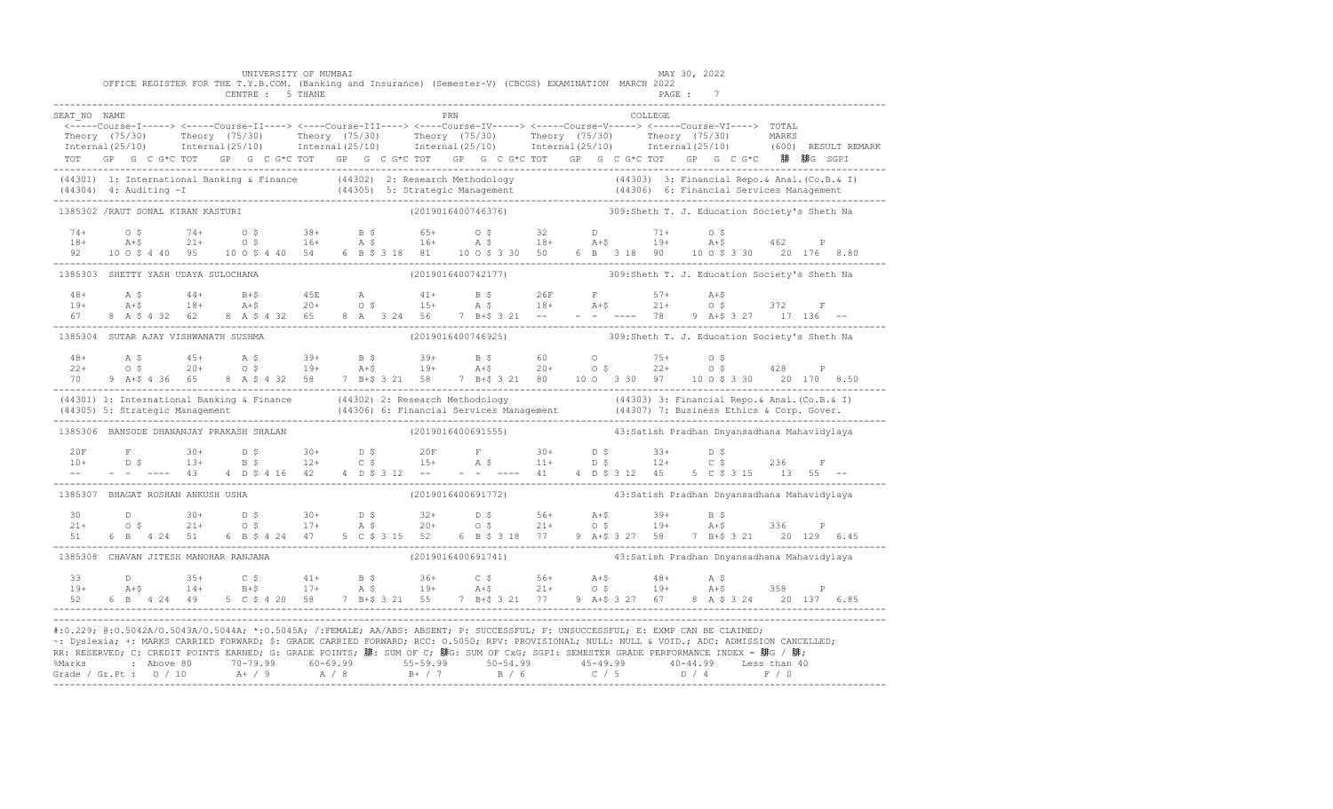UNIVERSITY OF MUMBAI — MAY 30, 2022

OFFICE REGISTER FOR THE T.Y.B.COM. (Banking and Insurance) (Semester-V) (CBCGS) EXAMINATION MARCH 2022

CENTRE : 5 THANE — PAGE : 7

```
SEAT_NO  NAME                                                  PRN                                  COLLEGE
 <-----Course-I-----> <-----Course-II----> <----Course-III----> <----Course-IV-----> <-----Course-V-----> <-----Course-VI---->  TOTAL
 Theory  (75/30)      Theory  (75/30)      Theory  (75/30)      Theory  (75/30)      Theory  (75/30)      Theory  (75/30)       MARKS
 Internal(25/10)      Internal(25/10)      Internal(25/10)      Internal(25/10)      Internal(25/10)      Internal(25/10)       (600)  RESULT REMARK
 TOT   GP  G  C G*C TOT   GP  G  C G*C TOT   GP  G  C G*C TOT   GP  G  C G*C TOT   GP  G  C G*C TOT   GP  G  C G*C   䄦  䄦G  SGPI
```

```
(44301) 1: International Banking & Finance       (44302) 2: Research Methodology                 (44303) 3: Financial Repo.& Anal.(Co.B.& I)
(44304) 4: Auditing -I                            (44305) 5: Strategic Management                 (44306) 6: Financial Services Management
```

```
1385302 /RAUT SONAL KIRAN KASTURI                              (2019016400746376)            309:Sheth T. J. Education Society's Sheth Na

  74+      O $       74+      O $       38+      B $       65+      O $       32       D         71+      O $
  18+      A+$       21+      O $       16+      A $       16+      A $       18+      A+$       19+      A+$        462     P
  92    10 O $ 4 40  95    10 O $ 4 40  54    6 B $ 3 18  81    10 O $ 3 30  50    6 B   3 18  90    10 O $ 3 30    20 176  8.80
```

```
1385303  SHETTY YASH UDAYA SULOCHANA                           (2019016400742177)            309:Sheth T. J. Education Society's Sheth Na

  48+      A $       44+      B+$       45E      A         41+      B $       26F      F         57+      A+$
  19+      A+$       18+      A+$       20+      O $       15+      A $       18+      A+$       21+      O $        372     F
  67    8 A $ 4 32  62    8 A $ 4 32  65    8 A   3 24  56    7 B+$ 3 21  --    - -  ----  78    9 A+$ 3 27    17 136  --
```

```
1385304  SUTAR AJAY VISHWANATH SUSHMA                          (2019016400746925)            309:Sheth T. J. Education Society's Sheth Na

  48+      A $       45+      A $       39+      B $       39+      B $       60       O         75+      O $
  22+      O $       20+      O $       19+      A+$       19+      A+$       20+      O $       22+      O $        428     P
  70    9 A+$ 4 36  65    8 A $ 4 32  58    7 B+$ 3 21  58    7 B+$ 3 21  80    10 O   3 30  97    10 O $ 3 30    20 170  8.50
```

```
(44301) 1: International Banking & Finance       (44302) 2: Research Methodology                 (44303) 3: Financial Repo.& Anal.(Co.B.& I)
(44305) 5: Strategic Management                   (44306) 6: Financial Services Management        (44307) 7: Business Ethics & Corp. Gover.
```

```
1385306  BANSODE DHANANJAY PRAKASH SHALAN                      (2019016400691555)            43:Satish Pradhan Dnyansadhana Mahavidylaya

  20F      F         30+      D $       30+      D $       20F      F         30+      D $       33+      D $
  10+      D $       13+      B $       12+      C $       15+      A $       11+      D $       12+      C $        236     F
  --    - -  ----  43    4 D $ 4 16  42    4 D $ 3 12  --    - -  ----  41    4 D $ 3 12  45    5 C $ 3 15    13  55  --
```

```
1385307  BHAGAT ROSHAN ANKUSH USHA                             (2019016400691772)            43:Satish Pradhan Dnyansadhana Mahavidylaya

  30       D         30+      D $       30+      D $       32+      D $       56+      A+$       39+      B $
  21+      O $       21+      O $       17+      A $       20+      O $       21+      O $       19+      A+$        336     P
  51    6 B   4 24  51    6 B $ 4 24  47    5 C $ 3 15  52    6 B $ 3 18  77    9 A+$ 3 27  58    7 B+$ 3 21    20 129  6.45
```

```
1385308  CHAVAN JITESH MANOHAR RANJANA                         (2019016400691741)            43:Satish Pradhan Dnyansadhana Mahavidylaya

  33       D         35+      C $       41+      B $       36+      C $       56+      A+$       48+      A $
  19+      A+$       14+      B+$       17+      A $       19+      A+$       21+      O $       19+      A+$        358     P
  52    6 B   4 24  49    5 C $ 4 20  58    7 B+$ 3 21  55    7 B+$ 3 21  77    9 A+$ 3 27  67    8 A $ 3 24    20 137  6.85
```

#:O.229; @:O.5042A/O.5043A/O.5044A; *:O.5045A; /:FEMALE; AA/ABS: ABSENT; P: SUCCESSFUL; F: UNSUCCESSFUL; E: EXMP CAN BE CLAIMED;
~: Dyslexia; +: MARKS CARRIED FORWARD; $: GRADE CARRIED FORWARD; RCC: O.5050; RPV: PROVISIONAL; NULL: NULL & VOID.; ADC: ADMISSION CANCELLED;
RR: RESERVED; C: CREDIT POINTS EARNED; G: GRADE POINTS; 䄦: SUM OF C; 䄦G: SUM OF CxG; SGPI: SEMESTER GRADE PERFORMANCE INDEX = 䄦G / 䄦;

| %Marks | Above 80 | 70-79.99 | 60-69.99 | 55-59.99 | 50-54.99 | 45-49.99 | 40-44.99 | Less than 40 |
|---|---|---|---|---|---|---|---|---|
| Grade / Gr.Pt : | O / 10 | A+ / 9 | A / 8 | B+ / 7 | B / 6 | C / 5 | D / 4 | F / 0 |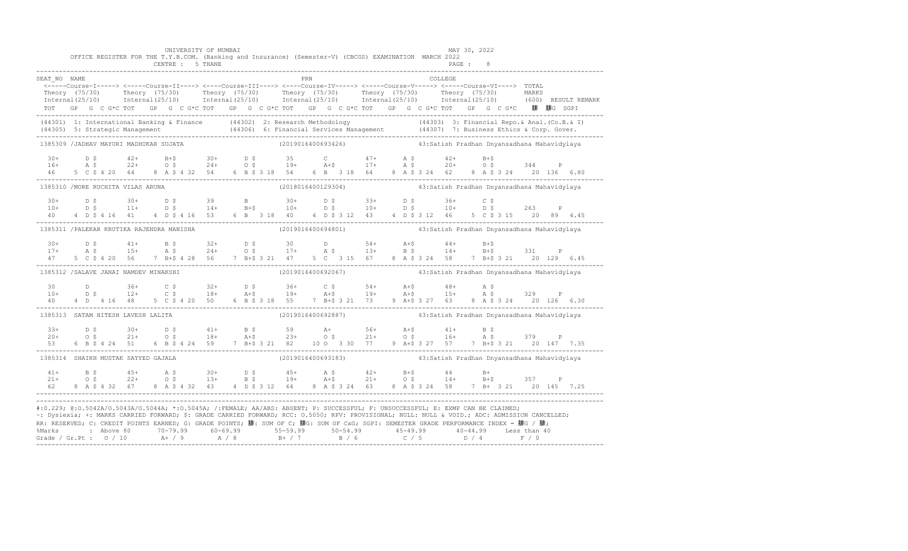UNIVERSITY OF MUMBAI MAY 30, 2022

OFFICE REGISTER FOR THE T.Y.B.COM. (Banking and Insurance) (Semester-V) (CBCGS) EXAMINATION MARCH 2022

CENTRE : 5 THANE PAGE : 8

```
SEAT_NO  NAME                                                          PRN                                  COLLEGE
 <-----Course-I-----> <-----Course-II----> <----Course-III----> <----Course-IV-----> <-----Course-V-----> <-----Course-VI----> TOTAL
 Theory  (75/30)      Theory  (75/30)      Theory  (75/30)      Theory  (75/30)      Theory  (75/30)      Theory  (75/30)       MARKS
 Internal(25/10)      Internal(25/10)      Internal(25/10)      Internal(25/10)      Internal(25/10)      Internal(25/10)       (600)  RESULT REMARK
 TOT   GP  G  C G*C TOT   GP  G  C G*C TOT   GP  G  C G*C TOT   GP  G  C G*C TOT   GP  G  C G*C TOT   GP  G  C G*C   䐀  䐀G  SGPI
```

(44301) 1: International Banking & Finance (44302) 2: Research Methodology (44303) 3: Financial Repo.& Anal.(Co.B.& I)
(44305) 5: Strategic Management (44306) 6: Financial Services Management (44307) 7: Business Ethics & Corp. Gover.

```
1385309 /JADHAV MAYURI MADHUKAR SUJATA                    (2019016400693426)          43:Satish Pradhan Dnyansadhana Mahavidylaya

  30+      D $      42+      B+$      30+      D $      35       C        47+      A $      42+      B+$
  16+      A $      22+      O $      24+      O $      19+      A+$      17+      A $      20+      O $       344     P
 46    5  C $ 4 20  64    8  A $ 4 32  54    6  B $ 3 18  54    6  B  3 18  64    8  A $ 3 24  62    8  A $ 3 24    20  136  6.80

1385310 /MORE RUCHITA VILAS ARUNA                          (2018016400129304)          43:Satish Pradhan Dnyansadhana Mahavidylaya

  30+      D $      30+      D $      39       B        30+      D $      33+      D $      36+      C $
  10+      D $      11+      D $      14+      B+$      10+      D $      10+      D $      10+      D $       263     P
 40    4  D $ 4 16  41    4  D $ 4 16  53    6  B  3 18  40    4  D $ 3 12  43    4  D $ 3 12  46    5  C $ 3 15    20  89  4.45

1385311 /PALEKAR KRUTIKA RAJENDRA MANISHA                  (2019016400694801)          43:Satish Pradhan Dnyansadhana Mahavidylaya

  30+      D $      41+      B $      32+      D $      30       D        54+      A+$      44+      B+$
  17+      A $      15+      A $      24+      O $      17+      A $      13+      B $      14+      B+$       331     P
 47    5  C $ 4 20  56    7  B+$ 4 28  56    7  B+$ 3 21  47    5  C  3 15  67    8  A $ 3 24  58    7  B+$ 3 21    20  129  6.45

1385312 /SALAVE JANAI NAMDEV MINAKSHI                      (2019016400692067)          43:Satish Pradhan Dnyansadhana Mahavidylaya

  30       D        36+      C $      32+      D $      36+      C $      54+      A+$      48+      A $
  10+      D $      12+      C $      18+      A+$      19+      A+$      19+      A+$      15+      A $       329     P
 40    4  D  4 16  48    5  C $ 4 20  50    6  B $ 3 18  55    7  B+$ 3 21  73    9  A+$ 3 27  63    8  A $ 3 24    20  126  6.30

1385313  SATAM HITESH LAVESH LALITA                        (2019016400692887)          43:Satish Pradhan Dnyansadhana Mahavidylaya

  33+      D $      30+      D $      41+      B $      59       A+       56+      A+$      41+      B $
  20+      O $      21+      O $      18+      A+$      23+      O $      21+      O $      16+      A $       379     P
 53    6  B $ 4 24  51    6  B $ 4 24  59    7  B+$ 3 21  82   10  O  3 30  77    9  A+$ 3 27  57    7  B+$ 3 21    20  147  7.35

1385314  SHAIKH MUSTAK SAYYED GAJALA                       (2019016400693183)          43:Satish Pradhan Dnyansadhana Mahavidylaya

  41+      B $      45+      A $      30+      D $      45+      A $      42+      B+$      44       B+
  21+      O $      22+      O $      13+      B $      19+      A+$      21+      O $      14+      B+$       357     P
 62    8  A $ 4 32  67    8  A $ 4 32  43    4  D $ 3 12  64    8  A $ 3 24  63    8  A $ 3 24  58    7  B+  3 21    20  145  7.25
```

#:0.229; @:O.5042A/O.5043A/O.5044A; *:O.5045A; /:FEMALE; AA/ABS: ABSENT; P: SUCCESSFUL; F: UNSUCCESSFUL; E: EXMP CAN BE CLAIMED;
~: Dyslexia; +: MARKS CARRIED FORWARD; $: GRADE CARRIED FORWARD; RCC: O.5050; RPV: PROVISIONAL; NULL: NULL & VOID.; ADC: ADMISSION CANCELLED;
RR: RESERVED; C: CREDIT POINTS EARNED; G: GRADE POINTS; 䐀: SUM OF C; 䐀G: SUM OF CxG; SGPI: SEMESTER GRADE PERFORMANCE INDEX = 䐀G / 䐀;

| %Marks | : Above 80 | 70-79.99 | 60-69.99 | 55-59.99 | 50-54.99 | 45-49.99 | 40-44.99 | Less than 40 |
|---|---|---|---|---|---|---|---|---|
| Grade / Gr.Pt : | O / 10 | A+ / 9 | A / 8 | B+ / 7 | B / 6 | C / 5 | D / 4 | F / 0 |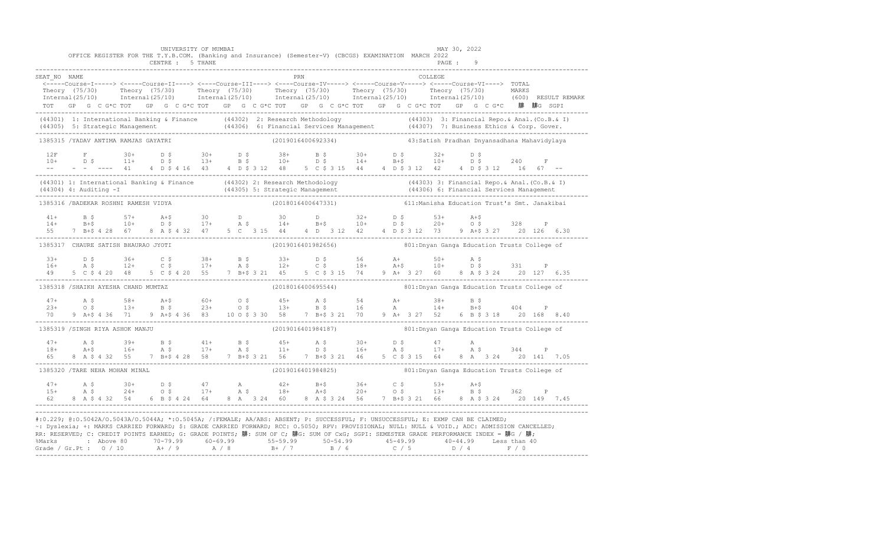UNIVERSITY OF MUMBAI — MAY 30, 2022

OFFICE REGISTER FOR THE T.Y.B.COM. (Banking and Insurance) (Semester-V) (CBCGS) EXAMINATION MARCH 2022

CENTRE : 5 THANE — PAGE : 9

```
SEAT_NO  NAME                                                    PRN                                   COLLEGE
 <-----Course-I-----> <-----Course-II----> <----Course-III----> <----Course-IV-----> <-----Course-V-----> <-----Course-VI---->  TOTAL
 Theory  (75/30)      Theory  (75/30)      Theory  (75/30)      Theory  (75/30)      Theory  (75/30)      Theory  (75/30)       MARKS
 Internal(25/10)      Internal(25/10)      Internal(25/10)      Internal(25/10)      Internal(25/10)      Internal(25/10)       (600)  RESULT REMARK
 TOT   GP  G  C G*C TOT   GP  G  C G*C TOT   GP  G  C G*C TOT   GP  G  C G*C TOT   GP  G  C G*C TOT   GP  G  C G*C    䄆  䄆G  SGPI
---------------------------------------------------------------------------------------------------------------------------------------------
(44301) 1: International Banking & Finance      (44302) 2: Research Methodology             (44303) 3: Financial Repo.& Anal.(Co.B.& I)
(44305) 5: Strategic Management                 (44306) 6: Financial Services Management     (44307) 7: Business Ethics & Corp. Gover.
---------------------------------------------------------------------------------------------------------------------------------------------
1385315 /YADAV ANTIMA RAMJAS GAYATRI                             (2019016400692334)            43:Satish Pradhan Dnyansadhana Mahavidylaya

  12F      F         30+      D $        30+      D $        38+      B $        30+      D $        32+      D $
  10+      D $       11+      D $        13+      B $        10+      D $        14+      B+$        10+      D $        240      F
  --       -  -  ----  41     4  D $ 4 16  43     4  D $ 3 12  48     5  C $ 3 15  44     4  D $ 3 12  42     4  D $ 3 12   16  67  --
---------------------------------------------------------------------------------------------------------------------------------------------
(44301) 1: International Banking & Finance      (44302) 2: Research Methodology             (44303) 3: Financial Repo.& Anal.(Co.B.& I)
(44304) 4: Auditing -I                          (44305) 5: Strategic Management              (44306) 6: Financial Services Management
---------------------------------------------------------------------------------------------------------------------------------------------
1385316 /BADEKAR ROSHNI RAMESH VIDYA                             (2018016400647331)            611:Manisha Education Trust's Smt. Janakibai

  41+      B $       57+      A+$        30       D          30       D          32+      D $        53+      A+$
  14+      B+$       10+      D $        17+      A $        14+      B+$        10+      D $        20+      O $        328      P
  55     7  B+$ 4 28  67     8  A $ 4 32  47     5  C   3 15  44     4  D   3 12  42     4  D $ 3 12  73     9  A+$ 3 27   20 126  6.30
---------------------------------------------------------------------------------------------------------------------------------------------
1385317  CHAURE SATISH BHAURAO JYOTI                             (2019016401982656)            801:Dnyan Ganga Education Trusts College of

  33+      D $       36+      C $        38+      B $        33+      D $        56       A+         50+      A $
  16+      A $       12+      C $        17+      A $        12+      C $        18+      A+$        10+      D $        331      P
  49     5  C $ 4 20  48     5  C $ 4 20  55     7  B+$ 3 21  45     5  C $ 3 15  74     9  A+  3 27  60     8  A $ 3 24   20 127  6.35
---------------------------------------------------------------------------------------------------------------------------------------------
1385318 /SHAIKH AYESHA CHAND MUMTAZ                              (2018016400695544)            801:Dnyan Ganga Education Trusts College of

  47+      A $       58+      A+$        60+      O $        45+      A $        54       A+         38+      B $
  23+      O $       13+      B $        23+      O $        13+      B $        16       A          14+      B+$        404      P
  70     9  A+$ 4 36  71     9  A+$ 4 36  83    10  O $ 3 30  58     7  B+$ 3 21  70     9  A+  3 27  52     6  B $ 3 18   20 168  8.40
---------------------------------------------------------------------------------------------------------------------------------------------
1385319 /SINGH RIYA ASHOK MANJU                                  (2019016401984187)            801:Dnyan Ganga Education Trusts College of

  47+      A $       39+      B $        41+      B $        45+      A $        30+      D $        47       A
  18+      A+$       16+      A $        17+      A $        11+      D $        16+      A $        17+      A $        344      P
  65     8  A $ 4 32  55     7  B+$ 4 28  58     7  B+$ 3 21  56     7  B+$ 3 21  46     5  C $ 3 15  64     8  A   3 24   20 141  7.05
---------------------------------------------------------------------------------------------------------------------------------------------
1385320 /TARE NEHA MOHAN MINAL                                   (2019016401984825)            801:Dnyan Ganga Education Trusts College of

  47+      A $       30+      D $        47       A          42+      B+$        36+      C $        53+      A+$
  15+      A $       24+      O $        17+      A $        18+      A+$        20+      O $        13+      B $        362      P
  62     8  A $ 4 32  54     6  B $ 4 24  64     8  A   3 24  60     8  A $ 3 24  56     7  B+$ 3 21  66     8  A $ 3 24   20 149  7.45
---------------------------------------------------------------------------------------------------------------------------------------------
```

#:0.229; @:O.5042A/O.5043A/O.5044A; *:O.5045A; /:FEMALE; AA/ABS: ABSENT; P: SUCCESSFUL; F: UNSUCCESSFUL; E: EXMP CAN BE CLAIMED;
~: Dyslexia; +: MARKS CARRIED FORWARD; $: GRADE CARRIED FORWARD; RCC: O.5050; RPV: PROVISIONAL; NULL: NULL & VOID.; ADC: ADMISSION CANCELLED;
RR: RESERVED; C: CREDIT POINTS EARNED; G: GRADE POINTS; 䄆: SUM OF C; 䄆G: SUM OF CxG; SGPI: SEMESTER GRADE PERFORMANCE INDEX = 䄆G / 䄆;

| %Marks | Above 80 | 70-79.99 | 60-69.99 | 55-59.99 | 50-54.99 | 45-49.99 | 40-44.99 | Less than 40 |
|---|---|---|---|---|---|---|---|---|
| Grade / Gr.Pt | O / 10 | A+ / 9 | A / 8 | B+ / 7 | B / 6 | C / 5 | D / 4 | F / 0 |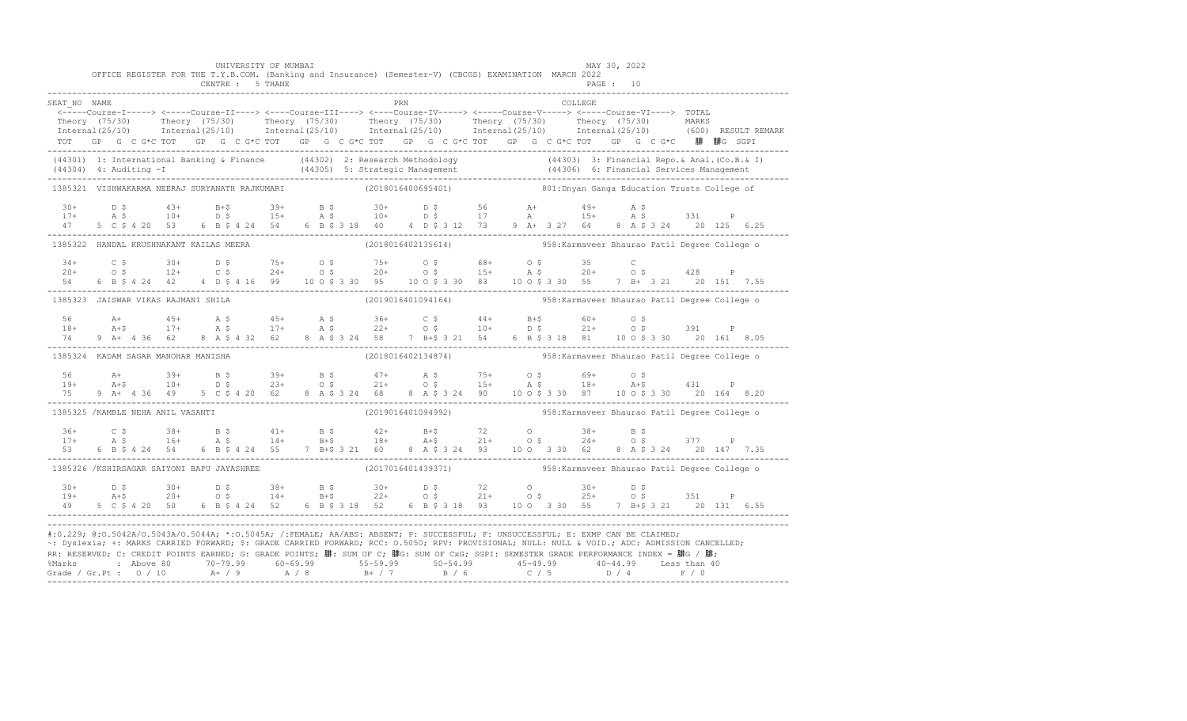UNIVERSITY OF MUMBAI

OFFICE REGISTER FOR THE T.Y.B.COM. (Banking and Insurance) (Semester-V) (CBCGS) EXAMINATION MARCH 2022

CENTRE : 5 THANE

MAY 30, 2022

```
SEAT_NO  NAME                                                          PRN                                         COLLEGE
 <-----Course-I-----> <-----Course-II----> <----Course-III----> <----Course-IV-----> <-----Course-V-----> <----Course-VI----> TOTAL
 Theory  (75/30)      Theory  (75/30)      Theory  (75/30)      Theory  (75/30)      Theory  (75/30)      Theory  (75/30)      MARKS
 Internal(25/10)      Internal(25/10)      Internal(25/10)      Internal(25/10)      Internal(25/10)      Internal(25/10)      (600)  RESULT REMARK
 TOT   GP  G  C G*C TOT   GP  G  C G*C TOT   GP  G  C G*C TOT   GP  G  C G*C TOT   GP  G  C G*C TOT   GP  G  C G*C   䐃  䐃G  SGPI

(44301) 1: International Banking & Finance      (44302) 2: Research Methodology               (44303) 3: Financial Repo.& Anal.(Co.B.& I)
(44304) 4: Auditing -I                          (44305) 5: Strategic Management               (44306) 6: Financial Services Management

1385321  VISHWAKARMA NEERAJ SURYANATH RAJKUMARI              (2018016400695401)          801:Dnyan Ganga Education Trusts College of

  30+      D $      43+      B+$      39+      B $      30+      D $      56       A+       49+      A $
  17+      A $      10+      D $      15+      A $      10+      D $      17       A        15+      A $       331     P
  47    5  C $ 4 20  53    6  B $ 4 24  54    6  B $ 3 18  40    4  D $ 3 12  73    9  A+  3 27  64    8  A $ 3 24   20  125  6.25

1385322  HANDAL KRUSHNAKANT KAILAS MEERA                     (2018016402135614)          958:Karmaveer Bhaurao Patil Degree College o

  34+      C $      30+      D $      75+      O $      75+      O $      68+      O $      35       C
  20+      O $      12+      C $      24+      O $      20+      O $      15+      A $      20+      O $       428     P
  54    6  B $ 4 24  42    4  D $ 4 16  99   10  O $ 3 30  95   10  O $ 3 30  83   10  O $ 3 30  55    7  B+  3 21   20  151  7.55

1385323  JAISWAR VIKAS RAJMANI SHILA                         (2019016401094164)          958:Karmaveer Bhaurao Patil Degree College o

  56       A+       45+      A $      45+      A $      36+      C $      44+      B+$      60+      O $
  18+      A+$      17+      A $      17+      A $      22+      O $      10+      D $      21+      O $       391     P
  74    9  A+  4 36  62    8  A $ 4 32  62    8  A $ 3 24  58    7  B+$ 3 21  54    6  B $ 3 18  81   10  O $ 3 30   20  161  8.05

1385324  KADAM SAGAR MANOHAR MANISHA                         (2018016402134874)          958:Karmaveer Bhaurao Patil Degree College o

  56       A+       39+      B $      39+      B $      47+      A $      75+      O $      69+      O $
  19+      A+$      10+      D $      23+      O $      21+      O $      15+      A $      18+      A+$       431     P
  75    9  A+  4 36  49    5  C $ 4 20  62    8  A $ 3 24  68    8  A $ 3 24  90   10  O $ 3 30  87   10  O $ 3 30   20  164  8.20

1385325 /KAMBLE NEHA ANIL VASANTI                            (2019016401094992)          958:Karmaveer Bhaurao Patil Degree College o

  36+      C $      38+      B $      41+      B $      42+      B+$      72       O        38+      B $
  17+      A $      16+      A $      14+      B+$      18+      A+$      21+      O $      24+      O $       377     P
  53    6  B $ 4 24  54    6  B $ 4 24  55    7  B+$ 3 21  60    8  A $ 3 24  93   10  O   3 30  62    8  A $ 3 24   20  147  7.35

1385326 /KSHIRSAGAR SAIYONI BAPU JAYASHREE                   (2017016401439371)          958:Karmaveer Bhaurao Patil Degree College o

  30+      D $      30+      D $      38+      B $      30+      D $      72       O        30+      D $
  19+      A+$      20+      O $      14+      B+$      22+      O $      21+      O $      25+      O $       351     P
  49    5  C $ 4 20  50    6  B $ 4 24  52    6  B $ 3 18  52    6  B $ 3 18  93   10  O   3 30  55    7  B+$ 3 21   20  131  6.55
```

#:0.229; @:O.5042A/O.5043A/O.5044A; *:O.5045A; /:FEMALE; AA/ABS: ABSENT; P: SUCCESSFUL; F: UNSUCCESSFUL; E: EXMP CAN BE CLAIMED;
~: Dyslexia; +: MARKS CARRIED FORWARD; $: GRADE CARRIED FORWARD; RCC: O.5050; RPV: PROVISIONAL; NULL: NULL & VOID.; ADC: ADMISSION CANCELLED;
RR: RESERVED; C: CREDIT POINTS EARNED; G: GRADE POINTS; 䐃: SUM OF C; 䐃G: SUM OF CxG; SGPI: SEMESTER GRADE PERFORMANCE INDEX = 䐃G / 䐃;

| %Marks | : Above 80 | 70-79.99 | 60-69.99 | 55-59.99 | 50-54.99 | 45-49.99 | 40-44.99 | Less than 40 |
|---|---|---|---|---|---|---|---|---|
| Grade / Gr.Pt : | O / 10 | A+ / 9 | A / 8 | B+ / 7 | B / 6 | C / 5 | D / 4 | F / 0 |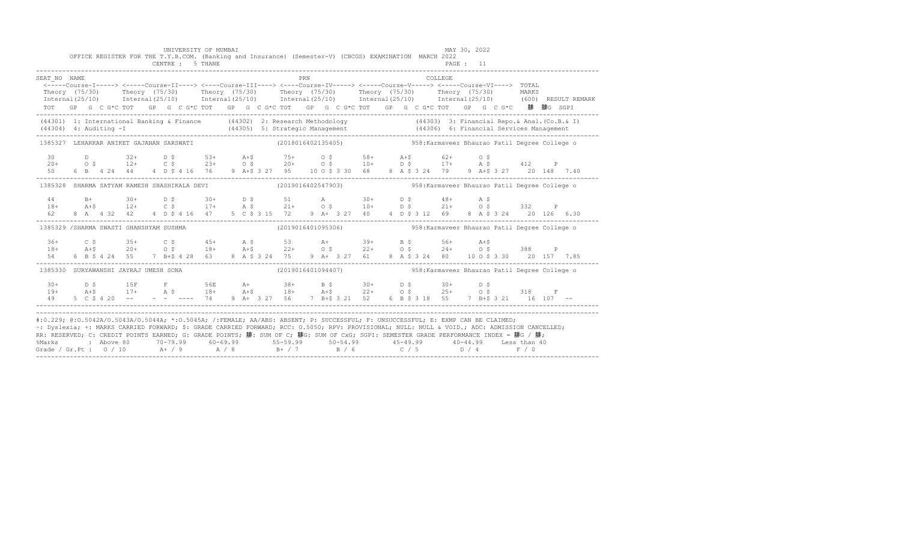UNIVERSITY OF MUMBAI

OFFICE REGISTER FOR THE T.Y.B.COM. (Banking and Insurance) (Semester-V) (CBCGS) EXAMINATION MARCH 2022

CENTRE : 5 THANE

MAY 30, 2022

```
SEAT_NO  NAME                                                  PRN                                    COLLEGE
 <-----Course-I-----> <-----Course-II----> <----Course-III----> <----Course-IV-----> <-----Course-V-----> <-----Course-VI---->  TOTAL
 Theory  (75/30)      Theory  (75/30)      Theory  (75/30)      Theory  (75/30)      Theory  (75/30)      Theory  (75/30)       MARKS
 Internal(25/10)      Internal(25/10)      Internal(25/10)      Internal(25/10)      Internal(25/10)      Internal(25/10)       (600)  RESULT REMARK
 TOT   GP  G  C G*C TOT   GP  G  C G*C TOT   GP  G  C G*C TOT   GP  G  C G*C TOT   GP  G  C G*C TOT   GP  G  C G*C   腓  腓G  SGPI

(44301) 1: International Banking & Finance     (44302) 2: Research Methodology          (44303) 3: Financial Repo.& Anal.(Co.B.& I)
(44304) 4: Auditing -I                         (44305) 5: Strategic Management          (44306) 6: Financial Services Management

1385327  LEHARKAR ANIKET GAJANAN SARSWATI              (2018016402135405)          958:Karmaveer Bhaurao Patil Degree College o

  30      D        32+     D $      53+     A+$      75+     O $      58+     A+$      62+     O $
  20+     O $      12+     C $      23+     O $      20+     O $      10+     D $      17+     A $      412     P
  50   6  B  4 24  44   4  D $ 4 16  76   9  A+$ 3 27  95  10 O $ 3 30  68   8  A $ 3 24  79   9  A+$ 3 27   20  148  7.40

1385328  SHARMA SATYAM RAMESH SHASHIKALA DEVI          (2019016402547903)          958:Karmaveer Bhaurao Patil Degree College o

  44      B+       30+     D $      30+     D $      51      A        30+     D $      48+     A $
  18+     A+$      12+     C $      17+     A $      21+     O $      10+     D $      21+     O $      332     P
  62   8  A  4 32  42   4  D $ 4 16  47   5  C $ 3 15  72   9  A+ 3 27  40   4  D $ 3 12  69   8  A $ 3 24   20  126  6.30

1385329 /SHARMA SWASTI GHANSHYAM SUSHMA                (2019016401095306)          958:Karmaveer Bhaurao Patil Degree College o

  36+     C $      35+     C $      45+     A $      53      A+       39+     B $      56+     A+$
  18+     A+$      20+     O $      18+     A+$      22+     O $      22+     O $      24+     O $      388     P
  54   6  B $ 4 24  55   7  B+$ 4 28  63   8  A $ 3 24  75   9  A+ 3 27  61   8  A $ 3 24  80  10 O $ 3 30   20  157  7.85

1385330  SURYAWANSHI JAYRAJ UMESH SONA                 (2019016401094407)          958:Karmaveer Bhaurao Patil Degree College o

  30+     D $      15F     F        56E     A+       38+     B $      30+     D $      30+     D $
  19+     A+$      17+     A $      18+     A+$      18+     A+$      22+     O $      25+     O $      318     F
  49   5  C $ 4 20  --    -  -  ----  74   9  A+ 3 27  56   7  B+$ 3 21  52   6  B $ 3 18  55   7  B+$ 3 21   16  107  --
```

#:O.229; @:O.5042A/O.5043A/O.5044A; *:O.5045A; /:FEMALE; AA/ABS: ABSENT; P: SUCCESSFUL; F: UNSUCCESSFUL; E: EXMP CAN BE CLAIMED;
~: Dyslexia; +: MARKS CARRIED FORWARD; $: GRADE CARRIED FORWARD; RCC: O.5050; RPV: PROVISIONAL; NULL: NULL & VOID.; ADC: ADMISSION CANCELLED;
RR: RESERVED; C: CREDIT POINTS EARNED; G: GRADE POINTS; 腓: SUM OF C; 腓G: SUM OF CxG; SGPI: SEMESTER GRADE PERFORMANCE INDEX = 腓G / 腓;

| %Marks | Above 80 | 70-79.99 | 60-69.99 | 55-59.99 | 50-54.99 | 45-49.99 | 40-44.99 | Less than 40 |
|---|---|---|---|---|---|---|---|---|
| Grade / Gr.Pt | O / 10 | A+ / 9 | A / 8 | B+ / 7 | B / 6 | C / 5 | D / 4 | F / 0 |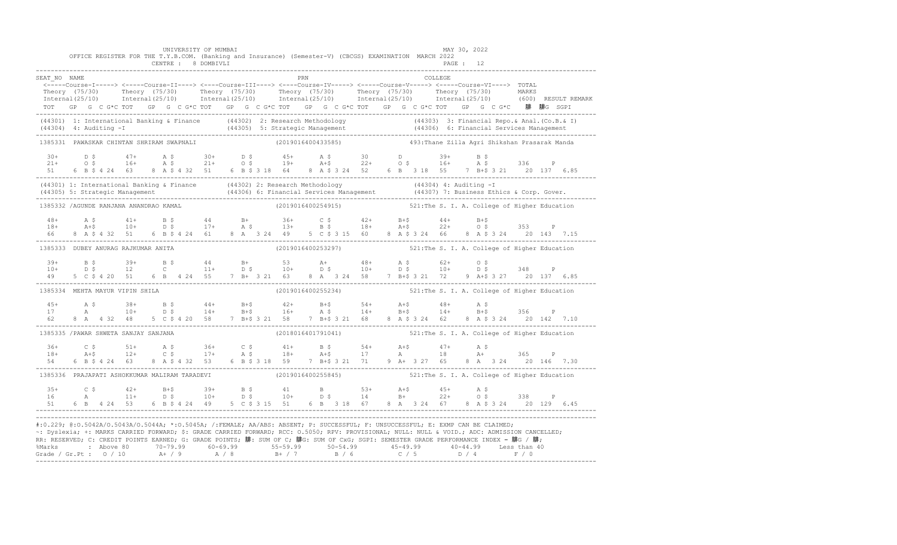UNIVERSITY OF MUMBAI

OFFICE REGISTER FOR THE T.Y.B.COM. (Banking and Insurance) (Semester-V) (CBCGS) EXAMINATION MARCH 2022

CENTRE : 8 DOMBIVLI

MAY 30, 2022

PAGE : 12

```
SEAT_NO  NAME                                                   PRN                                   COLLEGE
 <-----Course-I-----> <-----Course-II----> <----Course-III----> <----Course-IV-----> <-----Course-V-----> <-----Course-VI---->  TOTAL
 Theory  (75/30)      Theory  (75/30)      Theory  (75/30)      Theory  (75/30)      Theory  (75/30)      Theory  (75/30)       MARKS
 Internal(25/10)      Internal(25/10)      Internal(25/10)      Internal(25/10)      Internal(25/10)      Internal(25/10)       (600)  RESULT REMARK
 TOT   GP  G  C G*C TOT   GP  G  C G*C TOT   GP  G  C G*C TOT   GP  G  C G*C TOT   GP  G  C G*C TOT   GP  G  C G*C   腓  腓G  SGPI
-------------------------------------------------------------------------------------------------------------------------------------------
(44301) 1: International Banking & Finance     (44302) 2: Research Methodology              (44303) 3: Financial Repo.& Anal.(Co.B.& I)
(44304) 4: Auditing -I                         (44305) 5: Strategic Management              (44306) 6: Financial Services Management
-------------------------------------------------------------------------------------------------------------------------------------------
1385331  PAWASKAR CHINTAN SHRIRAM SWAPNALI                   (2019016400433585)          493:Thane Zilla Agri Shikshan Prasarak Manda

  30+      D $       47+      A $       30+      D $       45+      A $       30       D         39+      B $
  21+      O $       16+      A $       21+      O $       19+      A+$       22+      O $       16+      A $       336     P
 51    6  B $ 4 24  63    8  A $ 4 32  51    6  B $ 3 18  64    8  A $ 3 24  52    6  B   3 18  55    7  B+$ 3 21    20  137   6.85
-------------------------------------------------------------------------------------------------------------------------------------------
(44301) 1: International Banking & Finance     (44302) 2: Research Methodology              (44304) 4: Auditing -I
(44305) 5: Strategic Management                (44306) 6: Financial Services Management     (44307) 7: Business Ethics & Corp. Gover.
-------------------------------------------------------------------------------------------------------------------------------------------
1385332 /AGUNDE RANJANA ANANDRAO KAMAL                       (2019016400254915)          521:The S. I. A. College of Higher Education

  48+      A $       41+      B $       44       B+        36+      C $       42+      B+$       44+      B+$
  18+      A+$       10+      D $       17+      A $       13+      B $       18+      A+$       22+      O $       353     P
 66    8  A $ 4 32  51    6  B $ 4 24  61    8  A   3 24  49    5  C $ 3 15  60    8  A $ 3 24  66    8  A $ 3 24    20  143   7.15
-------------------------------------------------------------------------------------------------------------------------------------------
1385333  DUBEY ANURAG RAJKUMAR ANITA                         (2019016400253297)          521:The S. I. A. College of Higher Education

  39+      B $       39+      B $       44       B+        53       A+        48+      A $       62+      O $
  10+      D $       12       C         11+      D $       10+      D $       10+      D $       10+      D $       348     P
 49    5  C $ 4 20  51    6  B   4 24  55    7  B+  3 21  63    8  A   3 24  58    7  B+$ 3 21  72    9  A+$ 3 27    20  137   6.85
-------------------------------------------------------------------------------------------------------------------------------------------
1385334  MEHTA MAYUR VIPIN SHILA                             (2019016400255234)          521:The S. I. A. College of Higher Education

  45+      A $       38+      B $       44+      B+$       42+      B+$       54+      A+$       48+      A $
  17       A         10+      D $       14+      B+$       16+      A $       14+      B+$       14+      B+$       356     P
 62    8  A   4 32  48    5  C $ 4 20  58    7  B+$ 3 21  58    7  B+$ 3 21  68    8  A $ 3 24  62    8  A $ 3 24    20  142   7.10
-------------------------------------------------------------------------------------------------------------------------------------------
1385335 /PAWAR SHWETA SANJAY SANJANA                         (2018016401791041)          521:The S. I. A. College of Higher Education

  36+      C $       51+      A $       36+      C $       41+      B $       54+      A+$       47+      A $
  18+      A+$       12+      C $       17+      A $       18+      A+$       17       A         18       A+        365     P
 54    6  B $ 4 24  63    8  A $ 4 32  53    6  B $ 3 18  59    7  B+$ 3 21  71    9  A+  3 27  65    8  A   3 24    20  146   7.30
-------------------------------------------------------------------------------------------------------------------------------------------
1385336  PRAJAPATI ASHOKKUMAR MALIRAM TARADEVI               (2019016400255845)          521:The S. I. A. College of Higher Education

  35+      C $       42+      B+$       39+      B $       41       B         53+      A+$       45+      A $
  16       A         11+      D $       10+      D $       10+      D $       14       B+        22+      O $       338     P
 51    6  B   4 24  53    6  B $ 4 24  49    5  C $ 3 15  51    6  B   3 18  67    8  A   3 24  67    8  A $ 3 24    20  129   6.45
-------------------------------------------------------------------------------------------------------------------------------------------
```

#:0.229; @:O.5042A/O.5043A/O.5044A; *:O.5045A; /:FEMALE; AA/ABS: ABSENT; P: SUCCESSFUL; F: UNSUCCESSFUL; E: EXMP CAN BE CLAIMED;
~: Dyslexia; +: MARKS CARRIED FORWARD; $: GRADE CARRIED FORWARD; RCC: O.5050; RPV: PROVISIONAL; NULL: NULL & VOID.; ADC: ADMISSION CANCELLED;
RR: RESERVED; C: CREDIT POINTS EARNED; G: GRADE POINTS; 腓: SUM OF C; 腓G: SUM OF CxG; SGPI: SEMESTER GRADE PERFORMANCE INDEX = 腓G / 腓;

| %Marks | Above 80 | 70-79.99 | 60-69.99 | 55-59.99 | 50-54.99 | 45-49.99 | 40-44.99 | Less than 40 |
|---|---|---|---|---|---|---|---|---|
| Grade / Gr.Pt : | O / 10 | A+ / 9 | A / 8 | B+ / 7 | B / 6 | C / 5 | D / 4 | F / 0 |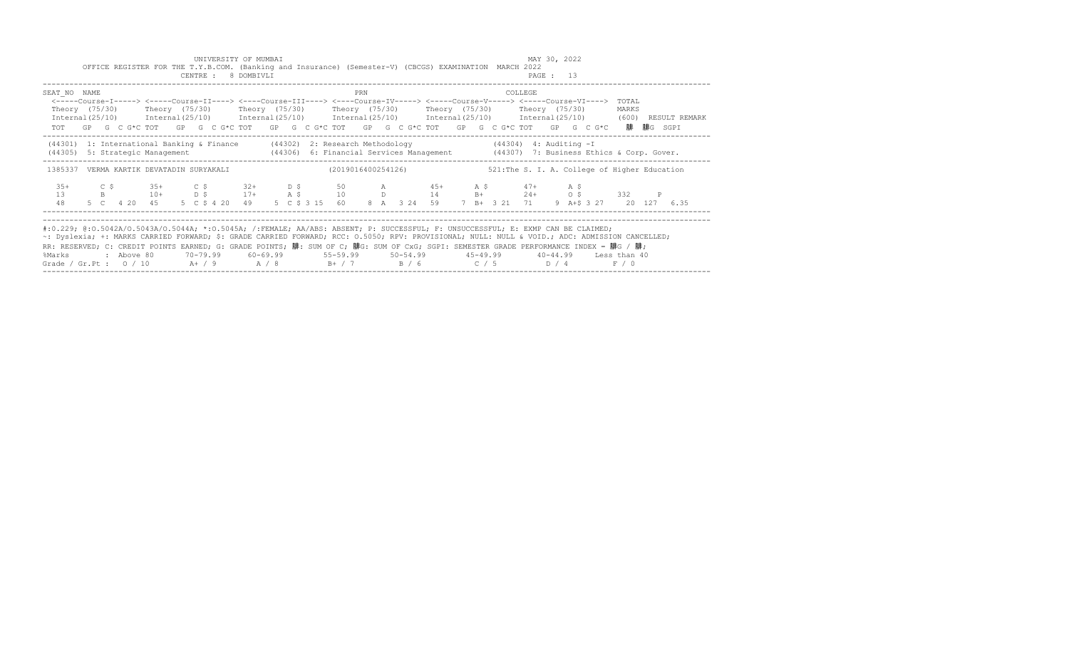UNIVERSITY OF MUMBAI

MAY 30, 2022

OFFICE REGISTER FOR THE T.Y.B.COM. (Banking and Insurance) (Semester-V) (CBCGS) EXAMINATION MARCH 2022

CENTRE : 8 DOMBIVLI

PAGE : 13

```
SEAT_NO  NAME                                                  PRN                                   COLLEGE
 <-----Course-I-----> <-----Course-II----> <----Course-III----> <----Course-IV-----> <-----Course-V-----> <-----Course-VI---->  TOTAL
 Theory  (75/30)      Theory  (75/30)      Theory  (75/30)      Theory  (75/30)      Theory  (75/30)      Theory  (75/30)       MARKS
 Internal(25/10)      Internal(25/10)      Internal(25/10)      Internal(25/10)      Internal(25/10)      Internal(25/10)       (600)  RESULT REMARK
 TOT   GP  G  C G*C TOT   GP  G  C G*C TOT   GP  G  C G*C TOT   GP  G  C G*C TOT   GP  G  C G*C TOT   GP  G  C G*C      腓  腓G  SGPI

 (44301)  1: International Banking & Finance       (44302)  2: Research Methodology               (44304)  4: Auditing -I
 (44305)  5: Strategic Management                  (44306)  6: Financial Services Management       (44307)  7: Business Ethics & Corp. Gover.

 1385337  VERMA KARTIK DEVATADIN SURYAKALI                    (2019016400254126)               521:The S. I. A. College of Higher Education

  35+       C $       35+       C $       32+       D $       50        A         45+       A $       47+       A $
  13        B         10+       D $       17+       A $       10        D         14        B+        24+       O $       332      P
  48    5  C   4 20   45    5  C $ 4 20   49    5  C $ 3 15   60    8  A   3 24   59    7  B+  3 21   71    9  A+$ 3 27    20  127  6.35
```

#:0.229; @:O.5042A/O.5043A/O.5044A; *:O.5045A; /:FEMALE; AA/ABS: ABSENT; P: SUCCESSFUL; F: UNSUCCESSFUL; E: EXMP CAN BE CLAIMED;
~: Dyslexia; +: MARKS CARRIED FORWARD; $: GRADE CARRIED FORWARD; RCC: O.5050; RPV: PROVISIONAL; NULL: NULL & VOID.; ADC: ADMISSION CANCELLED;
RR: RESERVED; C: CREDIT POINTS EARNED; G: GRADE POINTS; 腓: SUM OF C; 腓G: SUM OF CxG; SGPI: SEMESTER GRADE PERFORMANCE INDEX = 腓G / 腓;

| %Marks | : Above 80 | 70-79.99 | 60-69.99 | 55-59.99 | 50-54.99 | 45-49.99 | 40-44.99 | Less than 40 |
|---|---|---|---|---|---|---|---|---|
| Grade / Gr.Pt : | O / 10 | A+ / 9 | A / 8 | B+ / 7 | B / 6 | C / 5 | D / 4 | F / 0 |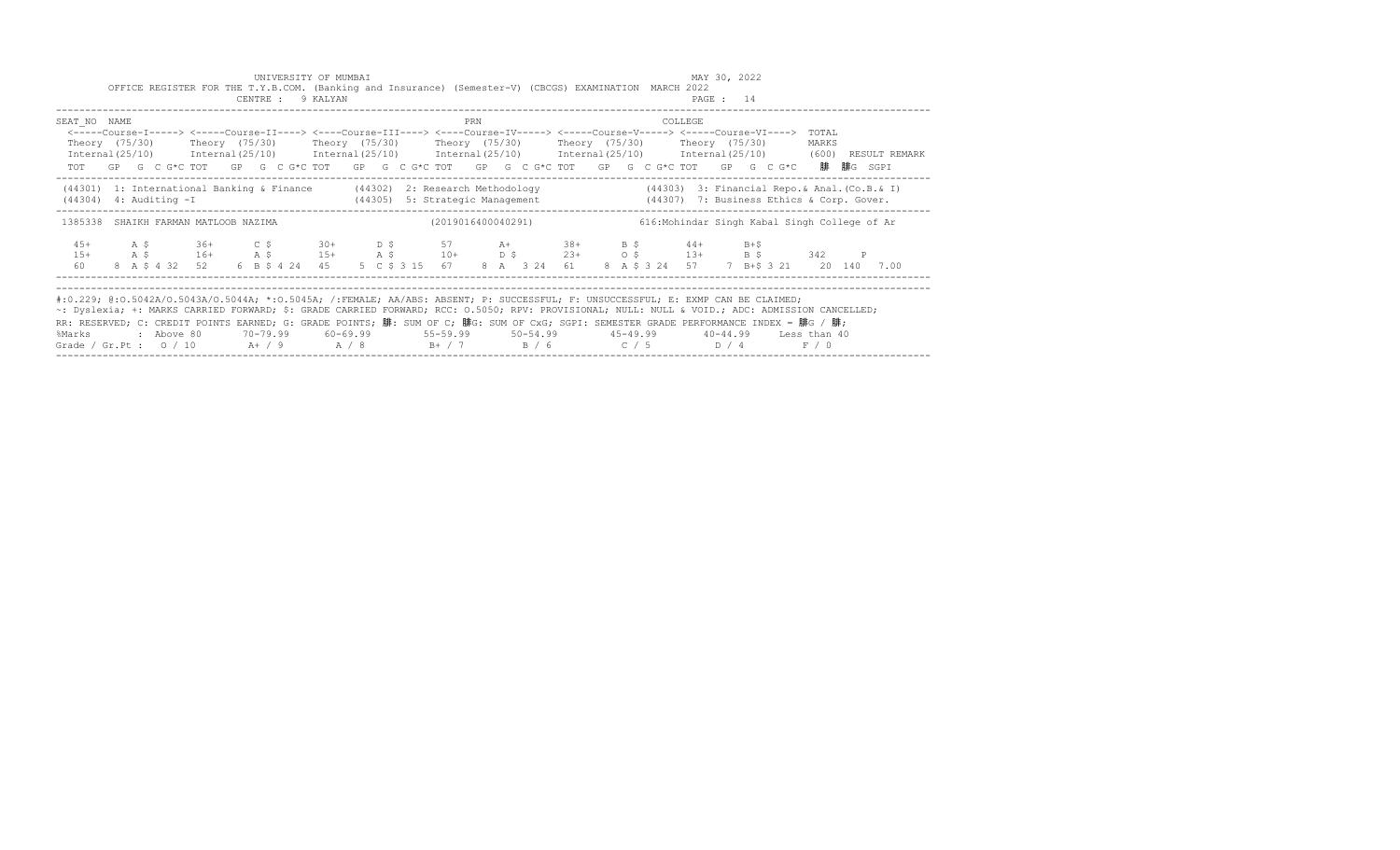UNIVERSITY OF MUMBAI

OFFICE REGISTER FOR THE T.Y.B.COM. (Banking and Insurance) (Semester-V) (CBCGS) EXAMINATION MARCH 2022

CENTRE : 9 KALYAN

MAY 30, 2022

```
SEAT_NO  NAME                                                           PRN                                       COLLEGE
 <-----Course-I-----> <-----Course-II----> <----Course-III----> <----Course-IV-----> <-----Course-V-----> <-----Course-VI---->  TOTAL
 Theory  (75/30)      Theory  (75/30)      Theory  (75/30)      Theory  (75/30)      Theory  (75/30)      Theory  (75/30)       MARKS
 Internal(25/10)      Internal(25/10)      Internal(25/10)      Internal(25/10)      Internal(25/10)      Internal(25/10)       (600)  RESULT REMARK
 TOT   GP  G  C G*C TOT   GP  G  C G*C TOT   GP  G  C G*C TOT   GP  G  C G*C TOT   GP  G  C G*C TOT   GP  G  C G*C    ∑C  ∑CG  SGPI
```

(44301) 1: International Banking & Finance  (44302) 2: Research Methodology  (44303) 3: Financial Repo.& Anal.(Co.B.& I)
(44304) 4: Auditing -I  (44305) 5: Strategic Management  (44307) 7: Business Ethics & Corp. Gover.

```
 1385338  SHAIKH FARMAN MATLOOB NAZIMA                          (2019016400040291)              616:Mohindar Singh Kabal Singh College of Ar

  45+      A $       36+      C $       30+      D $       57       A+       38+      B $       44+      B+$
  15+      A $       16+      A $       15+      A $       10+      D $       23+      O $       13+      B $       342     P
  60    8  A $ 4 32  52    6  B $ 4 24  45    5  C $ 3 15  67    8  A   3 24  61    8  A $ 3 24  57    7  B+$ 3 21    20  140   7.00
```

#:O.229; @:O.5042A/O.5043A/O.5044A; *:O.5045A; /:FEMALE; AA/ABS: ABSENT; P: SUCCESSFUL; F: UNSUCCESSFUL; E: EXMP CAN BE CLAIMED;
~: Dyslexia; +: MARKS CARRIED FORWARD; $: GRADE CARRIED FORWARD; RCC: O.5050; RPV: PROVISIONAL; NULL: NULL & VOID.; ADC: ADMISSION CANCELLED;
RR: RESERVED; C: CREDIT POINTS EARNED; G: GRADE POINTS; ∑C: SUM OF C; ∑CG: SUM OF CxG; SGPI: SEMESTER GRADE PERFORMANCE INDEX = ∑CG / ∑C;

| %Marks | Above 80 | 70-79.99 | 60-69.99 | 55-59.99 | 50-54.99 | 45-49.99 | 40-44.99 | Less than 40 |
|---|---|---|---|---|---|---|---|---|
| Grade / Gr.Pt : | O / 10 | A+ / 9 | A / 8 | B+ / 7 | B / 6 | C / 5 | D / 4 | F / 0 |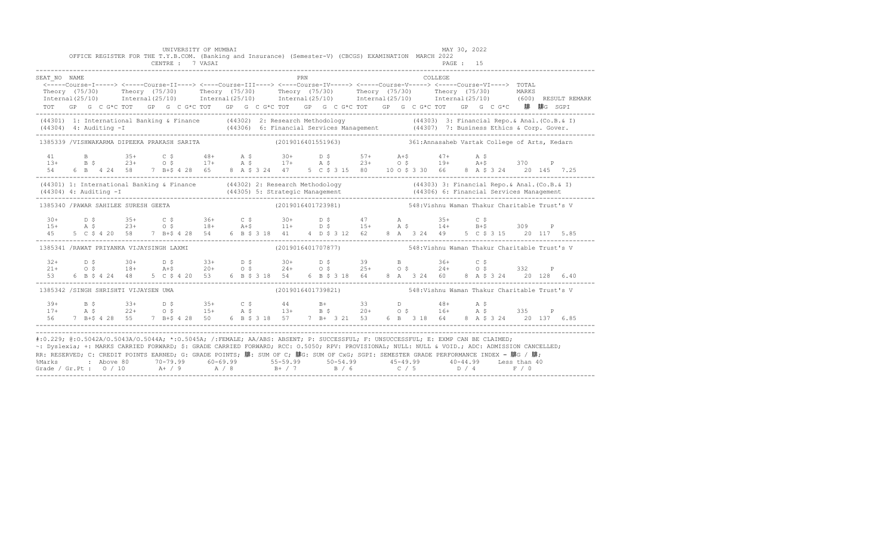UNIVERSITY OF MUMBAI

MAY 30, 2022

OFFICE REGISTER FOR THE T.Y.B.COM. (Banking and Insurance) (Semester-V) (CBCGS) EXAMINATION MARCH 2022

CENTRE : 7 VASAI

```
SEAT_NO  NAME                                                   PRN                                      COLLEGE
 <-----Course-I-----> <-----Course-II----> <----Course-III----> <----Course-IV-----> <-----Course-V-----> <-----Course-VI----> TOTAL
 Theory  (75/30)      Theory  (75/30)      Theory  (75/30)      Theory  (75/30)      Theory  (75/30)      Theory  (75/30)      MARKS
 Internal(25/10)      Internal(25/10)      Internal(25/10)      Internal(25/10)      Internal(25/10)      Internal(25/10)      (600)  RESULT REMARK
 TOT   GP  G  C G*C TOT   GP  G  C G*C TOT   GP  G  C G*C TOT   GP  G  C G*C TOT   GP  G  C G*C TOT   GP  G  C G*C   ䷀  ䷀G  SGPI
------------------------------------------------------------------------------------------------------------------------------------------
(44301) 1: International Banking & Finance      (44302) 2: Research Methodology              (44303) 3: Financial Repo.& Anal.(Co.B.& I)
(44304) 4: Auditing -I                          (44306) 6: Financial Services Management      (44307) 7: Business Ethics & Corp. Gover.
------------------------------------------------------------------------------------------------------------------------------------------
1385339 /VISHWAKARMA DIPEEKA PRAKASH SARITA                 (2019016401551963)            361:Annasaheb Vartak College of Arts, Kedarn

  41       B         35+      C $      48+      A $       30+      D $       57+      A+$       47+      A $
  13+      B $       23+      O $      17+      A $       17+      A $       23+      O $       19+      A+$       370      P
  54    6  B  4 24   58    7  B+$ 4 28  65    8  A $ 3 24  47    5  C $ 3 15  80   10 O $ 3 30  66    8  A $ 3 24    20  145  7.25
------------------------------------------------------------------------------------------------------------------------------------------
(44301) 1: International Banking & Finance      (44302) 2: Research Methodology              (44303) 3: Financial Repo.& Anal.(Co.B.& I)
(44304) 4: Auditing -I                          (44305) 5: Strategic Management              (44306) 6: Financial Services Management
------------------------------------------------------------------------------------------------------------------------------------------
1385340 /PAWAR SAHILEE SURESH GEETA                          (2019016401723981)            548:Vishnu Waman Thakur Charitable Trust's V

  30+      D $       35+      C $      36+      C $       30+      D $       47       A         35+      C $
  15+      A $       23+      O $      18+      A+$       11+      D $       15+      A $       14+      B+$       309      P
  45    5  C $ 4 20  58    7  B+$ 4 28  54    6  B $ 3 18  41    4  D $ 3 12  62    8  A  3 24  49    5  C $ 3 15    20  117  5.85
------------------------------------------------------------------------------------------------------------------------------------------
1385341 /RAWAT PRIYANKA VIJAYSINGH LAXMI                     (2019016401707877)            548:Vishnu Waman Thakur Charitable Trust's V

  32+      D $       30+      D $      33+      D $       30+      D $       39       B         36+      C $
  21+      O $       18+      A+$      20+      O $       24+      O $       25+      O $       24+      O $       332      P
  53    6  B $ 4 24  48    5  C $ 4 20  53    6  B $ 3 18  54    6  B $ 3 18  64    8  A  3 24  60    8  A $ 3 24    20  128  6.40
------------------------------------------------------------------------------------------------------------------------------------------
1385342 /SINGH SHRISHTI VIJAYSEN UMA                         (2019016401739821)            548:Vishnu Waman Thakur Charitable Trust's V

  39+      B $       33+      D $      35+      C $       44       B+        33       D         48+      A $
  17+      A $       22+      O $      15+      A $       13+      B $       20+      O $       16+      A $       335      P
  56    7  B+$ 4 28  55    7  B+$ 4 28  50    6  B $ 3 18  57    7  B+  3 21  53    6  B  3 18  64    8  A $ 3 24    20  137  6.85
------------------------------------------------------------------------------------------------------------------------------------------
```

#:0.229; @:O.5042A/O.5043A/O.5044A; *:O.5045A; /:FEMALE; AA/ABS: ABSENT; P: SUCCESSFUL; F: UNSUCCESSFUL; E: EXMP CAN BE CLAIMED;
~: Dyslexia; +: MARKS CARRIED FORWARD; $: GRADE CARRIED FORWARD; RCC: O.5050; RPV: PROVISIONAL; NULL: NULL & VOID.; ADC: ADMISSION CANCELLED;
RR: RESERVED; C: CREDIT POINTS EARNED; G: GRADE POINTS; ䷀: SUM OF C; ䷀G: SUM OF CxG; SGPI: SEMESTER GRADE PERFORMANCE INDEX = ䷀G / ䷀;

| %Marks | Above 80 | 70-79.99 | 60-69.99 | 55-59.99 | 50-54.99 | 45-49.99 | 40-44.99 | Less than 40 |
|---|---|---|---|---|---|---|---|---|
| Grade / Gr.Pt : | O / 10 | A+ / 9 | A / 8 | B+ / 7 | B / 6 | C / 5 | D / 4 | F / 0 |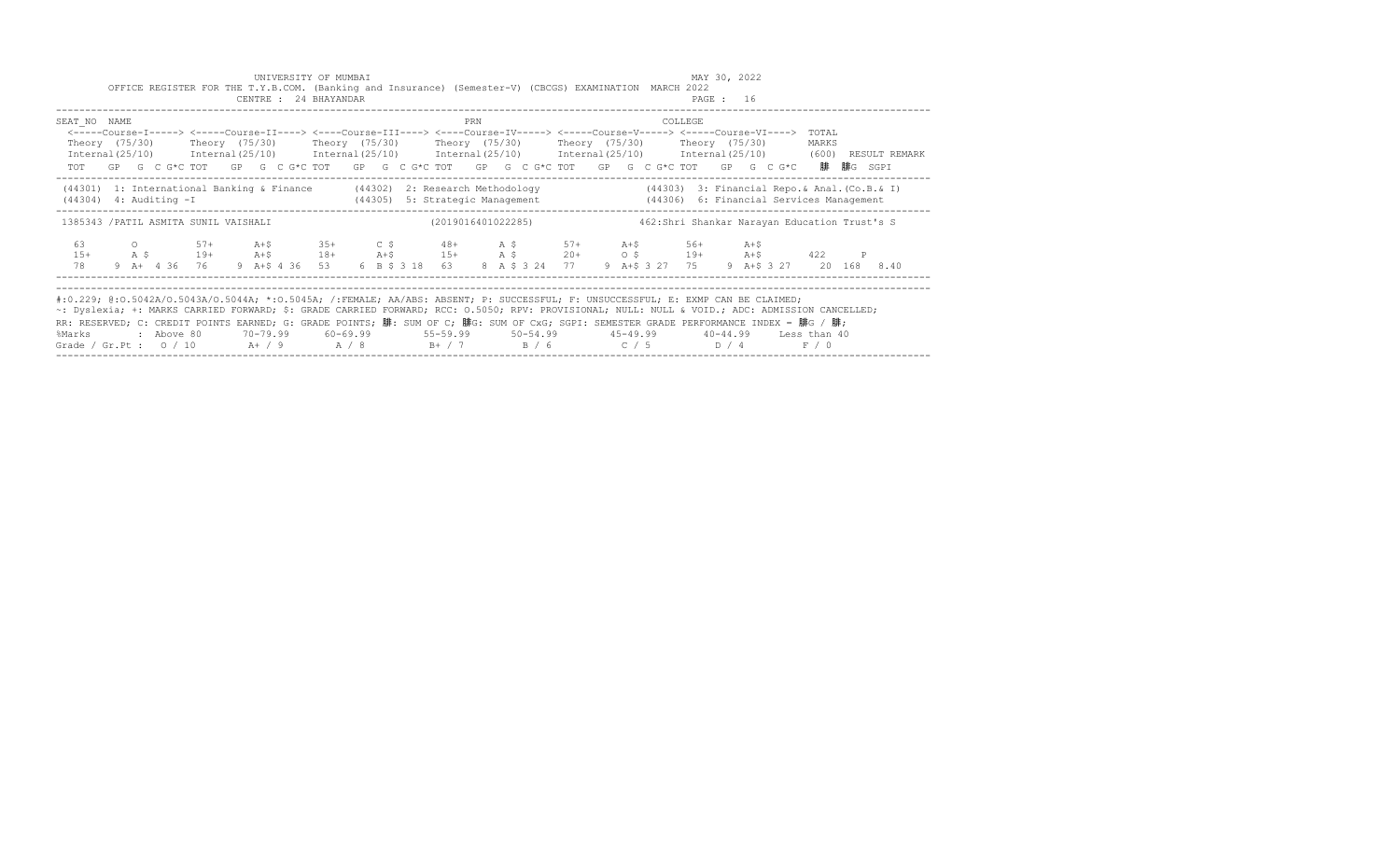UNIVERSITY OF MUMBAI

OFFICE REGISTER FOR THE T.Y.B.COM. (Banking and Insurance) (Semester-V) (CBCGS) EXAMINATION MARCH 2022

CENTRE : 24 BHAYANDAR

MAY 30, 2022

```
SEAT_NO  NAME                                                   PRN                                    COLLEGE
 <-----Course-I-----> <-----Course-II----> <----Course-III----> <----Course-IV-----> <-----Course-V-----> <-----Course-VI---->  TOTAL
 Theory  (75/30)      Theory  (75/30)      Theory  (75/30)      Theory  (75/30)      Theory  (75/30)      Theory  (75/30)       MARKS
 Internal(25/10)      Internal(25/10)      Internal(25/10)      Internal(25/10)      Internal(25/10)      Internal(25/10)       (600)  RESULT REMARK
 TOT   GP  G  C G*C TOT   GP  G  C G*C TOT   GP  G  C G*C TOT   GP  G  C G*C TOT   GP  G  C G*C TOT   GP  G  C G*C    䣊  䣊G  SGPI

 (44301)  1: International Banking & Finance       (44302)  2: Research Methodology                 (44303)  3: Financial Repo.& Anal.(Co.B.& I)
 (44304)  4: Auditing -I                           (44305)  5: Strategic Management                 (44306)  6: Financial Services Management

 1385343 /PATIL ASMITA SUNIL VAISHALI                          (2019016401022285)              462:Shri Shankar Narayan Education Trust's S

   63        O         57+       A+$        35+       C $        48+       A $        57+       A+$        56+       A+$
   15+       A $       19+       A+$        18+       A+$        15+       A $        20+       O $        19+       A+$        422      P
   78    9  A+  4 36   76    9  A+$ 4 36    53    6  B $ 3 18    63    8  A $ 3 24    77    9  A+$ 3 27    75    9  A+$ 3 27    20  168   8.40
```

#:O.229; @:O.5042A/O.5043A/O.5044A; *:O.5045A; /:FEMALE; AA/ABS: ABSENT; P: SUCCESSFUL; F: UNSUCCESSFUL; E: EXMP CAN BE CLAIMED;
~: Dyslexia; +: MARKS CARRIED FORWARD; $: GRADE CARRIED FORWARD; RCC: O.5050; RPV: PROVISIONAL; NULL: NULL & VOID.; ADC: ADMISSION CANCELLED;
RR: RESERVED; C: CREDIT POINTS EARNED; G: GRADE POINTS; 䣊: SUM OF C; 䣊G: SUM OF CxG; SGPI: SEMESTER GRADE PERFORMANCE INDEX = 䣊G / 䣊;

| %Marks | Above 80 | 70-79.99 | 60-69.99 | 55-59.99 | 50-54.99 | 45-49.99 | 40-44.99 | Less than 40 |
|---|---|---|---|---|---|---|---|---|
| Grade / Gr.Pt : | O / 10 | A+ / 9 | A / 8 | B+ / 7 | B / 6 | C / 5 | D / 4 | F / 0 |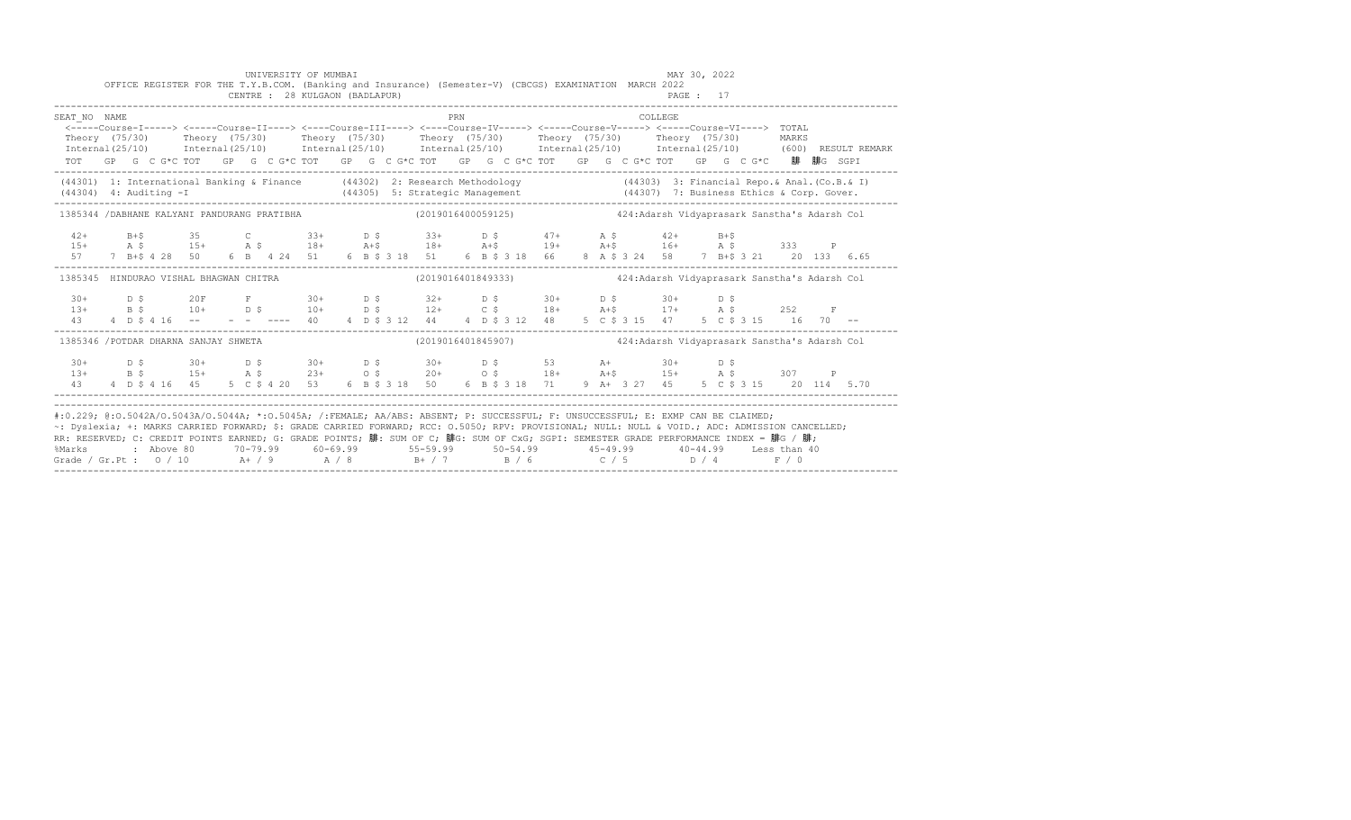UNIVERSITY OF MUMBAI

MAY 30, 2022

OFFICE REGISTER FOR THE T.Y.B.COM. (Banking and Insurance) (Semester-V) (CBCGS) EXAMINATION MARCH 2022

CENTRE : 28 KULGAON (BADLAPUR)

```
SEAT_NO  NAME                                                      PRN                                    COLLEGE
 <-----Course-I-----> <-----Course-II----> <----Course-III----> <----Course-IV-----> <-----Course-V-----> <-----Course-VI----> TOTAL
 Theory  (75/30)      Theory  (75/30)      Theory  (75/30)      Theory  (75/30)      Theory  (75/30)      Theory  (75/30)      MARKS
 Internal(25/10)      Internal(25/10)      Internal(25/10)      Internal(25/10)      Internal(25/10)      Internal(25/10)      (600)  RESULT REMARK
 TOT   GP  G  C G*C TOT   GP  G  C G*C TOT   GP  G  C G*C TOT   GP  G  C G*C TOT   GP  G  C G*C TOT   GP  G  C G*C    䄆   䄆G  SGPI
---------------------------------------------------------------------------------------------------------------------------------------------------
 (44301) 1: International Banking & Finance      (44302) 2: Research Methodology                  (44303) 3: Financial Repo.& Anal.(Co.B.& I)
 (44304) 4: Auditing -I                          (44305) 5: Strategic Management                  (44307) 7: Business Ethics & Corp. Gover.
---------------------------------------------------------------------------------------------------------------------------------------------------
 1385344 /DABHANE KALYANI PANDURANG PRATIBHA                     (2019016400059125)            424:Adarsh Vidyaprasark Sanstha's Adarsh Col

  42+      B+$       35       C         33+      D $       33+      D $       47+      A $       42+      B+$
  15+      A $       15+      A $       18+      A+$       18+      A+$       19+      A+$       16+      A $       333     P
  57    7 B+$ 4 28   50     6 B   4 24  51     6 B $ 3 18  51     6 B $ 3 18  66     8 A $ 3 24  58     7 B+$ 3 21    20  133  6.65
---------------------------------------------------------------------------------------------------------------------------------------------------
 1385345  HINDURAO VISHAL BHAGWAN CHITRA                         (2019016401849333)            424:Adarsh Vidyaprasark Sanstha's Adarsh Col

  30+      D $       20F      F         30+      D $       32+      D $       30+      D $       30+      D $
  13+      B $       10+      D $       10+      D $       12+      C $       18+      A+$       17+      A $       252     F
  43    4 D $ 4 16   --     -  -  ----  40     4 D $ 3 12  44     4 D $ 3 12  48     5 C $ 3 15  47     5 C $ 3 15    16   70   --
---------------------------------------------------------------------------------------------------------------------------------------------------
 1385346 /POTDAR DHARNA SANJAY SHWETA                            (2019016401845907)            424:Adarsh Vidyaprasark Sanstha's Adarsh Col

  30+      D $       30+      D $       30+      D $       30+      D $       53       A+        30+      D $
  13+      B $       15+      A $       23+      O $       20+      O $       18+      A+$       15+      A $       307     P
  43    4 D $ 4 16   45     5 C $ 4 20  53     6 B $ 3 18  50     6 B $ 3 18  71     9 A+  3 27  45     5 C $ 3 15    20  114  5.70
---------------------------------------------------------------------------------------------------------------------------------------------------
```

#:0.229; @:O.5042A/O.5043A/O.5044A; *:O.5045A; /:FEMALE; AA/ABS: ABSENT; P: SUCCESSFUL; F: UNSUCCESSFUL; E: EXMP CAN BE CLAIMED;
~: Dyslexia; +: MARKS CARRIED FORWARD; $: GRADE CARRIED FORWARD; RCC: O.5050; RPV: PROVISIONAL; NULL: NULL & VOID.; ADC: ADMISSION CANCELLED;
RR: RESERVED; C: CREDIT POINTS EARNED; G: GRADE POINTS; 䄆: SUM OF C; 䄆G: SUM OF CxG; SGPI: SEMESTER GRADE PERFORMANCE INDEX = 䄆G / 䄆;

| %Marks | : Above 80 | 70-79.99 | 60-69.99 | 55-59.99 | 50-54.99 | 45-49.99 | 40-44.99 | Less than 40 |
|---|---|---|---|---|---|---|---|---|
| Grade / Gr.Pt | : O / 10 | A+ / 9 | A / 8 | B+ / 7 | B / 6 | C / 5 | D / 4 | F / 0 |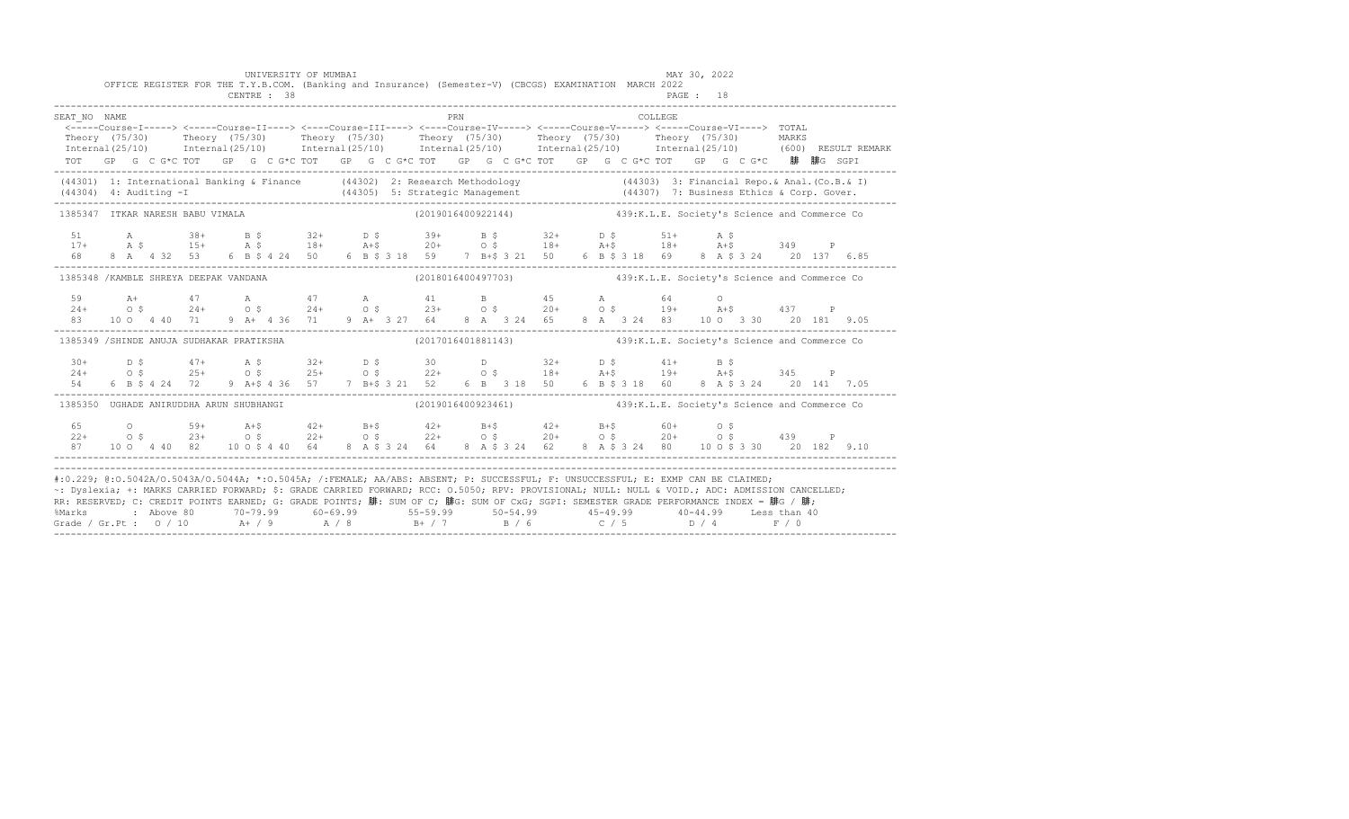UNIVERSITY OF MUMBAI

OFFICE REGISTER FOR THE T.Y.B.COM. (Banking and Insurance) (Semester-V) (CBCGS) EXAMINATION MARCH 2022

CENTRE : 38

MAY 30, 2022

PAGE : 18

```
SEAT_NO  NAME                                                        PRN                                    COLLEGE
 <-----Course-I-----> <-----Course-II----> <----Course-III----> <----Course-IV-----> <-----Course-V-----> <-----Course-VI---->  TOTAL
 Theory  (75/30)      Theory  (75/30)      Theory  (75/30)      Theory  (75/30)      Theory  (75/30)      Theory  (75/30)       MARKS
 Internal(25/10)      Internal(25/10)      Internal(25/10)      Internal(25/10)      Internal(25/10)      Internal(25/10)       (600)  RESULT REMARK
 TOT   GP  G  C G*C TOT   GP  G  C G*C TOT   GP  G  C G*C TOT   GP  G  C G*C TOT   GP  G  C G*C TOT   GP  G  C G*C   肆  肆G  SGPI
-----------------------------------------------------------------------------------------------------------------------------------------------
(44301) 1: International Banking & Finance     (44302) 2: Research Methodology              (44303) 3: Financial Repo.& Anal.(Co.B.& I)
(44304) 4: Auditing -I                         (44305) 5: Strategic Management              (44307) 7: Business Ethics & Corp. Gover.
-----------------------------------------------------------------------------------------------------------------------------------------------
1385347  ITKAR NARESH BABU VIMALA                          (2019016400922144)          439:K.L.E. Society's Science and Commerce Co

  51       A        38+      B $      32+      D $      39+      B $      32+      D $      51+      A $
  17+      A $      15+      A $      18+      A+$      20+      O $      18+      A+$      18+      A+$      349    P
  68    8  A  4 32  53    6  B $ 4 24  50    6  B $ 3 18  59    7  B+$ 3 21  50    6  B $ 3 18  69    8  A $ 3 24   20  137  6.85
-----------------------------------------------------------------------------------------------------------------------------------------------
1385348 /KAMBLE SHREYA DEEPAK VANDANA                      (2018016400497703)          439:K.L.E. Society's Science and Commerce Co

  59       A+       47       A        47       A        41       B        45       A        64       O
  24+      O $      24+      O $      24+      O $      23+      O $      20+      O $      19+      A+$      437    P
  83   10  O  4 40  71    9  A+  4 36  71    9  A+  3 27  64    8  A   3 24  65    8  A   3 24  83   10  O   3 30   20  181  9.05
-----------------------------------------------------------------------------------------------------------------------------------------------
1385349 /SHINDE ANUJA SUDHAKAR PRATIKSHA                   (2017016401881143)          439:K.L.E. Society's Science and Commerce Co

  30+      D $      47+      A $      32+      D $      30       D        32+      D $      41+      B $
  24+      O $      25+      O $      25+      O $      22+      O $      18+      A+$      19+      A+$      345    P
  54    6  B $ 4 24  72    9  A+$ 4 36  57    7  B+$ 3 21  52    6  B   3 18  50    6  B $ 3 18  60    8  A $ 3 24   20  141  7.05
-----------------------------------------------------------------------------------------------------------------------------------------------
1385350  UGHADE ANIRUDDHA ARUN SHUBHANGI                   (2019016400923461)          439:K.L.E. Society's Science and Commerce Co

  65       O        59+      A+$      42+      B+$      42+      B+$      42+      B+$      60+      O $
  22+      O $      23+      O $      22+      O $      22+      O $      20+      O $      20+      O $      439    P
  87   10  O  4 40  82   10  O $ 4 40  64    8  A $ 3 24  64    8  A $ 3 24  62    8  A $ 3 24  80   10  O $ 3 30   20  182  9.10
-----------------------------------------------------------------------------------------------------------------------------------------------
```

#:O.229; @:O.5042A/O.5043A/O.5044A; *:O.5045A; /:FEMALE; AA/ABS: ABSENT; P: SUCCESSFUL; F: UNSUCCESSFUL; E: EXMP CAN BE CLAIMED;
~: Dyslexia; +: MARKS CARRIED FORWARD; $: GRADE CARRIED FORWARD; RCC: O.5050; RPV: PROVISIONAL; NULL: NULL & VOID.; ADC: ADMISSION CANCELLED;
RR: RESERVED; C: CREDIT POINTS EARNED; G: GRADE POINTS; 肆: SUM OF C; 肆G: SUM OF CxG; SGPI: SEMESTER GRADE PERFORMANCE INDEX = 肆G / 肆;

| %Marks | : Above 80 | 70-79.99 | 60-69.99 | 55-59.99 | 50-54.99 | 45-49.99 | 40-44.99 | Less than 40 |
|---|---|---|---|---|---|---|---|---|
| Grade / Gr.Pt : | O / 10 | A+ / 9 | A / 8 | B+ / 7 | B / 6 | C / 5 | D / 4 | F / 0 |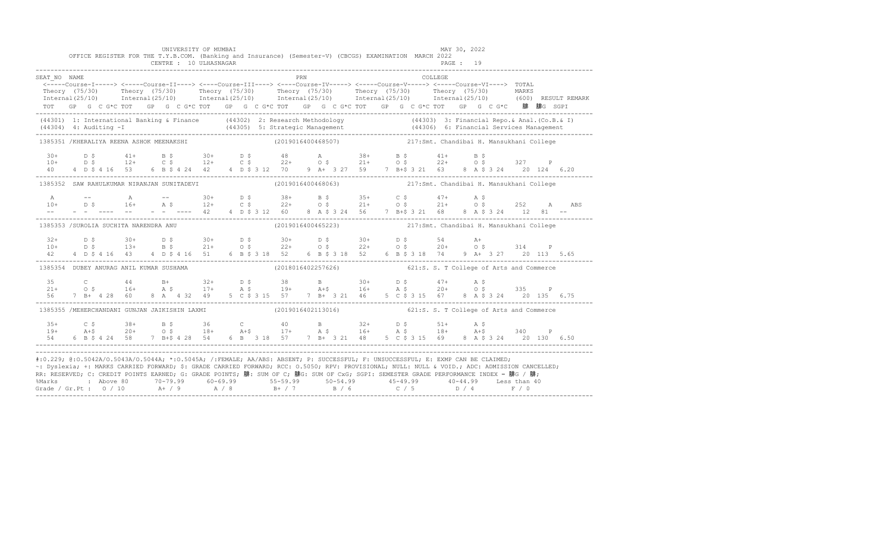UNIVERSITY OF MUMBAI — MAY 30, 2022

OFFICE REGISTER FOR THE T.Y.B.COM. (Banking and Insurance) (Semester-V) (CBCGS) EXAMINATION MARCH 2022

CENTRE : 10 ULHASNAGAR — PAGE : 19

```
SEAT_NO  NAME                                                    PRN                                      COLLEGE
 <-----Course-I-----> <-----Course-II----> <----Course-III----> <----Course-IV-----> <-----Course-V-----> <-----Course-VI---->  TOTAL
 Theory (75/30)      Theory (75/30)      Theory (75/30)      Theory (75/30)      Theory (75/30)      Theory (75/30)       MARKS
 Internal(25/10)     Internal(25/10)     Internal(25/10)     Internal(25/10)     Internal(25/10)     Internal(25/10)      (600)  RESULT REMARK
 TOT   GP  G  C G*C TOT   GP  G  C G*C TOT   GP  G  C G*C TOT   GP  G  C G*C TOT   GP  G  C G*C TOT   GP  G  C G*C   䚷  䚷G  SGPI
--------------------------------------------------------------------------------------------------------------------------------------------
(44301) 1: International Banking & Finance     (44302) 2: Research Methodology          (44303) 3: Financial Repo.& Anal.(Co.B.& I)
(44304) 4: Auditing -I                         (44305) 5: Strategic Management           (44306) 6: Financial Services Management
--------------------------------------------------------------------------------------------------------------------------------------------
1385351 /KHERALIYA REENA ASHOK MEENAKSHI                    (2019016400468507)          217:Smt. Chandibai H. Mansukhani College

  30+     D $      41+     B $      30+     D $      48      A        38+     B $      41+     B $
  10+     D $      12+     C $      12+     C $      22+     O $      21+     O $      22+     O $       327     P
  40    4 D $ 4 16  53    6 B $ 4 24  42    4 D $ 3 12  70    9 A+  3 27  59    7 B+$ 3 21  63    8 A $ 3 24    20  124  6.20
--------------------------------------------------------------------------------------------------------------------------------------------
1385352  SAW RAHULKUMAR NIRANJAN SUNITADEVI                 (2019016400468063)          217:Smt. Chandibai H. Mansukhani College

  A       --       A       --       30+     D $      38+     B $      35+     C $      47+     A $
  10+     D $      16+     A $      12+     C $      22+     O $      21+     O $      21+     O $       252     A     ABS
  --    - -  ----  --    - -  ----  42    4 D $ 3 12  60    8 A $ 3 24  56    7 B+$ 3 21  68    8 A $ 3 24    12   81  --
--------------------------------------------------------------------------------------------------------------------------------------------
1385353 /SUROLIA SUCHITA NARENDRA ANU                       (2019016400465223)          217:Smt. Chandibai H. Mansukhani College

  32+     D $      30+     D $      30+     D $      30+     D $      30+     D $      54      A+
  10+     D $      13+     B $      21+     O $      22+     O $      22+     O $      20+     O $       314     P
  42    4 D $ 4 16  43    4 D $ 4 16  51    6 B $ 3 18  52    6 B $ 3 18  52    6 B $ 3 18  74    9 A+  3 27    20  113  5.65
--------------------------------------------------------------------------------------------------------------------------------------------
1385354  DUBEY ANURAG ANIL KUMAR SUSHAMA                    (2018016402257626)          621:S. S. T College of Arts and Commerce

  35      C        44      B+       32+     D $      38      B        30+     D $      47+     A $
  21+     O $      16+     A $      17+     A $      19+     A+$      16+     A $      20+     O $       335     P
  56    7 B+  4 28  60    8 A   4 32  49    5 C $ 3 15  57    7 B+  3 21  46    5 C $ 3 15  67    8 A $ 3 24    20  135  6.75
--------------------------------------------------------------------------------------------------------------------------------------------
1385355 /MEHERCHANDANI GUNJAN JAIKISHIN LAXMI               (2019016402113016)          621:S. S. T College of Arts and Commerce

  35+     C $      38+     B $      36      C        40      B        32+     D $      51+     A $
  19+     A+$      20+     O $      18+     A+$      17+     A $      16+     A $      18+     A+$       340     P
  54    6 B $ 4 24  58    7 B+$ 4 28  54    6 B   3 18  57    7 B+  3 21  48    5 C $ 3 15  69    8 A $ 3 24    20  130  6.50
--------------------------------------------------------------------------------------------------------------------------------------------
```

#:O.229; @:O.5042A/O.5043A/O.5044A; *:O.5045A; /:FEMALE; AA/ABS: ABSENT; P: SUCCESSFUL; F: UNSUCCESSFUL; E: EXMP CAN BE CLAIMED;
~: Dyslexia; +: MARKS CARRIED FORWARD; $: GRADE CARRIED FORWARD; RCC: O.5050; RPV: PROVISIONAL; NULL: NULL & VOID.; ADC: ADMISSION CANCELLED;
RR: RESERVED; C: CREDIT POINTS EARNED; G: GRADE POINTS; 䚷: SUM OF C; 䚷G: SUM OF CxG; SGPI: SEMESTER GRADE PERFORMANCE INDEX = 䚷G / 䚷;

| %Marks | Above 80 | 70-79.99 | 60-69.99 | 55-59.99 | 50-54.99 | 45-49.99 | 40-44.99 | Less than 40 |
|---|---|---|---|---|---|---|---|---|
| Grade / Gr.Pt | O / 10 | A+ / 9 | A / 8 | B+ / 7 | B / 6 | C / 5 | D / 4 | F / 0 |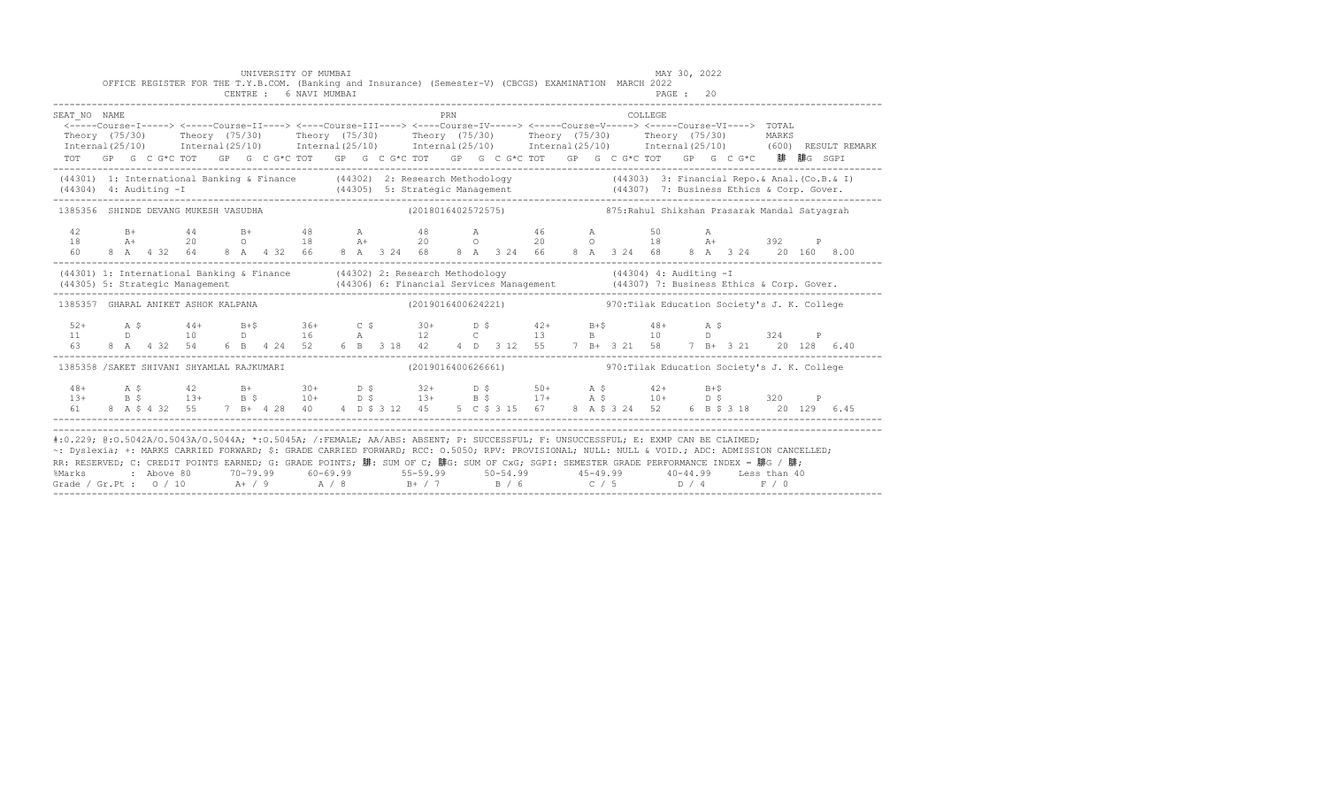UNIVERSITY OF MUMBAI — MAY 30, 2022

OFFICE REGISTER FOR THE T.Y.B.COM. (Banking and Insurance) (Semester-V) (CBCGS) EXAMINATION MARCH 2022

CENTRE : 6 NAVI MUMBAI — PAGE : 20

```
SEAT_NO  NAME                                                          PRN                                   COLLEGE
 <-----Course-I-----> <----Course-II----> <----Course-III----> <----Course-IV-----> <-----Course-V-----> <-----Course-VI---->  TOTAL
 Theory (75/30)      Theory (75/30)      Theory (75/30)       Theory (75/30)       Theory (75/30)       Theory (75/30)       MARKS
 Internal(25/10)     Internal(25/10)     Internal(25/10)      Internal(25/10)      Internal(25/10)      Internal(25/10)      (600)  RESULT REMARK
 TOT   GP  G  C G*C TOT   GP  G  C G*C TOT   GP  G  C G*C TOT   GP  G  C G*C TOT   GP  G  C G*C TOT   GP  G  C G*C   䏈C  䏈G  SGPI
```

```
(44301) 1: International Banking & Finance      (44302) 2: Research Methodology               (44303) 3: Financial Repo.& Anal.(Co.B.& I)
(44304) 4: Auditing -I                          (44305) 5: Strategic Management               (44307) 7: Business Ethics & Corp. Gover.
```

```
1385356  SHINDE DEVANG MUKESH VASUDHA                        (2018016402572575)         875:Rahul Shikshan Prasarak Mandal Satyagrah

  42       B+       44       B+       48       A         48       A         46       A         50       A
  18       A+       20       O        18       A+        20       O         20       O         18       A+        392     P
  60    8  A   4 32  64   8  A   4 32  66   8  A   3 24  68   8  A   3 24  66   8  A   3 24  68   8  A   3 24    20  160  8.00
```

```
(44301) 1: International Banking & Finance      (44302) 2: Research Methodology               (44304) 4: Auditing -I
(44305) 5: Strategic Management                 (44306) 6: Financial Services Management      (44307) 7: Business Ethics & Corp. Gover.
```

```
1385357  GHARAL ANIKET ASHOK KALPANA                         (2019016400624221)         970:Tilak Education Society's J. K. College

  52+      A $      44+      B+$      36+      C $       30+      D $       42+      B+$       48+      A $
  11       D        10       D        16       A         12       C         13       B         10       D         324     P
  63    8  A   4 32  54   6  B   4 24  52   6  B   3 18  42   4  D   3 12  55   7  B+  3 21  58   7  B+  3 21    20  128  6.40
```

```
1385358  /SAKET SHIVANI SHYAMLAL RAJKUMARI                   (2019016400626661)         970:Tilak Education Society's J. K. College

  48+      A $      42       B+       30+      D $       32+      D $       50+      A $       42+      B+$
  13+      B $      13+      B $      10+      D $       13+      B $       17+      A $       10+      D $       320     P
  61    8  A $ 4 32  55   7  B+  4 28  40   4  D $ 3 12  45   5  C $ 3 15  67   8  A $ 3 24  52   6  B $ 3 18    20  129  6.45
```

#:O.229; @:O.5042A/O.5043A/O.5044A; *:O.5045A; /:FEMALE; AA/ABS: ABSENT; P: SUCCESSFUL; F: UNSUCCESSFUL; E: EXMP CAN BE CLAIMED;
~: Dyslexia; +: MARKS CARRIED FORWARD; $: GRADE CARRIED FORWARD; RCC: O.5050; RPV: PROVISIONAL; NULL: NULL & VOID.; ADC: ADMISSION CANCELLED;
RR: RESERVED; C: CREDIT POINTS EARNED; G: GRADE POINTS; 䏈C: SUM OF C; 䏈G: SUM OF CxG; SGPI: SEMESTER GRADE PERFORMANCE INDEX = 䏈G / 䏈C;

| %Marks | Above 80 | 70-79.99 | 60-69.99 | 55-59.99 | 50-54.99 | 45-49.99 | 40-44.99 | Less than 40 |
|---|---|---|---|---|---|---|---|---|
| Grade / Gr.Pt : | O / 10 | A+ / 9 | A / 8 | B+ / 7 | B / 6 | C / 5 | D / 4 | F / 0 |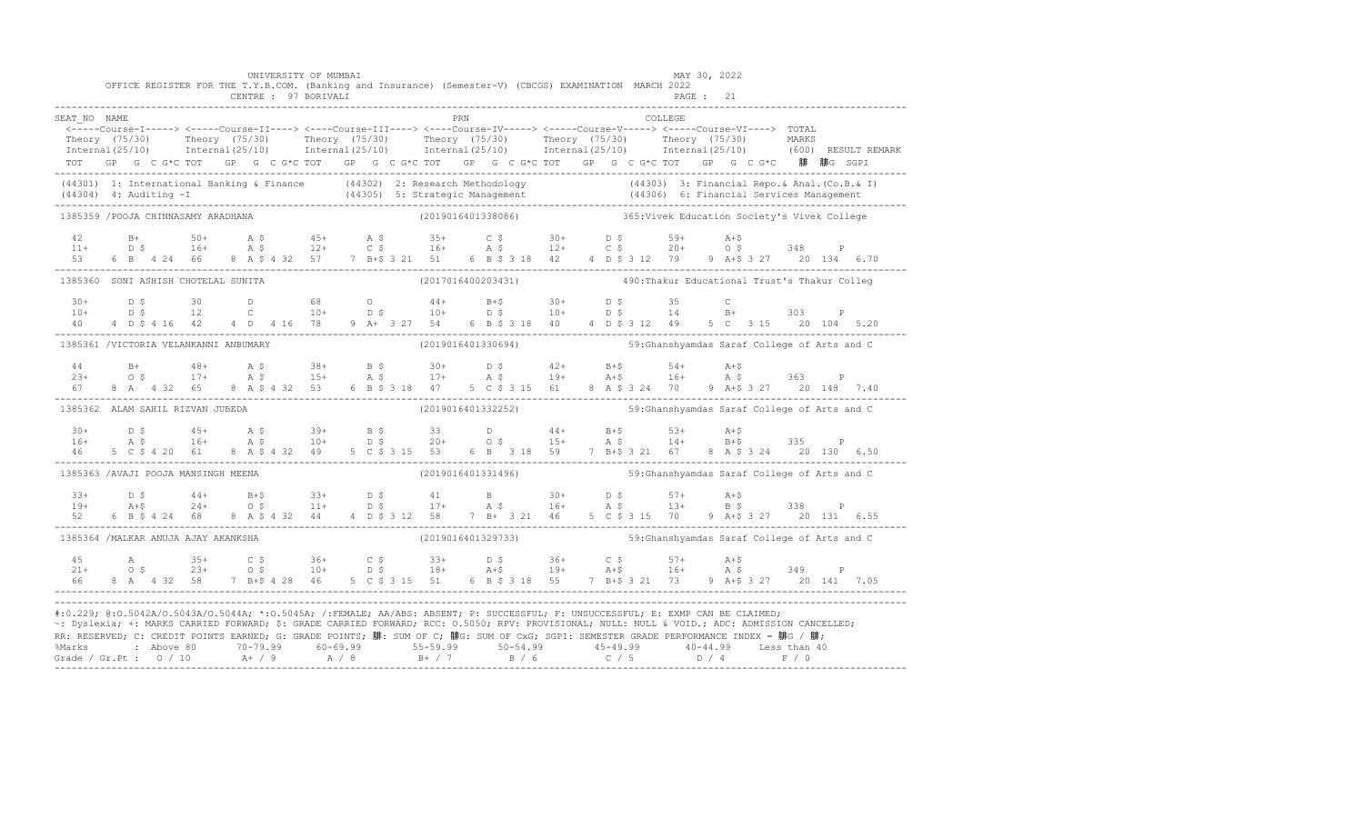UNIVERSITY OF MUMBAI

OFFICE REGISTER FOR THE T.Y.B.COM. (Banking and Insurance) (Semester-V) (CBCGS) EXAMINATION MARCH 2022

CENTRE : 97 BORIVALI

MAY 30, 2022

```
SEAT_NO  NAME                                                        PRN                                   COLLEGE
 <-----Course-I-----> <-----Course-II----> <----Course-III----> <----Course-IV-----> <-----Course-V-----> <-----Course-VI----> TOTAL
 Theory  (75/30)      Theory  (75/30)      Theory  (75/30)      Theory  (75/30)      Theory  (75/30)      Theory  (75/30)       MARKS
 Internal(25/10)      Internal(25/10)      Internal(25/10)      Internal(25/10)      Internal(25/10)      Internal(25/10)       (600)  RESULT REMARK
 TOT   GP  G  C G*C TOT   GP  G  C G*C TOT   GP  G  C G*C TOT   GP  G  C G*C TOT   GP  G  C G*C TOT   GP  G  C G*C   腓  腓G  SGPI
--------------------------------------------------------------------------------------------------------------------------------------------
(44301) 1: International Banking & Finance     (44302) 2: Research Methodology              (44303) 3: Financial Repo.& Anal.(Co.B.& I)
(44304) 4: Auditing -I                         (44305) 5: Strategic Management              (44306) 6: Financial Services Management
--------------------------------------------------------------------------------------------------------------------------------------------
1385359 /POOJA CHINNASAMY ARADHANA                          (2019016401338086)            365:Vivek Education Society's Vivek College

  42       B+        50+      A $       45+      A $       35+      C $       30+      D $       59+      A+$
  11+      D $       16+      A $       12+      C $       16+      A $       12+      C $       20+      O $       348     P
 53    6  B   4 24  66    8  A $ 4 32  57    7  B+$ 3 21  51    6  B $ 3 18  42    4  D $ 3 12  79    9  A+$ 3 27    20  134   6.70
--------------------------------------------------------------------------------------------------------------------------------------------
1385360  SONI ASHISH CHOTELAL SUNITA                        (2017016400203431)            490:Thakur Educational Trust's Thakur Colleg

  30+      D $       30       D         68       O         44+      B+$       30+      D $       35       C
  10+      D $       12       C         10+      D $       10+      D $       10+      D $       14       B+        303     P
 40    4  D $ 4 16  42    4  D   4 16  78    9  A+  3 27  54    6  B $ 3 18  40    4  D $ 3 12  49    5  C   3 15    20  104   5.20
--------------------------------------------------------------------------------------------------------------------------------------------
1385361 /VICTORIA VELANKANNI ANBUMARY                       (2019016401330694)            59:Ghanshyamdas Saraf College of Arts and C

  44       B+        48+      A $       38+      B $       30+      D $       42+      B+$       54+      A+$
  23+      O $       17+      A $       15+      A $       17+      A $       19+      A+$       16+      A $       363     P
 67    8  A   4 32  65    8  A $ 4 32  53    6  B $ 3 18  47    5  C $ 3 15  61    8  A $ 3 24  70    9  A+$ 3 27    20  148   7.40
--------------------------------------------------------------------------------------------------------------------------------------------
1385362  ALAM SAHIL RIZVAN JUBEDA                           (2019016401332252)            59:Ghanshyamdas Saraf College of Arts and C

  30+      D $       45+      A $       39+      B $       33       D         44+      B+$       53+      A+$
  16+      A $       16+      A $       10+      D $       20+      O $       15+      A $       14+      B+$       335     P
 46    5  C $ 4 20  61    8  A $ 4 32  49    5  C $ 3 15  53    6  B   3 18  59    7  B+$ 3 21  67    8  A $ 3 24    20  130   6.50
--------------------------------------------------------------------------------------------------------------------------------------------
1385363 /AVAJI POOJA MANSINGH MEENA                         (2019016401331496)            59:Ghanshyamdas Saraf College of Arts and C

  33+      D $       44+      B+$       33+      D $       41       B         30+      D $       57+      A+$
  19+      A+$       24+      O $       11+      D $       17+      A $       16+      A $       13+      B $       338     P
 52    6  B $ 4 24  68    8  A $ 4 32  44    4  D $ 3 12  58    7  B+  3 21  46    5  C $ 3 15  70    9  A+$ 3 27    20  131   6.55
--------------------------------------------------------------------------------------------------------------------------------------------
1385364 /MALKAR ANUJA AJAY AKANKSHA                         (2019016401329733)            59:Ghanshyamdas Saraf College of Arts and C

  45       A         35+      C $       36+      C $       33+      D $       36+      C $       57+      A+$
  21+      O $       23+      O $       10+      D $       18+      A+$       19+      A+$       16+      A $       349     P
 66    8  A   4 32  58    7  B+$ 4 28  46    5  C $ 3 15  51    6  B $ 3 18  55    7  B+$ 3 21  73    9  A+$ 3 27    20  141   7.05
--------------------------------------------------------------------------------------------------------------------------------------------
```

#:0.229; @:O.5042A/O.5043A/O.5044A; *:O.5045A; /:FEMALE; AA/ABS: ABSENT; P: SUCCESSFUL; F: UNSUCCESSFUL; E: EXMP CAN BE CLAIMED;
~: Dyslexia; +: MARKS CARRIED FORWARD; $: GRADE CARRIED FORWARD; RCC: O.5050; RPV: PROVISIONAL; NULL: NULL & VOID.; ADC: ADMISSION CANCELLED;
RR: RESERVED; C: CREDIT POINTS EARNED; G: GRADE POINTS; 腓: SUM OF C; 腓G: SUM OF CxG; SGPI: SEMESTER GRADE PERFORMANCE INDEX = 腓G / 腓;

| %Marks | : Above 80 | 70-79.99 | 60-69.99 | 55-59.99 | 50-54.99 | 45-49.99 | 40-44.99 | Less than 40 |
|---|---|---|---|---|---|---|---|---|
| Grade / Gr.Pt : | O / 10 | A+ / 9 | A / 8 | B+ / 7 | B / 6 | C / 5 | D / 4 | F / 0 |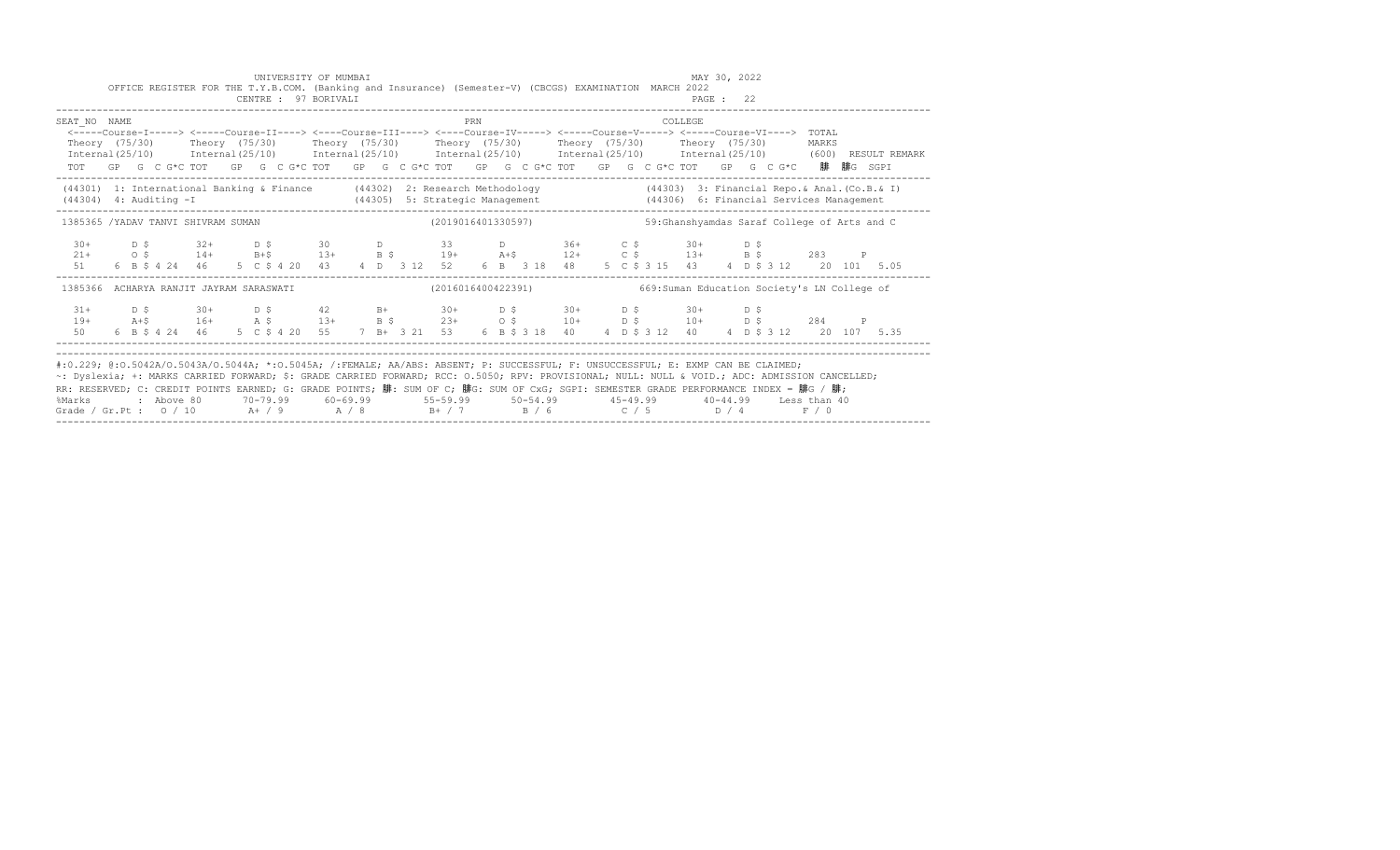UNIVERSITY OF MUMBAI

OFFICE REGISTER FOR THE T.Y.B.COM. (Banking and Insurance) (Semester-V) (CBCGS) EXAMINATION MARCH 2022

CENTRE : 97 BORIVALI

MAY 30, 2022

```
SEAT_NO  NAME                                                     PRN                                  COLLEGE
 <-----Course-I-----> <-----Course-II----> <----Course-III----> <----Course-IV-----> <-----Course-V-----> <-----Course-VI---->  TOTAL
 Theory (75/30)      Theory (75/30)      Theory (75/30)      Theory (75/30)      Theory (75/30)      Theory (75/30)       MARKS
 Internal(25/10)     Internal(25/10)     Internal(25/10)     Internal(25/10)     Internal(25/10)     Internal(25/10)      (600)  RESULT REMARK
 TOT   GP  G  C G*C TOT   GP  G  C G*C TOT   GP  G  C G*C TOT   GP  G  C G*C TOT   GP  G  C G*C TOT   GP  G  C G*C   䏈  䏈G  SGPI
--------------------------------------------------------------------------------------------------------------------------------------
 (44301)  1: International Banking & Finance      (44302)  2: Research Methodology              (44303)  3: Financial Repo.& Anal.(Co.B.& I)
 (44304)  4: Auditing -I                          (44305)  5: Strategic Management              (44306)  6: Financial Services Management
--------------------------------------------------------------------------------------------------------------------------------------
 1385365 /YADAV TANVI SHIVRAM SUMAN                         (2019016401330597)           59:Ghanshyamdas Saraf College of Arts and C

  30+      D $       32+      D $       30        D         33        D         36+      C $       30+      D $
  21+      O $       14+      B+$       13+       B $       19+       A+$       12+      C $       13+      B $        283      P
  51    6  B $ 4 24  46    5  C $ 4 20  43    4  D  3 12  52    6  B  3 18  48    5  C $ 3 15  43    4  D $ 3 12    20  101  5.05
--------------------------------------------------------------------------------------------------------------------------------------
 1385366  ACHARYA RANJIT JAYRAM SARASWATI                   (2016016400422391)           669:Suman Education Society's LN College of

  31+      D $       30+      D $       42        B+        30+       D $       30+      D $       30+      D $
  19+      A+$       16+      A $       13+       B $       23+       O $       10+      D $       10+      D $        284      P
  50    6  B $ 4 24  46    5  C $ 4 20  55    7  B+ 3 21  53    6  B $ 3 18  40    4  D $ 3 12  40    4  D $ 3 12    20  107  5.35
--------------------------------------------------------------------------------------------------------------------------------------
```

#:O.229; @:O.5042A/O.5043A/O.5044A; *:O.5045A; /:FEMALE; AA/ABS: ABSENT; P: SUCCESSFUL; F: UNSUCCESSFUL; E: EXMP CAN BE CLAIMED;
~: Dyslexia; +: MARKS CARRIED FORWARD; $: GRADE CARRIED FORWARD; RCC: O.5050; RPV: PROVISIONAL; NULL: NULL & VOID.; ADC: ADMISSION CANCELLED;
RR: RESERVED; C: CREDIT POINTS EARNED; G: GRADE POINTS; 䏈: SUM OF C; 䏈G: SUM OF CxG; SGPI: SEMESTER GRADE PERFORMANCE INDEX = 䏈G / 䏈;

| %Marks | Above 80 | 70-79.99 | 60-69.99 | 55-59.99 | 50-54.99 | 45-49.99 | 40-44.99 | Less than 40 |
|---|---|---|---|---|---|---|---|---|
| Grade / Gr.Pt | O / 10 | A+ / 9 | A / 8 | B+ / 7 | B / 6 | C / 5 | D / 4 | F / 0 |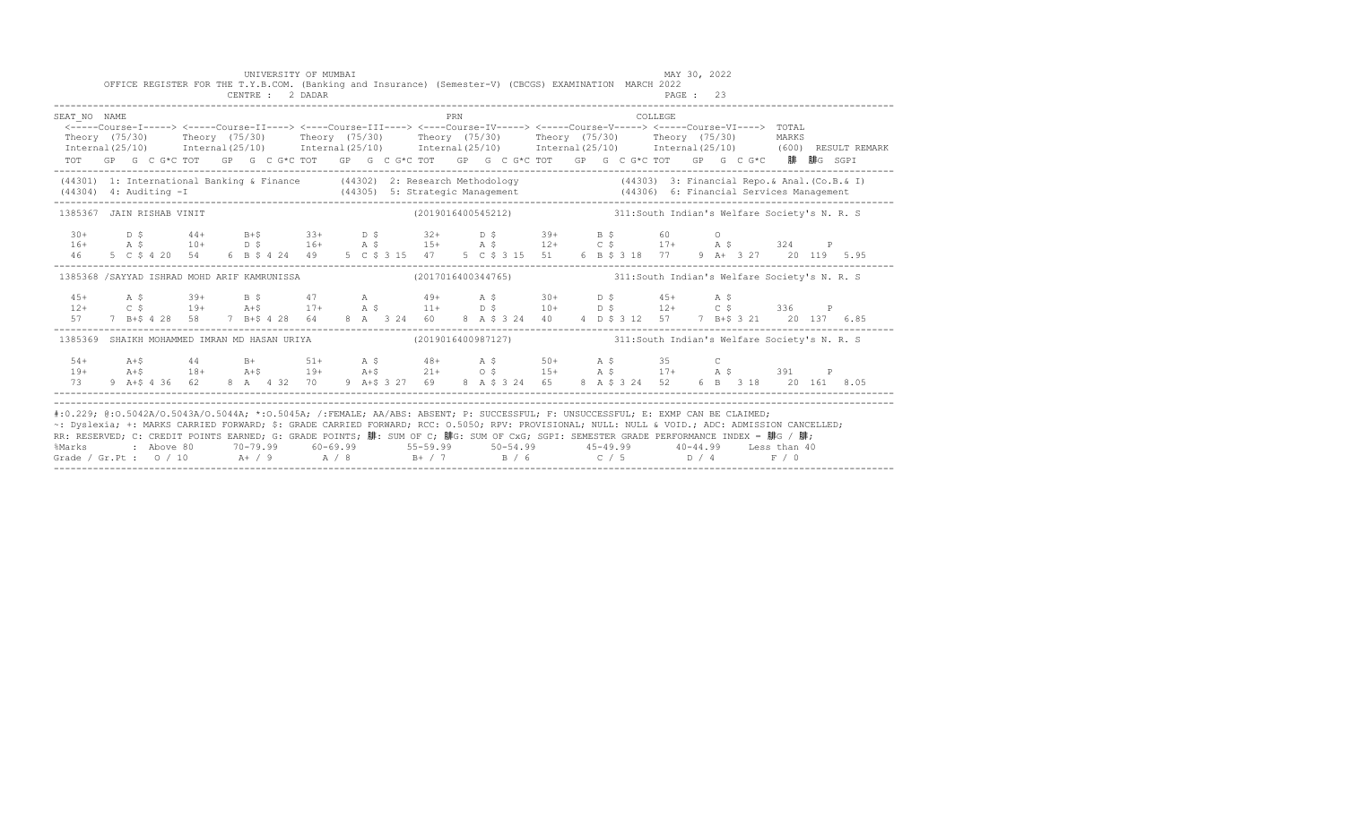UNIVERSITY OF MUMBAI
MAY 30, 2022

OFFICE REGISTER FOR THE T.Y.B.COM. (Banking and Insurance) (Semester-V) (CBCGS) EXAMINATION MARCH 2022

CENTRE : 2 DADAR

PAGE : 23

```
SEAT_NO  NAME                                                          PRN                                        COLLEGE
 <-----Course-I-----> <-----Course-II----> <----Course-III----> <----Course-IV-----> <-----Course-V-----> <-----Course-VI---->  TOTAL
 Theory  (75/30)      Theory  (75/30)      Theory  (75/30)      Theory  (75/30)      Theory  (75/30)      Theory  (75/30)       MARKS
 Internal(25/10)      Internal(25/10)      Internal(25/10)      Internal(25/10)      Internal(25/10)      Internal(25/10)       (600)  RESULT REMARK
 TOT   GP  G  C G*C TOT   GP  G  C G*C TOT   GP  G  C G*C TOT   GP  G  C G*C TOT   GP  G  C G*C TOT   GP  G  C G*C   䄆  䄆G  SGPI
```

(44301) 1: International Banking & Finance (44302) 2: Research Methodology (44303) 3: Financial Repo.& Anal.(Co.B.& I)
(44304) 4: Auditing -I (44305) 5: Strategic Management (44306) 6: Financial Services Management

```
1385367  JAIN RISHAB VINIT                              (2019016400545212)          311:South Indian's Welfare Society's N. R. S

  30+      D $       44+      B+$       33+      D $       32+      D $       39+      B $       60       O
  16+      A $       10+      D $       16+      A $       15+      A $       12+      C $       17+      A $        324     P
  46    5  C $ 4 20  54    6  B $ 4 24  49    5  C $ 3 15  47    5  C $ 3 15  51    6  B $ 3 18  77    9  A+  3 27    20  119  5.95

1385368 /SAYYAD ISHRAD MOHD ARIF KAMRUNISSA              (2017016400344765)          311:South Indian's Welfare Society's N. R. S

  45+      A $       39+      B $       47       A         49+      A $       30+      D $       45+      A $
  12+      C $       19+      A+$       17+      A $       11+      D $       10+      D $       12+      C $        336     P
  57    7  B+$ 4 28  58    7  B+$ 4 28  64    8  A   3 24  60    8  A $ 3 24  40    4  D $ 3 12  57    7  B+$ 3 21    20  137  6.85

1385369  SHAIKH MOHAMMED IMRAN MD HASAN URIYA            (2019016400987127)          311:South Indian's Welfare Society's N. R. S

  54+      A+$       44       B+        51+      A $       48+      A $       50+      A $       35       C
  19+      A+$       18+      A+$       19+      A+$       21+      O $       15+      A $       17+      A $        391     P
  73    9  A+$ 4 36  62    8  A   4 32  70    9  A+$ 3 27  69    8  A $ 3 24  65    8  A $ 3 24  52    6  B   3 18    20  161  8.05
```

#:0.229; @:O.5042A/O.5043A/O.5044A; *:O.5045A; /:FEMALE; AA/ABS: ABSENT; P: SUCCESSFUL; F: UNSUCCESSFUL; E: EXMP CAN BE CLAIMED;
~: Dyslexia; +: MARKS CARRIED FORWARD; $: GRADE CARRIED FORWARD; RCC: O.5050; RPV: PROVISIONAL; NULL: NULL & VOID.; ADC: ADMISSION CANCELLED;
RR: RESERVED; C: CREDIT POINTS EARNED; G: GRADE POINTS; 䄆: SUM OF C; 䄆G: SUM OF CxG; SGPI: SEMESTER GRADE PERFORMANCE INDEX = 䄆G / 䄆;

| %Marks | : Above 80 | 70-79.99 | 60-69.99 | 55-59.99 | 50-54.99 | 45-49.99 | 40-44.99 | Less than 40 |
|---|---|---|---|---|---|---|---|---|
| Grade / Gr.Pt : | O / 10 | A+ / 9 | A / 8 | B+ / 7 | B / 6 | C / 5 | D / 4 | F / 0 |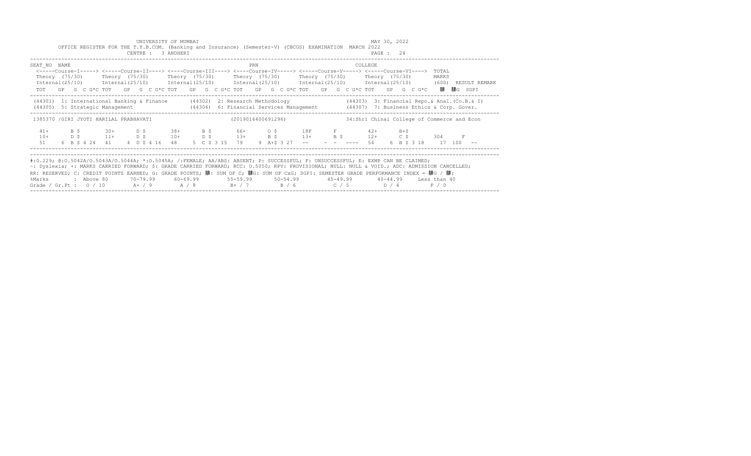UNIVERSITY OF MUMBAI

OFFICE REGISTER FOR THE T.Y.B.COM. (Banking and Insurance) (Semester-V) (CBCGS) EXAMINATION MARCH 2022

CENTRE : 3 ANDHERI

MAY 30, 2022

| SEAT_NO | NAME | | | | | PRN | | COLLEGE |
|---|---|---|---|---|---|---|---|---|
| | <-----Course-I-----> Theory (75/30) Internal(25/10) | <-----Course-II----> Theory (75/30) Internal(25/10) | <----Course-III----> Theory (75/30) Internal(25/10) | <----Course-IV-----> Theory (75/30) Internal(25/10) | <-----Course-V-----> Theory (75/30) Internal(25/10) | <-----Course-VI----> Theory (75/30) Internal(25/10) | TOTAL MARKS (600) | RESULT REMARK |
| | TOT GP G C G*C | TOT GP G C G*C | TOT GP G C G*C | TOT GP G C G*C | TOT GP G C G*C | TOT GP G C G*C | 䚷 䚷G SGPI | |

(44301) 1: International Banking & Finance  (44302) 2: Research Methodology  (44303) 3: Financial Repo.& Anal.(Co.B.& I)
(44305) 5: Strategic Management  (44306) 6: Financial Services Management  (44307) 7: Business Ethics & Corp. Gover.

1385370 /GIRI JYOTI HARILAL PRABHAVATI  (2019016400691296)  34:Shri Chinai College of Commerce and Econ

| | Course-I | Course-II | Course-III | Course-IV | Course-V | Course-VI | TOTAL | RESULT |
|---|---|---|---|---|---|---|---|---|
| Theory | 41+ B $ | 30+ D $ | 38+ B $ | 66+ O $ | 18F F | 42+ B+$ | | |
| Internal | 10+ D $ | 11+ D $ | 10+ D $ | 13+ B $ | 13+ B $ | 12+ C $ | 304 | F |
| TOT GP G C G*C | 51 6 B $ 4 24 | 41 4 D $ 4 16 | 48 5 C $ 3 15 | 79 9 A+$ 3 27 | -- - - ---- | 54 6 B $ 3 18 | 17 100 -- | |

#:O.229; @:O.5042A/O.5043A/O.5044A; *:O.5045A; /:FEMALE; AA/ABS: ABSENT; P: SUCCESSFUL; F: UNSUCCESSFUL; E: EXMP CAN BE CLAIMED;
~: Dyslexia; +: MARKS CARRIED FORWARD; $: GRADE CARRIED FORWARD; RCC: O.5050; RPV: PROVISIONAL; NULL: NULL & VOID.; ADC: ADMISSION CANCELLED;
RR: RESERVED; C: CREDIT POINTS EARNED; G: GRADE POINTS; 䚷: SUM OF C; 䚷G: SUM OF CxG; SGPI: SEMESTER GRADE PERFORMANCE INDEX = 䚷G / 䚷;

| %Marks | : Above 80 | 70-79.99 | 60-69.99 | 55-59.99 | 50-54.99 | 45-49.99 | 40-44.99 | Less than 40 |
|---|---|---|---|---|---|---|---|---|
| Grade / Gr.Pt : | O / 10 | A+ / 9 | A / 8 | B+ / 7 | B / 6 | C / 5 | D / 4 | F / 0 |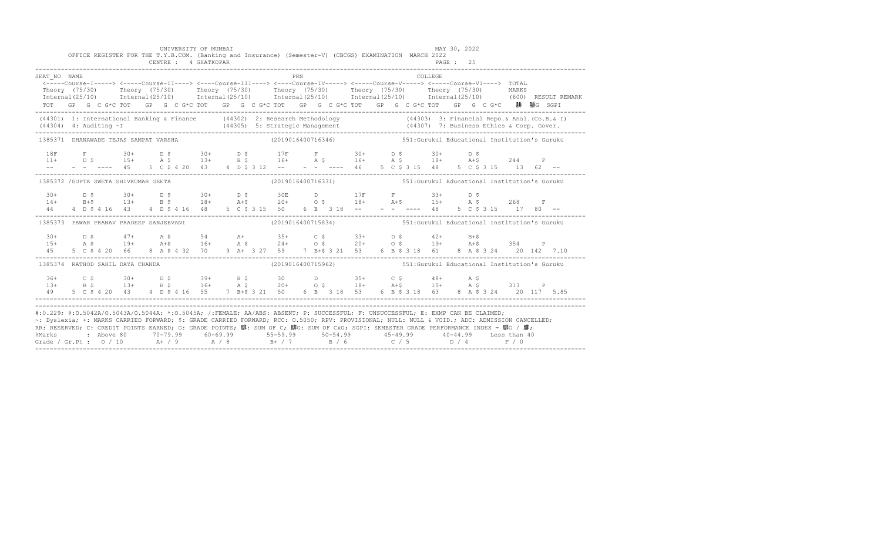UNIVERSITY OF MUMBAI — MAY 30, 2022

OFFICE REGISTER FOR THE T.Y.B.COM. (Banking and Insurance) (Semester-V) (CBCGS) EXAMINATION MARCH 2022

CENTRE : 4 GHATKOPAR — PAGE : 25

```
SEAT_NO  NAME                                                      PRN                                   COLLEGE
 <-----Course-I-----> <----Course-II----> <----Course-III----> <----Course-IV-----> <-----Course-V-----> <-----Course-VI----> TOTAL
 Theory  (75/30)      Theory  (75/30)     Theory  (75/30)      Theory  (75/30)      Theory  (75/30)      Theory  (75/30)      MARKS
 Internal(25/10)      Internal(25/10)     Internal(25/10)      Internal(25/10)      Internal(25/10)      Internal(25/10)      (600)  RESULT REMARK
 TOT   GP  G  C G*C TOT   GP  G  C G*C TOT   GP  G  C G*C TOT   GP  G  C G*C TOT   GP  G  C G*C TOT   GP  G  C G*C   䐃   䐃G  SGPI
-----------------------------------------------------------------------------------------------------------------------------------------
 (44301) 1: International Banking & Finance      (44302) 2: Research Methodology              (44303) 3: Financial Repo.& Anal.(Co.B.& I)
 (44304) 4: Auditing -I                          (44305) 5: Strategic Management              (44307) 7: Business Ethics & Corp. Gover.
-----------------------------------------------------------------------------------------------------------------------------------------
 1385371  DHANAWADE TEJAS SAMPAT VARSHA                   (2019016400716346)          551:Gurukul Educational Institution's Guruku

  18F       F         30+      D $       30+      D $       17F       F         30+      D $       30+      D $
  11+       D $       15+      A $       13+      B $       16+       A $       16+      A $       18+      A+$       244     F
  --    -  -  ----   45    5  C $ 4 20   43    4  D $ 3 12   --    -  -  ----   46    5  C $ 3 15   48    5  C $ 3 15    13   62   --
-----------------------------------------------------------------------------------------------------------------------------------------
 1385372 /GUPTA SWETA SHIVKUMAR GEETA                     (2019016400716331)          551:Gurukul Educational Institution's Guruku

  30+       D $       30+      D $       30+      D $       30E       D         17F      F         33+      D $
  14+       B+$       13+      B $       18+      A+$       20+       O $       18+      A+$       15+      A $       268     F
  44    4  D $ 4 16   43    4  D $ 4 16   48    5  C $ 3 15   50    6  B   3 18   --    -  -  ----   48    5  C $ 3 15    17   80   --
-----------------------------------------------------------------------------------------------------------------------------------------
 1385373  PAWAR PRANAV PRADEEP SANJEEVANI                 (2019016400715834)          551:Gurukul Educational Institution's Guruku

  30+       D $       47+      A $       54       A+        35+       C $       33+      D $       42+      B+$
  15+       A $       19+      A+$       16+      A $       24+       O $       20+      O $       19+      A+$       354     P
  45    5  C $ 4 20   66    8  A $ 4 32   70    9  A+  3 27   59    7  B+$ 3 21   53    6  B $ 3 18   61    8  A $ 3 24    20  142  7.10
-----------------------------------------------------------------------------------------------------------------------------------------
 1385374  RATHOD SAHIL DAYA CHANDA                        (2019016400715962)          551:Gurukul Educational Institution's Guruku

  36+       C $       30+      D $       39+      B $       30        D         35+      C $       48+      A $
  13+       B $       13+      B $       16+      A $       20+       O $       18+      A+$       15+      A $       313     P
  49    5  C $ 4 20   43    4  D $ 4 16   55    7  B+$ 3 21   50    6  B   3 18   53    6  B $ 3 18   63    8  A $ 3 24    20  117  5.85
-----------------------------------------------------------------------------------------------------------------------------------------
```

#:0.229; @:O.5042A/O.5043A/O.5044A; *:O.5045A; /:FEMALE; AA/ABS: ABSENT; P: SUCCESSFUL; F: UNSUCCESSFUL; E: EXMP CAN BE CLAIMED;
~: Dyslexia; +: MARKS CARRIED FORWARD; $: GRADE CARRIED FORWARD; RCC: O.5050; RPV: PROVISIONAL; NULL: NULL & VOID.; ADC: ADMISSION CANCELLED;
RR: RESERVED; C: CREDIT POINTS EARNED; G: GRADE POINTS; 䐃: SUM OF C; 䐃G: SUM OF CxG; SGPI: SEMESTER GRADE PERFORMANCE INDEX = 䐃G / 䐃;

| %Marks | Above 80 | 70-79.99 | 60-69.99 | 55-59.99 | 50-54.99 | 45-49.99 | 40-44.99 | Less than 40 |
|---|---|---|---|---|---|---|---|---|
| Grade / Gr.Pt | O / 10 | A+ / 9 | A / 8 | B+ / 7 | B / 6 | C / 5 | D / 4 | F / 0 |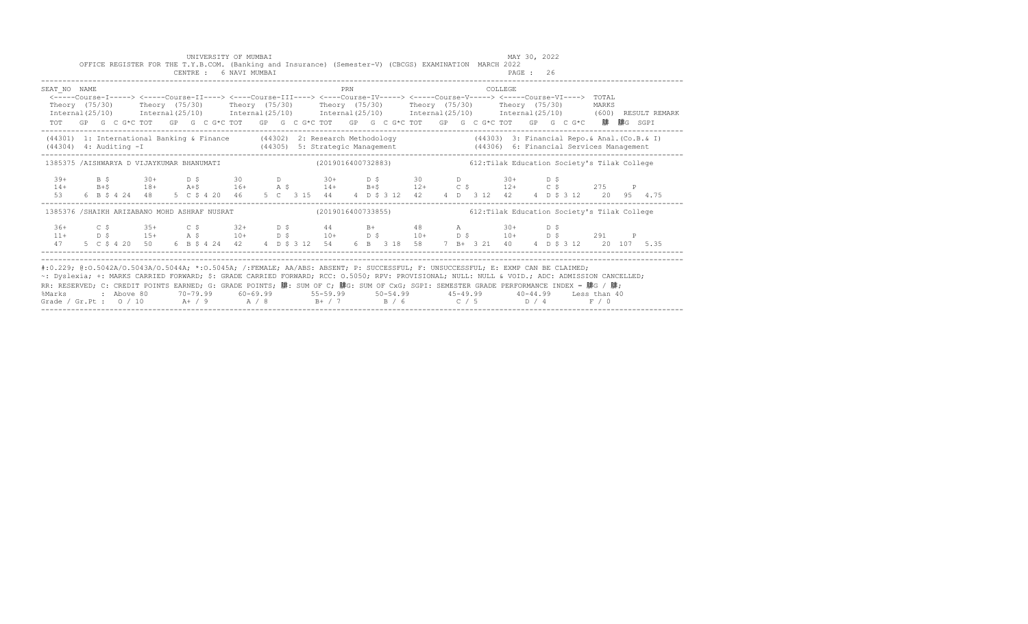UNIVERSITY OF MUMBAI

OFFICE REGISTER FOR THE T.Y.B.COM. (Banking and Insurance) (Semester-V) (CBCGS) EXAMINATION MARCH 2022

CENTRE : 6 NAVI MUMBAI

MAY 30, 2022

PAGE : 26

```
SEAT_NO  NAME                                                 PRN                                   COLLEGE
 <-----Course-I-----> <-----Course-II----> <----Course-III----> <----Course-IV-----> <-----Course-V-----> <-----Course-VI---->  TOTAL
 Theory  (75/30)      Theory  (75/30)      Theory  (75/30)      Theory  (75/30)      Theory  (75/30)      Theory  (75/30)       MARKS
 Internal(25/10)      Internal(25/10)      Internal(25/10)      Internal(25/10)      Internal(25/10)      Internal(25/10)       (600)  RESULT REMARK
 TOT   GP  G  C G*C TOT   GP  G  C G*C TOT   GP  G  C G*C TOT   GP  G  C G*C TOT   GP  G  C G*C TOT   GP  G  C G*C    䏑  䏑G  SGPI
```

(44301) 1: International Banking & Finance (44302) 2: Research Methodology (44303) 3: Financial Repo.& Anal.(Co.B.& I)
(44304) 4: Auditing -I (44305) 5: Strategic Management (44306) 6: Financial Services Management

```
1385375 /AISHWARYA D VIJAYKUMAR BHANUMATI               (2019016400732883)             612:Tilak Education Society's Tilak College

  39+      B $       30+      D $       30       D         30+      D $       30       D         30+      D $
  14+      B+$       18+      A+$       16+      A $       14+      B+$       12+      C $       12+      C $       275     P
  53    6  B $ 4 24  48    5  C $ 4 20  46    5  C  3 15  44    4  D $ 3 12  42    4  D  3 12  42    4  D $ 3 12    20  95  4.75

1385376 /SHAIKH ARIZABANO MOHD ASHRAF NUSRAT            (2019016400733855)             612:Tilak Education Society's Tilak College

  36+      C $       35+      C $       32+      D $       44       B+        48       A         30+      D $
  11+      D $       15+      A $       10+      D $       10+      D $       10+      D $       10+      D $       291     P
  47    5  C $ 4 20  50    6  B $ 4 24  42    4  D $ 3 12  54    6  B  3 18  58    7  B+  3 21  40    4  D $ 3 12    20 107  5.35
```

#:O.229; @:O.5042A/O.5043A/O.5044A; *:O.5045A; /:FEMALE; AA/ABS: ABSENT; P: SUCCESSFUL; F: UNSUCCESSFUL; E: EXMP CAN BE CLAIMED;
~: Dyslexia; +: MARKS CARRIED FORWARD; $: GRADE CARRIED FORWARD; RCC: O.5050; RPV: PROVISIONAL; NULL: NULL & VOID.; ADC: ADMISSION CANCELLED;
RR: RESERVED; C: CREDIT POINTS EARNED; G: GRADE POINTS; 䏑: SUM OF C; 䏑G: SUM OF CxG; SGPI: SEMESTER GRADE PERFORMANCE INDEX = 䏑G / 䏑;

| %Marks | Above 80 | 70-79.99 | 60-69.99 | 55-59.99 | 50-54.99 | 45-49.99 | 40-44.99 | Less than 40 |
|---|---|---|---|---|---|---|---|---|
| Grade / Gr.Pt : | O / 10 | A+ / 9 | A / 8 | B+ / 7 | B / 6 | C / 5 | D / 4 | F / 0 |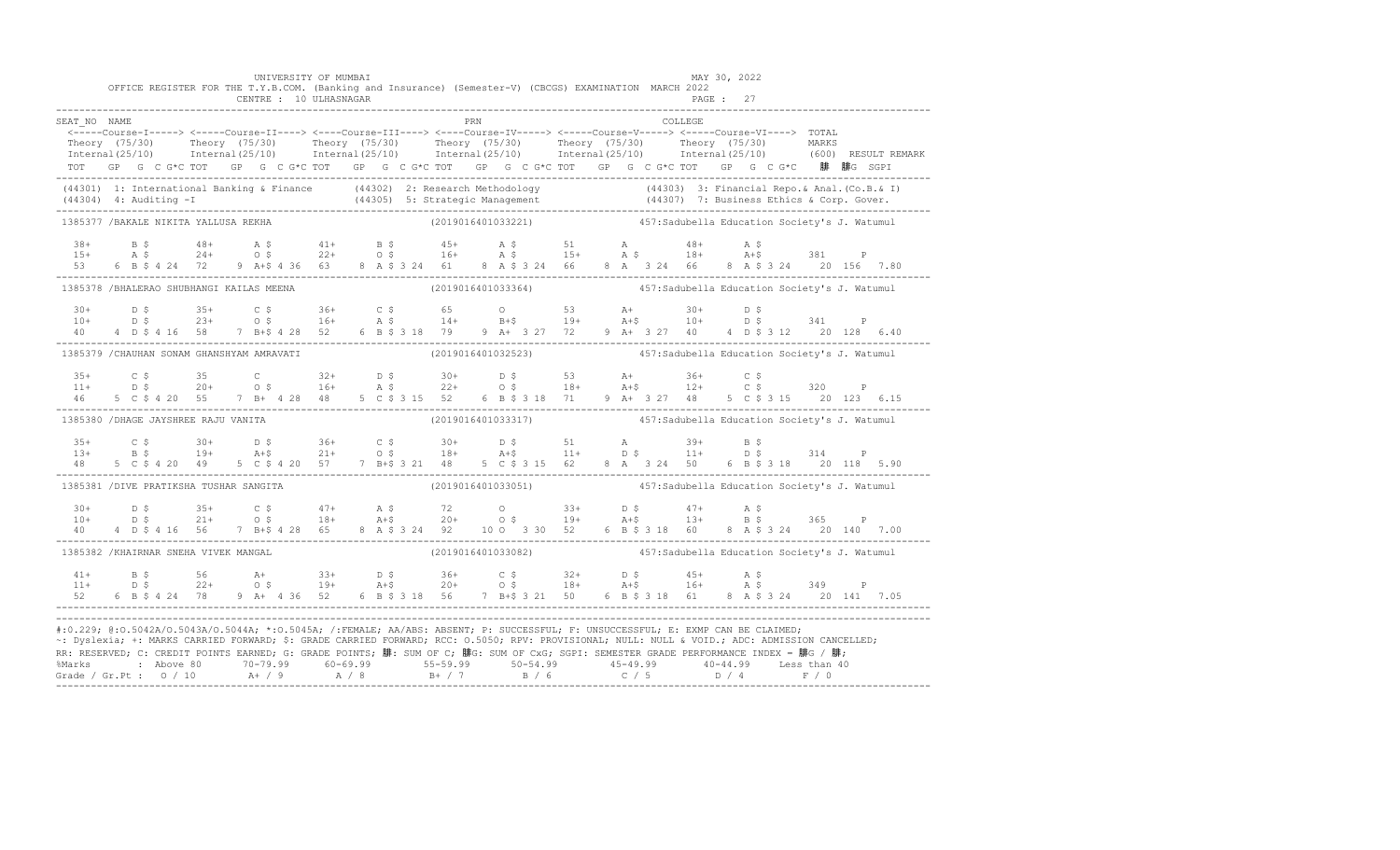UNIVERSITY OF MUMBAI — MAY 30, 2022

OFFICE REGISTER FOR THE T.Y.B.COM. (Banking and Insurance) (Semester-V) (CBCGS) EXAMINATION MARCH 2022

CENTRE : 10 ULHASNAGAR — PAGE : 27

```
SEAT_NO  NAME                                              PRN                                 COLLEGE
 <-----Course-I-----> <-----Course-II----> <----Course-III----> <----Course-IV-----> <-----Course-V-----> <-----Course-VI---->  TOTAL
 Theory  (75/30)      Theory  (75/30)      Theory  (75/30)      Theory  (75/30)      Theory  (75/30)      Theory  (75/30)       MARKS
 Internal(25/10)      Internal(25/10)      Internal(25/10)      Internal(25/10)      Internal(25/10)      Internal(25/10)       (600)  RESULT REMARK
 TOT   GP  G  C G*C TOT   GP  G  C G*C TOT   GP  G  C G*C TOT   GP  G  C G*C TOT   GP  G  C G*C TOT   GP  G  C G*C   ䷀C  ䷀CG  SGPI
```

(44301) 1: International Banking & Finance (44302) 2: Research Methodology (44303) 3: Financial Repo.& Anal.(Co.B.& I)
(44304) 4: Auditing -I (44305) 5: Strategic Management (44307) 7: Business Ethics & Corp. Gover.

```
1385377 /BAKALE NIKITA YALLUSA REKHA                       (2019016401033221)          457:Sadubella Education Society's J. Watumul

  38+      B $       48+      A $       41+      B $       45+      A $       51       A         48+      A $
  15+      A $       24+      O $       22+      O $       16+      A $       15+      A $       18+      A+$       381    P
  53    6  B $ 4 24  72    9  A+$ 4 36  63    8  A $ 3 24  61    8  A $ 3 24  66    8  A   3 24  66    8  A $ 3 24    20  156  7.80

1385378 /BHALERAO SHUBHANGI KAILAS MEENA                   (2019016401033364)          457:Sadubella Education Society's J. Watumul

  30+      D $       35+      C $       36+      C $       65       O         53       A+        30+      D $
  10+      D $       23+      O $       16+      A $       14+      B+$       19+      A+$       10+      D $       341    P
  40    4  D $ 4 16  58    7  B+$ 4 28  52    6  B $ 3 18  79    9  A+  3 27  72    9  A+  3 27  40    4  D $ 3 12    20  128  6.40

1385379 /CHAUHAN SONAM GHANSHYAM AMRAVATI                  (2019016401032523)          457:Sadubella Education Society's J. Watumul

  35+      C $       35       C         32+      D $       30+      D $       53       A+        36+      C $
  11+      D $       20+      O $       16+      A $       22+      O $       18+      A+$       12+      C $       320    P
  46    5  C $ 4 20  55    7  B+  4 28  48    5  C $ 3 15  52    6  B $ 3 18  71    9  A+  3 27  48    5  C $ 3 15    20  123  6.15

1385380 /DHAGE JAYSHREE RAJU VANITA                        (2019016401033317)          457:Sadubella Education Society's J. Watumul

  35+      C $       30+      D $       36+      C $       30+      D $       51       A         39+      B $
  13+      B $       19+      A+$       21+      O $       18+      A+$       11+      D $       11+      D $       314    P
  48    5  C $ 4 20  49    5  C $ 4 20  57    7  B+$ 3 21  48    5  C $ 3 15  62    8  A   3 24  50    6  B $ 3 18    20  118  5.90

1385381 /DIVE PRATIKSHA TUSHAR SANGITA                     (2019016401033051)          457:Sadubella Education Society's J. Watumul

  30+      D $       35+      C $       47+      A $       72       O         33+      D $       47+      A $
  10+      D $       21+      O $       18+      A+$       20+      O $       19+      A+$       13+      B $       365    P
  40    4  D $ 4 16  56    7  B+$ 4 28  65    8  A $ 3 24  92    10 O   3 30  52    6  B $ 3 18  60    8  A $ 3 24    20  140  7.00

1385382 /KHAIRNAR SNEHA VIVEK MANGAL                       (2019016401033082)          457:Sadubella Education Society's J. Watumul

  41+      B $       56       A+        33+      D $       36+      C $       32+      D $       45+      A $
  11+      D $       22+      O $       19+      A+$       20+      O $       18+      A+$       16+      A $       349    P
  52    6  B $ 4 24  78    9  A+  4 36  52    6  B $ 3 18  56    7  B+$ 3 21  50    6  B $ 3 18  61    8  A $ 3 24    20  141  7.05
```

#:0.229; @:O.5042A/O.5043A/O.5044A; *:O.5045A; /:FEMALE; AA/ABS: ABSENT; P: SUCCESSFUL; F: UNSUCCESSFUL; E: EXMP CAN BE CLAIMED;
~: Dyslexia; +: MARKS CARRIED FORWARD; $: GRADE CARRIED FORWARD; RCC: O.5050; RPV: PROVISIONAL; NULL: NULL & VOID.; ADC: ADMISSION CANCELLED;
RR: RESERVED; C: CREDIT POINTS EARNED; G: GRADE POINTS; ䷀: SUM OF C; ䷀G: SUM OF CxG; SGPI: SEMESTER GRADE PERFORMANCE INDEX = ䷀G / ䷀;

| %Marks | : Above 80 | 70-79.99 | 60-69.99 | 55-59.99 | 50-54.99 | 45-49.99 | 40-44.99 | Less than 40 |
|---|---|---|---|---|---|---|---|---|
| Grade / Gr.Pt : | O / 10 | A+ / 9 | A / 8 | B+ / 7 | B / 6 | C / 5 | D / 4 | F / 0 |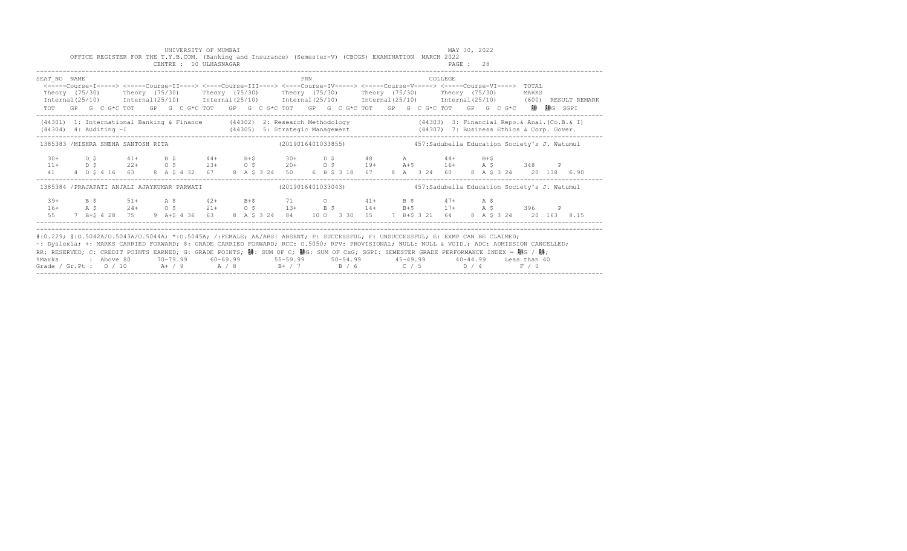UNIVERSITY OF MUMBAI

OFFICE REGISTER FOR THE T.Y.B.COM. (Banking and Insurance) (Semester-V) (CBCGS) EXAMINATION MARCH 2022

CENTRE : 10 ULHASNAGAR

MAY 30, 2022

```
SEAT_NO  NAME                                                      PRN                                    COLLEGE
 <-----Course-I-----> <-----Course-II----> <----Course-III----> <----Course-IV-----> <-----Course-V-----> <-----Course-VI---->  TOTAL
 Theory (75/30)      Theory (75/30)      Theory (75/30)      Theory (75/30)      Theory (75/30)      Theory (75/30)       MARKS
 Internal(25/10)     Internal(25/10)     Internal(25/10)     Internal(25/10)     Internal(25/10)     Internal(25/10)      (600)  RESULT REMARK
 TOT   GP  G  C G*C TOT   GP  G  C G*C TOT   GP  G  C G*C TOT   GP  G  C G*C TOT   GP  G  C G*C TOT   GP  G  C G*C   腓  腓G  SGPI

 (44301)  1: International Banking & Finance     (44302)  2: Research Methodology             (44303)  3: Financial Repo.& Anal.(Co.B.& I)
 (44304)  4: Auditing -I                         (44305)  5: Strategic Management             (44307)  7: Business Ethics & Corp. Gover.

 1385383 /MISHRA SNEHA SANTOSH RITA                           (2019016401033855)           457:Sadubella Education Society's J. Watumul

  30+      D $      41+      B $      44+      B+$      30+      D $      48       A        44+      B+$
  11+      D $      22+      O $      23+      O $      20+      O $      19+      A+$      16+      A $      348     P
  41    4  D $ 4 16  63    8  A $ 4 32  67    8  A $ 3 24  50    6  B $ 3 18  67    8  A   3 24  60    8  A $ 3 24    20  138   6.90

 1385384 /PRAJAPATI ANJALI AJAYKUMAR PARWATI                  (2019016401033043)           457:Sadubella Education Society's J. Watumul

  39+      B $      51+      A $      42+      B+$      71       O        41+      B $      47+      A $
  16+      A $      24+      O $      21+      O $      13+      B $      14+      B+$      17+      A $      396     P
  55    7  B+$ 4 28  75    9  A+$ 4 36  63    8  A $ 3 24  84   10 O   3 30  55    7  B+$ 3 21  64    8  A $ 3 24    20  163   8.15
```

#:O.229; @:O.5042A/O.5043A/O.5044A; *:O.5045A; /:FEMALE; AA/ABS: ABSENT; P: SUCCESSFUL; F: UNSUCCESSFUL; E: EXMP CAN BE CLAIMED;
~: Dyslexia; +: MARKS CARRIED FORWARD; $: GRADE CARRIED FORWARD; RCC: O.5050; RPV: PROVISIONAL; NULL: NULL & VOID.; ADC: ADMISSION CANCELLED;
RR: RESERVED; C: CREDIT POINTS EARNED; G: GRADE POINTS; 腓: SUM OF C; 腓G: SUM OF CxG; SGPI: SEMESTER GRADE PERFORMANCE INDEX = 腓G / 腓;

| %Marks | Above 80 | 70-79.99 | 60-69.99 | 55-59.99 | 50-54.99 | 45-49.99 | 40-44.99 | Less than 40 |
|---|---|---|---|---|---|---|---|---|
| Grade / Gr.Pt : | O / 10 | A+ / 9 | A / 8 | B+ / 7 | B / 6 | C / 5 | D / 4 | F / 0 |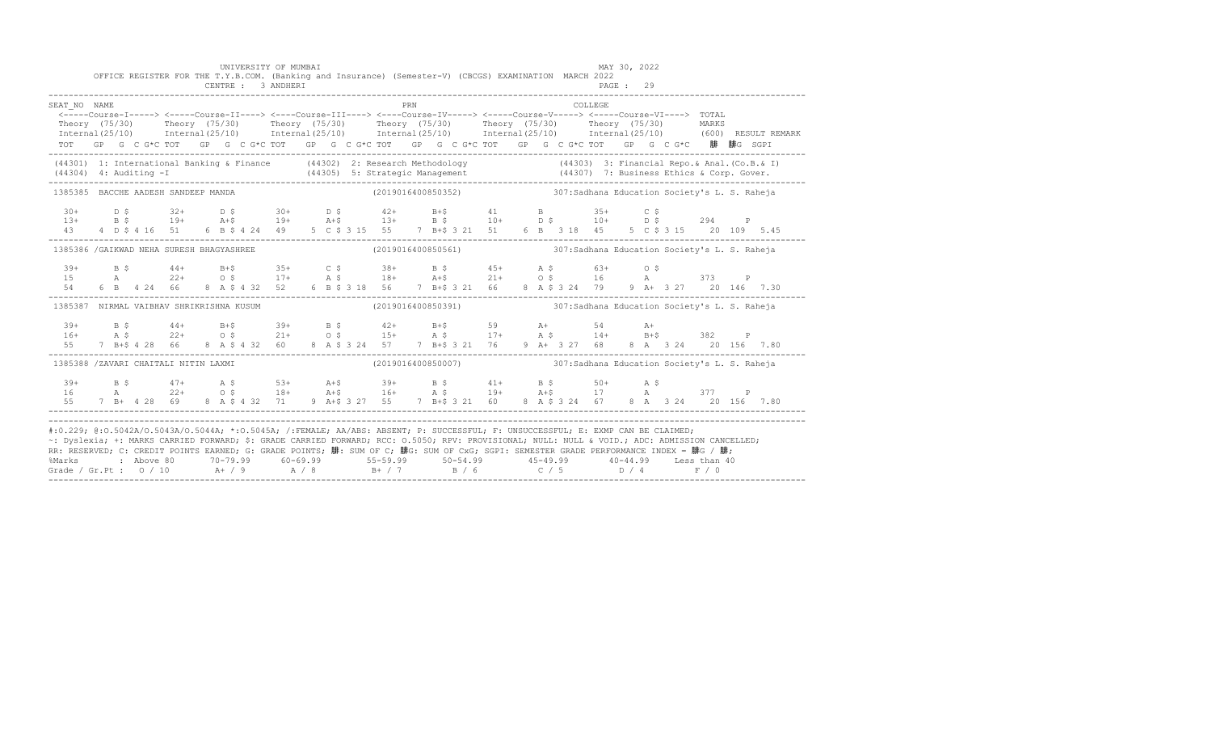UNIVERSITY OF MUMBAI  MAY 30, 2022

OFFICE REGISTER FOR THE T.Y.B.COM. (Banking and Insurance) (Semester-V) (CBCGS) EXAMINATION MARCH 2022

CENTRE : 3 ANDHERI  PAGE : 29

```
SEAT_NO NAME                                                  PRN                              COLLEGE
 <-----Course-I-----> <-----Course-II----> <----Course-III----> <----Course-IV-----> <-----Course-V-----> <-----Course-VI----> TOTAL
 Theory (75/30)      Theory  (75/30)      Theory  (75/30)      Theory  (75/30)      Theory  (75/30)      Theory  (75/30)      MARKS
 Internal(25/10)     Internal(25/10)      Internal(25/10)      Internal(25/10)      Internal(25/10)      Internal(25/10)      (600)  RESULT REMARK
 TOT   GP  G  C G*C TOT   GP  G  C G*C TOT   GP  G  C G*C TOT   GP  G  C G*C TOT   GP  G  C G*C TOT   GP  G  C G*C   䏑  䏑G  SGPI
--------------------------------------------------------------------------------------------------------------------------------------------
(44301) 1: International Banking & Finance      (44302) 2: Research Methodology              (44303) 3: Financial Repo.& Anal.(Co.B.& I)
(44304) 4: Auditing -I                          (44305) 5: Strategic Management              (44307) 7: Business Ethics & Corp. Gover.
--------------------------------------------------------------------------------------------------------------------------------------------
1385385  BACCHE AADESH SANDEEP MANDA                        (2019016400850352)          307:Sadhana Education Society's L. S. Raheja

  30+      D $       32+      D $       30+      D $       42+      B+$       41       B         35+      C $
  13+      B $       19+      A+$       19+      A+$       13+      B $       10+      D $       10+      D $       294      P
  43    4  D $ 4 16  51    6  B $ 4 24  49    5  C $ 3 15  55    7  B+$ 3 21  51    6  B   3 18  45    5  C $ 3 15    20  109  5.45
--------------------------------------------------------------------------------------------------------------------------------------------
1385386 /GAIKWAD NEHA SURESH BHAGYASHREE                     (2019016400850561)          307:Sadhana Education Society's L. S. Raheja

  39+      B $       44+      B+$       35+      C $       38+      B $       45+      A $       63+      O $
  15       A         22+      O $       17+      A $       18+      A+$       21+      O $       16       A         373      P
  54    6  B   4 24  66    8  A $ 4 32  52    6  B $ 3 18  56    7  B+$ 3 21  66    8  A $ 3 24  79    9  A+  3 27    20  146  7.30
--------------------------------------------------------------------------------------------------------------------------------------------
1385387  NIRMAL VAIBHAV SHRIKRISHNA KUSUM                    (2019016400850391)          307:Sadhana Education Society's L. S. Raheja

  39+      B $       44+      B+$       39+      B $       42+      B+$       59       A+        54       A+
  16+      A $       22+      O $       21+      O $       15+      A $       17+      A $       14+      B+$       382      P
  55    7  B+$ 4 28  66    8  A $ 4 32  60    8  A $ 3 24  57    7  B+$ 3 21  76    9  A+  3 27  68    8  A   3 24    20  156  7.80
--------------------------------------------------------------------------------------------------------------------------------------------
1385388 /ZAVARI CHAITALI NITIN LAXMI                         (2019016400850007)          307:Sadhana Education Society's L. S. Raheja

  39+      B $       47+      A $       53+      A+$       39+      B $       41+      B $       50+      A $
  16       A         22+      O $       18+      A+$       16+      A $       19+      A+$       17       A         377      P
  55    7  B+  4 28  69    8  A $ 4 32  71    9  A+$ 3 27  55    7  B+$ 3 21  60    8  A $ 3 24  67    8  A   3 24    20  156  7.80
--------------------------------------------------------------------------------------------------------------------------------------------
```

#:0.229; @:O.5042A/O.5043A/O.5044A; *:O.5045A; /:FEMALE; AA/ABS: ABSENT; P: SUCCESSFUL; F: UNSUCCESSFUL; E: EXMP CAN BE CLAIMED;
~: Dyslexia; +: MARKS CARRIED FORWARD; $: GRADE CARRIED FORWARD; RCC: O.5050; RPV: PROVISIONAL; NULL: NULL & VOID.; ADC: ADMISSION CANCELLED;
RR: RESERVED; C: CREDIT POINTS EARNED; G: GRADE POINTS; 䏑: SUM OF C; 䏑G: SUM OF CxG; SGPI: SEMESTER GRADE PERFORMANCE INDEX = 䏑G / 䏑;

| %Marks | : Above 80 | 70-79.99 | 60-69.99 | 55-59.99 | 50-54.99 | 45-49.99 | 40-44.99 | Less than 40 |
|---|---|---|---|---|---|---|---|---|
| Grade / Gr.Pt : | O / 10 | A+ / 9 | A / 8 | B+ / 7 | B / 6 | C / 5 | D / 4 | F / 0 |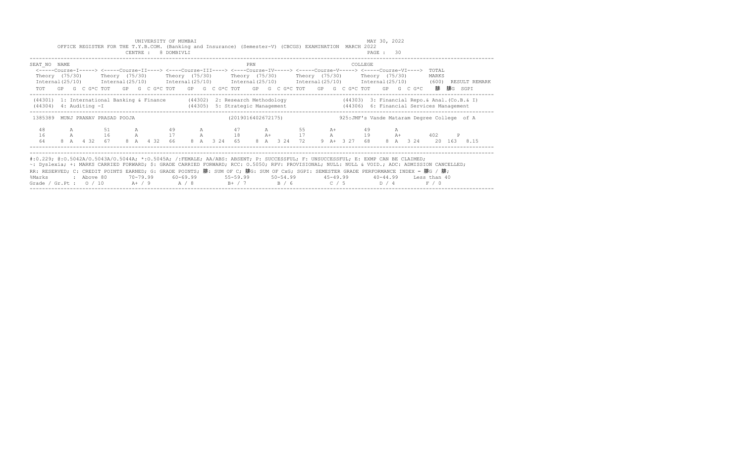UNIVERSITY OF MUMBAI

MAY 30, 2022

OFFICE REGISTER FOR THE T.Y.B.COM. (Banking and Insurance) (Semester-V) (CBCGS) EXAMINATION MARCH 2022

CENTRE : 8 DOMBIVLI

| SEAT_NO | NAME | | | PRN | | COLLEGE |
|---|---|---|---|---|---|---|
| <-----Course-I-----> | <-----Course-II----> | <----Course-III----> | <----Course-IV-----> | <-----Course-V-----> | <-----Course-VI----> | TOTAL |
| Theory (75/30) | Theory (75/30) | Theory (75/30) | Theory (75/30) | Theory (75/30) | Theory (75/30) | MARKS |
| Internal(25/10) | Internal(25/10) | Internal(25/10) | Internal(25/10) | Internal(25/10) | Internal(25/10) | (600) RESULT REMARK |
| TOT GP G C G*C | TOT GP G C G*C | TOT GP G C G*C | TOT GP G C G*C | TOT GP G C G*C | TOT GP G C G*C | ∑C ∑CG SGPI |

(44301) 1: International Banking & Finance (44302) 2: Research Methodology (44303) 3: Financial Repo.& Anal.(Co.B.& I)
(44304) 4: Auditing -I (44305) 5: Strategic Management (44306) 6: Financial Services Management

1385389 MUNJ PRANAV PRASAD POOJA (2019016402672175) 925:JMF's Vande Mataram Degree College of A

| Course-I | Course-II | Course-III | Course-IV | Course-V | Course-VI | Total |
|---|---|---|---|---|---|---|
| 48 A | 51 A | 49 A | 47 A | 55 A+ | 49 A | |
| 16 A | 16 A | 17 A | 18 A+ | 17 A | 19 A+ | 402 P |
| 64 8 A 4 32 | 67 8 A 4 32 | 66 8 A 3 24 | 65 8 A 3 24 | 72 9 A+ 3 27 | 68 8 A 3 24 | 20 163 8.15 |

#:O.229; @:O.5042A/O.5043A/O.5044A; *:O.5045A; /:FEMALE; AA/ABS: ABSENT; P: SUCCESSFUL; F: UNSUCCESSFUL; E: EXMP CAN BE CLAIMED;
~: Dyslexia; +: MARKS CARRIED FORWARD; $: GRADE CARRIED FORWARD; RCC: O.5050; RPV: PROVISIONAL; NULL: NULL & VOID.; ADC: ADMISSION CANCELLED;
RR: RESERVED; C: CREDIT POINTS EARNED; G: GRADE POINTS; ∑C: SUM OF C; ∑CG: SUM OF CxG; SGPI: SEMESTER GRADE PERFORMANCE INDEX = ∑CG / ∑C;

| %Marks | : Above 80 | 70-79.99 | 60-69.99 | 55-59.99 | 50-54.99 | 45-49.99 | 40-44.99 | Less than 40 |
|---|---|---|---|---|---|---|---|---|
| Grade / Gr.Pt : | O / 10 | A+ / 9 | A / 8 | B+ / 7 | B / 6 | C / 5 | D / 4 | F / 0 |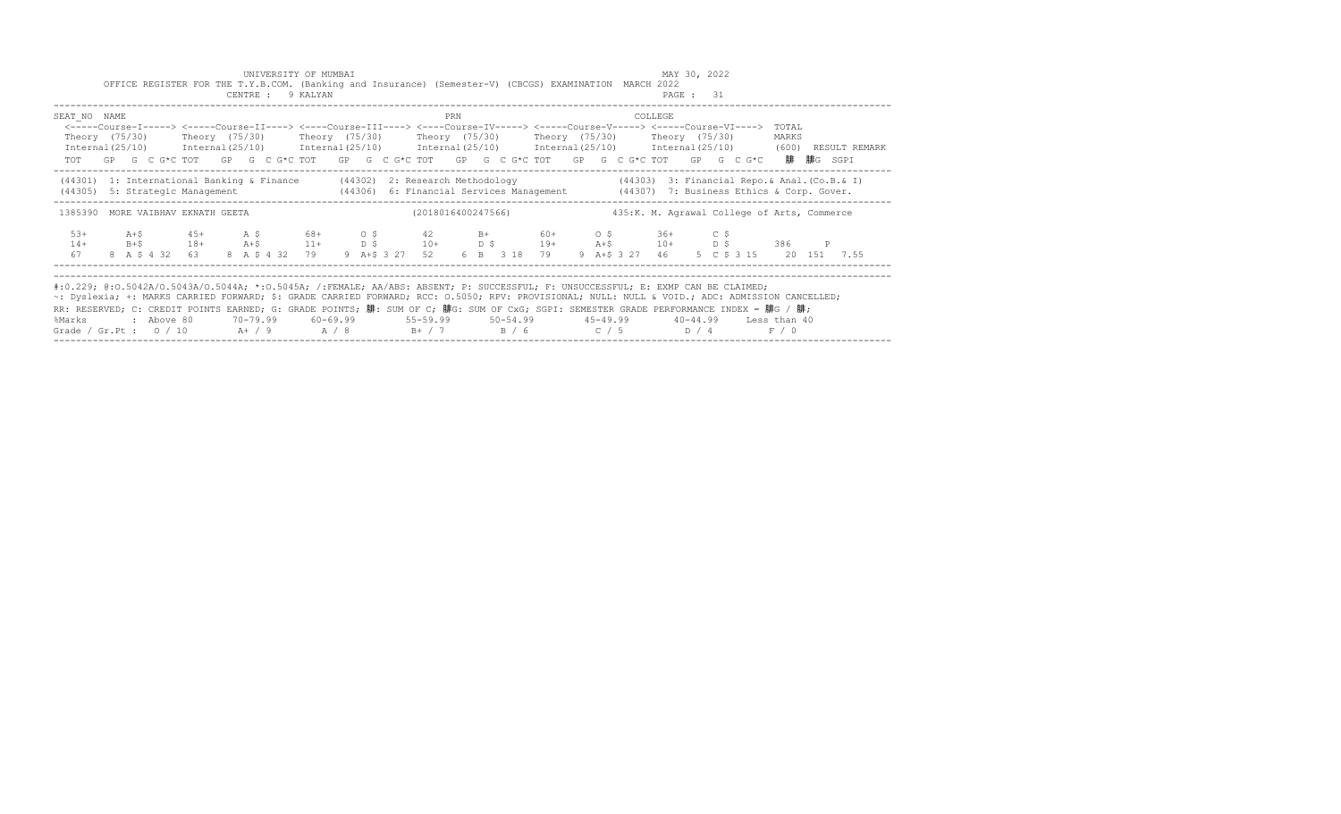UNIVERSITY OF MUMBAI

OFFICE REGISTER FOR THE T.Y.B.COM. (Banking and Insurance) (Semester-V) (CBCGS) EXAMINATION MARCH 2022

CENTRE : 9 KALYAN

MAY 30, 2022

```
SEAT_NO  NAME                                                PRN                              COLLEGE
  <-----Course-I-----> <-----Course-II----> <----Course-III----> <----Course-IV-----> <-----Course-V-----> <-----Course-VI---->  TOTAL
  Theory  (75/30)      Theory  (75/30)      Theory  (75/30)      Theory  (75/30)      Theory  (75/30)      Theory  (75/30)       MARKS
  Internal(25/10)      Internal(25/10)      Internal(25/10)      Internal(25/10)      Internal(25/10)      Internal(25/10)       (600)  RESULT REMARK
  TOT   GP  G  C G*C TOT   GP  G  C G*C TOT   GP  G  C G*C TOT   GP  G  C G*C TOT   GP  G  C G*C TOT   GP  G  C G*C     䝭  䝭G  SGPI

 (44301)  1: International Banking & Finance      (44302)  2: Research Methodology               (44303)  3: Financial Repo.& Anal.(Co.B.& I)
 (44305)  5: Strategic Management                 (44306)  6: Financial Services Management       (44307)  7: Business Ethics & Corp. Gover.

 1385390  MORE VAIBHAV EKNATH GEETA                          (2018016400247566)               435:K. M. Agrawal College of Arts, Commerce

  53+      A+$       45+      A $       68+      O $       42       B+        60+      O $       36+      C $
  14+      B+$       18+      A+$       11+      D $       10+      D $       19+      A+$       10+      D $       386      P
  67    8  A $ 4 32  63    8  A $ 4 32  79    9  A+$ 3 27  52    6  B   3 18  79    9  A+$ 3 27  46    5  C $ 3 15    20  151  7.55
```

#:0.229; @:O.5042A/O.5043A/O.5044A; *:O.5045A; /:FEMALE; AA/ABS: ABSENT; P: SUCCESSFUL; F: UNSUCCESSFUL; E: EXMP CAN BE CLAIMED;
~: Dyslexia; +: MARKS CARRIED FORWARD; $: GRADE CARRIED FORWARD; RCC: O.5050; RPV: PROVISIONAL; NULL: NULL & VOID.; ADC: ADMISSION CANCELLED;
RR: RESERVED; C: CREDIT POINTS EARNED; G: GRADE POINTS; 䝭: SUM OF C; 䝭G: SUM OF CxG; SGPI: SEMESTER GRADE PERFORMANCE INDEX = 䝭G / 䝭;

| %Marks | Above 80 | 70-79.99 | 60-69.99 | 55-59.99 | 50-54.99 | 45-49.99 | 40-44.99 | Less than 40 |
|---|---|---|---|---|---|---|---|---|
| Grade / Gr.Pt : | O / 10 | A+ / 9 | A / 8 | B+ / 7 | B / 6 | C / 5 | D / 4 | F / 0 |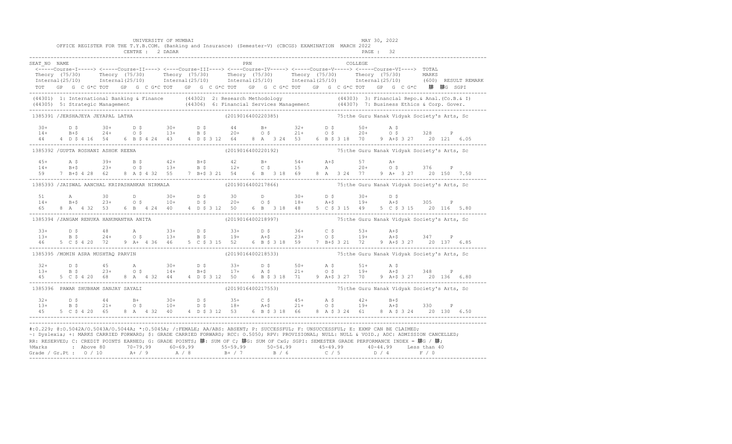UNIVERSITY OF MUMBAI — MAY 30, 2022

OFFICE REGISTER FOR THE T.Y.B.COM. (Banking and Insurance) (Semester-V) (CBCGS) EXAMINATION MARCH 2022

CENTRE : 2 DADAR

```
SEAT_NO  NAME                                                            PRN                                    COLLEGE
 <-----Course-I-----> <-----Course-II----> <----Course-III----> <----Course-IV-----> <-----Course-V-----> <-----Course-VI---->  TOTAL
 Theory (75/30)       Theory (75/30)       Theory (75/30)       Theory (75/30)       Theory (75/30)       Theory (75/30)        MARKS
 Internal(25/10)      Internal(25/10)      Internal(25/10)      Internal(25/10)      Internal(25/10)      Internal(25/10)       (600)  RESULT REMARK
 TOT   GP  G  C G*C TOT   GP  G  C G*C TOT   GP  G  C G*C TOT   GP  G  C G*C TOT   GP  G  C G*C TOT   GP  G  C G*C   䏁  䏁G  SGPI
---------------------------------------------------------------------------------------------------------------------------------------------
(44301) 1: International Banking & Finance       (44302) 2: Research Methodology               (44303) 3: Financial Repo.& Anal.(Co.B.& I)
(44305) 5: Strategic Management                  (44306) 6: Financial Services Management      (44307) 7: Business Ethics & Corp. Gover.
---------------------------------------------------------------------------------------------------------------------------------------------
1385391 /JERSHAJEYA JEYAPAL LATHA                              (2019016400220385)          75:the Guru Nanak Vidyak Society's Arts, Sc

  30+      D $       30+      D $       30+      D $       44       B+        32+      D $       50+      A $
  14+      B+$       24+      O $       13+      B $       20+      O $       21+      O $       20+      O $       328     P
  44    4  D $ 4 16  54    6  B $ 4 24  43    4  D $ 3 12  64    8  A  3 24  53    6  B $ 3 18  70    9  A+$ 3 27    20  121  6.05
---------------------------------------------------------------------------------------------------------------------------------------------
1385392 /GUPTA ROSHANI ASHOK REENA                             (2019016400220192)          75:the Guru Nanak Vidyak Society's Arts, Sc

  45+      A $       39+      B $       42+      B+$       42       B+        54+      A+$       57       A+
  14+      B+$       23+      O $       13+      B $       12+      C $       15       A         20+      O $       376     P
  59    7  B+$ 4 28  62    8  A $ 4 32  55    7  B+$ 3 21  54    6  B  3 18  69    8  A  3 24  77    9  A+  3 27    20  150  7.50
---------------------------------------------------------------------------------------------------------------------------------------------
1385393 /JAISWAL AANCHAL KRIPASHANKAR NIRMALA                  (2019016400217866)          75:the Guru Nanak Vidyak Society's Arts, Sc

  51       A         30       D         30+      D $       30       D         30+      D $       30+      D $
  14+      B+$       23+      O $       10+      D $       20+      O $       18+      A+$       19+      A+$       305     P
  65    8  A  4 32   53    6  B  4 24   40    4  D $ 3 12  50    6  B  3 18  48    5  C $ 3 15  49    5  C $ 3 15    20  116  5.80
---------------------------------------------------------------------------------------------------------------------------------------------
1385394 /JANGAM RENUKA HANUMANTHA ANITA                        (2019016400218997)          75:the Guru Nanak Vidyak Society's Arts, Sc

  33+      D $       48       A         33+      D $       33+      D $       36+      C $       53+      A+$
  13+      B $       24+      O $       13+      B $       19+      A+$       23+      O $       19+      A+$       347     P
  46    5  C $ 4 20  72    9  A+  4 36  46    5  C $ 3 15  52    6  B $ 3 18  59    7  B+$ 3 21  72    9  A+$ 3 27    20  137  6.85
---------------------------------------------------------------------------------------------------------------------------------------------
1385395 /MOMIN ASRA MUSHTAQ PARVIN                             (2019016400218533)          75:the Guru Nanak Vidyak Society's Arts, Sc

  32+      D $       45       A         30+      D $       33+      D $       50+      A $       51+      A $
  13+      B $       23+      O $       14+      B+$       17+      A $       21+      O $       19+      A+$       348     P
  45    5  C $ 4 20  68    8  A  4 32   44    4  D $ 3 12  50    6  B $ 3 18  71    9  A+$ 3 27  70    9  A+$ 3 27    20  136  6.80
---------------------------------------------------------------------------------------------------------------------------------------------
1385396  PAWAR SHUBHAM SANJAY SAYALI                           (2019016400217553)          75:the Guru Nanak Vidyak Society's Arts, Sc

  32+      D $       44       B+        30+      D $       35+      C $       45+      A $       42+      B+$
  13+      B $       21+      O $       10+      D $       18+      A+$       21+      O $       19+      A+$       330     P
  45    5  C $ 4 20  65    8  A  4 32   40    4  D $ 3 12  53    6  B $ 3 18  66    8  A $ 3 24  61    8  A $ 3 24    20  130  6.50
---------------------------------------------------------------------------------------------------------------------------------------------
```

#:0.229; @:O.5042A/O.5043A/O.5044A; *:O.5045A; /:FEMALE; AA/ABS: ABSENT; P: SUCCESSFUL; F: UNSUCCESSFUL; E: EXMP CAN BE CLAIMED;
~: Dyslexia; +: MARKS CARRIED FORWARD; $: GRADE CARRIED FORWARD; RCC: O.5050; RPV: PROVISIONAL; NULL: NULL & VOID.; ADC: ADMISSION CANCELLED;
RR: RESERVED; C: CREDIT POINTS EARNED; G: GRADE POINTS; 䏁: SUM OF C; 䏁G: SUM OF CxG; SGPI: SEMESTER GRADE PERFORMANCE INDEX = 䏁G / 䏁;

| %Marks | Above 80 | 70-79.99 | 60-69.99 | 55-59.99 | 50-54.99 | 45-49.99 | 40-44.99 | Less than 40 |
|---|---|---|---|---|---|---|---|---|
| Grade / Gr.Pt : | O / 10 | A+ / 9 | A / 8 | B+ / 7 | B / 6 | C / 5 | D / 4 | F / 0 |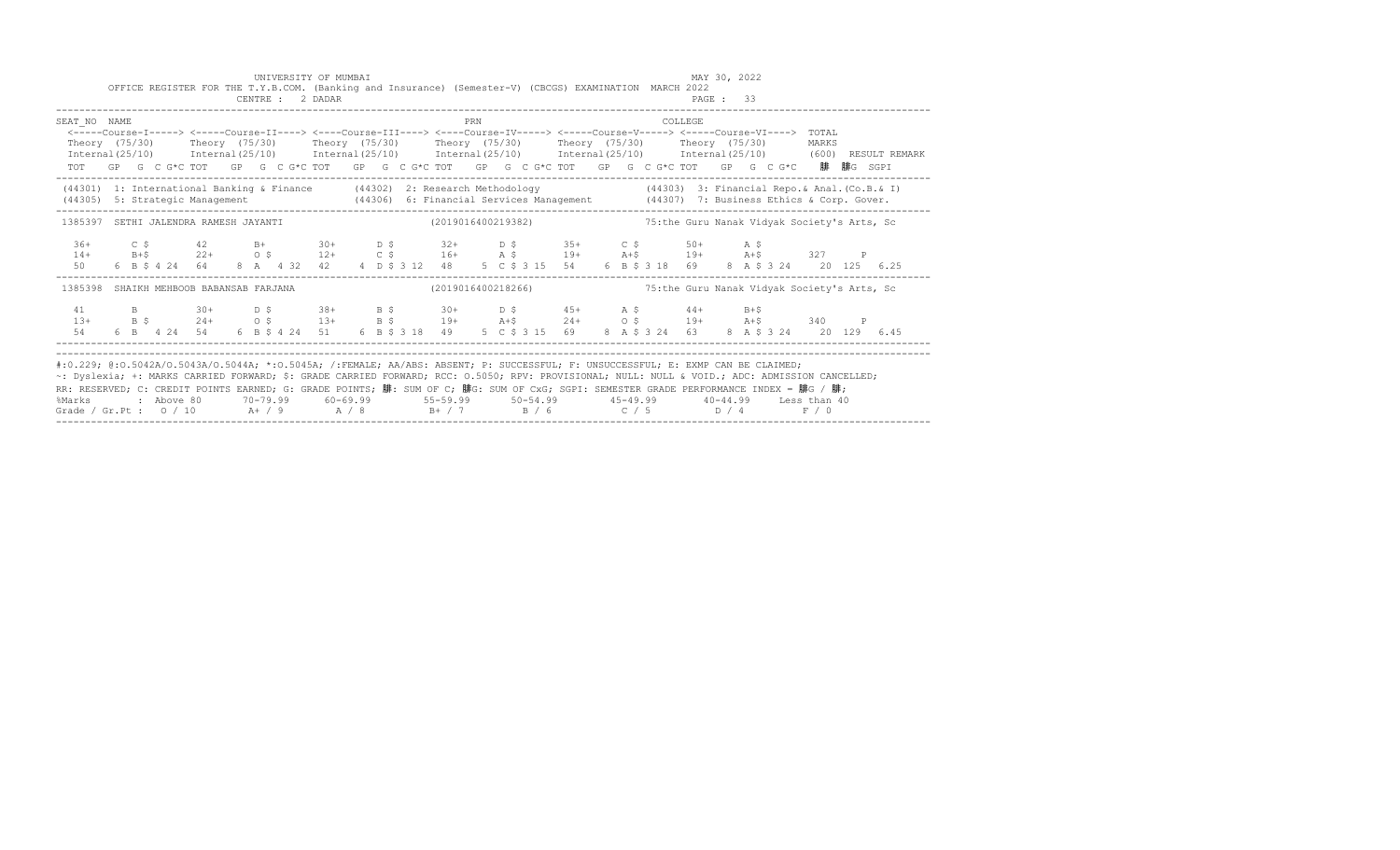UNIVERSITY OF MUMBAI  MAY 30, 2022

OFFICE REGISTER FOR THE T.Y.B.COM. (Banking and Insurance) (Semester-V) (CBCGS) EXAMINATION MARCH 2022

CENTRE : 2 DADAR  PAGE : 33

```
SEAT_NO  NAME                                                        PRN                                    COLLEGE
 <-----Course-I-----> <-----Course-II----> <----Course-III----> <----Course-IV-----> <-----Course-V-----> <-----Course-VI---->  TOTAL
 Theory  (75/30)      Theory  (75/30)      Theory  (75/30)      Theory  (75/30)      Theory  (75/30)      Theory  (75/30)       MARKS
 Internal(25/10)      Internal(25/10)      Internal(25/10)      Internal(25/10)      Internal(25/10)      Internal(25/10)       (600)  RESULT REMARK
 TOT   GP  G  C G*C TOT   GP  G  C G*C TOT   GP  G  C G*C TOT   GP  G  C G*C TOT   GP  G  C G*C TOT   GP  G  C G*C    䟺  䟺G  SGPI
```

```
(44301) 1: International Banking & Finance       (44302) 2: Research Methodology                 (44303) 3: Financial Repo.& Anal.(Co.B.& I)
(44305) 5: Strategic Management                  (44306) 6: Financial Services Management        (44307) 7: Business Ethics & Corp. Gover.
```

```
1385397  SETHI JALENDRA RAMESH JAYANTI                          (2019016400219382)               75:the Guru Nanak Vidyak Society's Arts, Sc

  36+      C $       42       B+        30+      D $       32+      D $       35+      C $       50+      A $
  14+      B+$       22+      O $       12+      C $       16+      A $       19+      A+$       19+      A+$       327     P
  50    6  B $ 4 24  64    8  A  4 32  42    4  D $ 3 12  48    5  C $ 3 15  54    6  B $ 3 18  69    8  A $ 3 24    20  125  6.25
```

```
1385398  SHAIKH MEHBOOB BABANSAB FARJANA                        (2019016400218266)               75:the Guru Nanak Vidyak Society's Arts, Sc

  41       B         30+      D $       38+      B $       30+      D $       45+      A $       44+      B+$
  13+      B $       24+      O $       13+      B $       19+      A+$       24+      O $       19+      A+$       340     P
  54    6  B  4 24  54    6  B $ 4 24  51    6  B $ 3 18  49    5  C $ 3 15  69    8  A $ 3 24  63    8  A $ 3 24    20  129  6.45
```

#:O.229; @:O.5042A/O.5043A/O.5044A; *:O.5045A; /:FEMALE; AA/ABS: ABSENT; P: SUCCESSFUL; F: UNSUCCESSFUL; E: EXMP CAN BE CLAIMED;
~: Dyslexia; +: MARKS CARRIED FORWARD; $: GRADE CARRIED FORWARD; RCC: O.5050; RPV: PROVISIONAL; NULL: NULL & VOID.; ADC: ADMISSION CANCELLED;
RR: RESERVED; C: CREDIT POINTS EARNED; G: GRADE POINTS; 䟺: SUM OF C; 䟺G: SUM OF CxG; SGPI: SEMESTER GRADE PERFORMANCE INDEX = 䟺G / 䟺;

| %Marks | : Above 80 | 70-79.99 | 60-69.99 | 55-59.99 | 50-54.99 | 45-49.99 | 40-44.99 | Less than 40 |
|---|---|---|---|---|---|---|---|---|
| Grade / Gr.Pt : | O / 10 | A+ / 9 | A / 8 | B+ / 7 | B / 6 | C / 5 | D / 4 | F / 0 |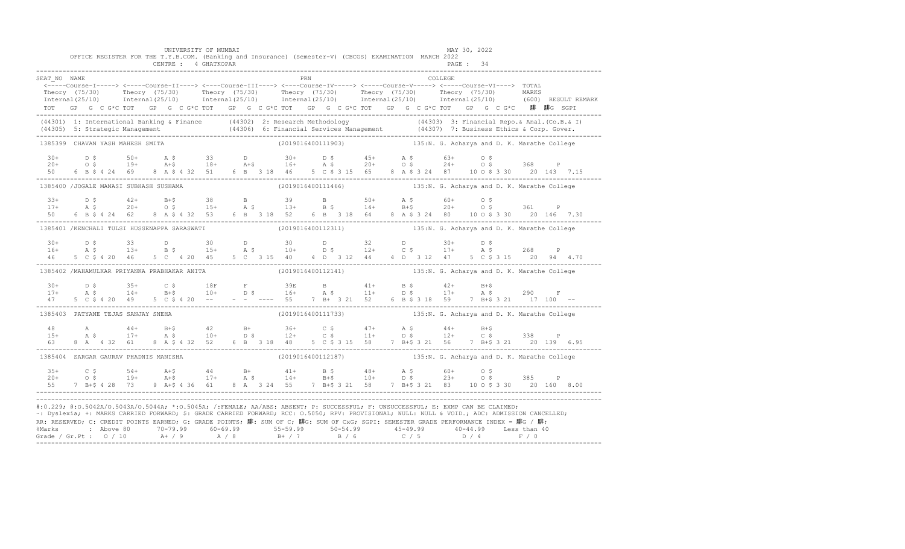UNIVERSITY OF MUMBAI
MAY 30, 2022

OFFICE REGISTER FOR THE T.Y.B.COM. (Banking and Insurance) (Semester-V) (CBCGS) EXAMINATION MARCH 2022

CENTRE : 4 GHATKOPAR

```
SEAT_NO  NAME                                                     PRN                                  COLLEGE
 <-----Course-I-----> <-----Course-II----> <----Course-III----> <----Course-IV-----> <-----Course-V-----> <-----Course-VI----> TOTAL
 Theory  (75/30)      Theory  (75/30)      Theory  (75/30)      Theory  (75/30)      Theory  (75/30)      Theory  (75/30)       MARKS
 Internal(25/10)      Internal(25/10)      Internal(25/10)      Internal(25/10)      Internal(25/10)      Internal(25/10)       (600)  RESULT REMARK
 TOT   GP  G  C G*C TOT   GP  G  C G*C TOT   GP  G  C G*C TOT   GP  G  C G*C TOT   GP  G  C G*C TOT   GP  G  C G*C    䄀    䄀G  SGPI
---------------------------------------------------------------------------------------------------------------------------------------------------
(44301) 1: International Banking & Finance      (44302) 2: Research Methodology                  (44303) 3: Financial Repo.& Anal.(Co.B.& I)
(44305) 5: Strategic Management                 (44306) 6: Financial Services Management         (44307) 7: Business Ethics & Corp. Gover.
---------------------------------------------------------------------------------------------------------------------------------------------------
1385399  CHAVAN YASH MAHESH SMITA                          (2019016400111903)            135:N. G. Acharya and D. K. Marathe College

  30+      D $       50+      A $       33       D         30+      D $       45+      A $       63+      O $
  20+      O $       19+      A+$       18+      A+$       16+      A $       20+      O $       24+      O $       368     P
 50     6  B $ 4 24  69    8  A $ 4 32  51    6  B   3 18  46    5  C $ 3 15  65    8  A $ 3 24  87   10 O $ 3 30    20  143  7.15
---------------------------------------------------------------------------------------------------------------------------------------------------
1385400 /JOGALE MANASI SUBHASH SUSHAMA                     (2019016400111466)            135:N. G. Acharya and D. K. Marathe College

  33+      D $       42+      B+$       38       B         39       B         50+      A $       60+      O $
  17+      A $       20+      O $       15+      A $       13+      B $       14+      B+$       20+      O $       361     P
 50     6  B $ 4 24  62    8  A $ 4 32  53    6  B   3 18  52    6  B   3 18  64    8  A $ 3 24  80   10 O $ 3 30    20  146  7.30
---------------------------------------------------------------------------------------------------------------------------------------------------
1385401 /KENCHALI TULSI HUSSENAPPA SARASWATI               (2019016400112311)            135:N. G. Acharya and D. K. Marathe College

  30+      D $       33       D         30       D         30       D         32       D         30+      D $
  16+      A $       13+      B $       15+      A $       10+      D $       12+      C $       17+      A $       268     P
 46     5  C $ 4 20  46    5  C   4 20  45    5  C   3 15  40    4  D   3 12  44    4  D   3 12  47    5  C $ 3 15    20   94  4.70
---------------------------------------------------------------------------------------------------------------------------------------------------
1385402 /MAHAMULKAR PRIYANKA PRABHAKAR ANITA               (2019016400112141)            135:N. G. Acharya and D. K. Marathe College

  30+      D $       35+      C $       18F      F         39E      B         41+      B $       42+      B+$
  17+      A $       14+      B+$       10+      D $       16+      A $       11+      D $       17+      A $       290     F
 47     5  C $ 4 20  49    5  C $ 4 20  --    -  -   ----  55    7  B+  3 21  52    6  B $ 3 18  59    7  B+$ 3 21    17  100  --
---------------------------------------------------------------------------------------------------------------------------------------------------
1385403  PATYANE TEJAS SANJAY SNEHA                        (2019016400111733)            135:N. G. Acharya and D. K. Marathe College

  48       A         44+      B+$       42       B+        36+      C $       47+      A $       44+      B+$
  15+      A $       17+      A $       10+      D $       12+      C $       11+      D $       12+      C $       338     P
 63     8  A   4 32  61    8  A $ 4 32  52    6  B   3 18  48    5  C $ 3 15  58    7  B+$ 3 21  56    7  B+$ 3 21    20  139  6.95
---------------------------------------------------------------------------------------------------------------------------------------------------
1385404  SARGAR GAURAV PHADNIS MANISHA                     (2019016400112187)            135:N. G. Acharya and D. K. Marathe College

  35+      C $       54+      A+$       44       B+        41+      B $       48+      A $       60+      O $
  20+      O $       19+      A+$       17+      A $       14+      B+$       10+      D $       23+      O $       385     P
 55     7  B+$ 4 28  73    9  A+$ 4 36  61    8  A   3 24  55    7  B+$ 3 21  58    7  B+$ 3 21  83   10 O $ 3 30    20  160  8.00
---------------------------------------------------------------------------------------------------------------------------------------------------
```

#:0.229; @:O.5042A/O.5043A/O.5044A; *:O.5045A; /:FEMALE; AA/ABS: ABSENT; P: SUCCESSFUL; F: UNSUCCESSFUL; E: EXMP CAN BE CLAIMED;
~: Dyslexia; +: MARKS CARRIED FORWARD; $: GRADE CARRIED FORWARD; RCC: O.5050; RPV: PROVISIONAL; NULL: NULL & VOID.; ADC: ADMISSION CANCELLED;
RR: RESERVED; C: CREDIT POINTS EARNED; G: GRADE POINTS; 䄀: SUM OF C; 䄀G: SUM OF CxG; SGPI: SEMESTER GRADE PERFORMANCE INDEX = 䄀G / 䄀;

| %Marks | : Above 80 | 70-79.99 | 60-69.99 | 55-59.99 | 50-54.99 | 45-49.99 | 40-44.99 | Less than 40 |
|---|---|---|---|---|---|---|---|---|
| Grade / Gr.Pt : | O / 10 | A+ / 9 | A / 8 | B+ / 7 | B / 6 | C / 5 | D / 4 | F / 0 |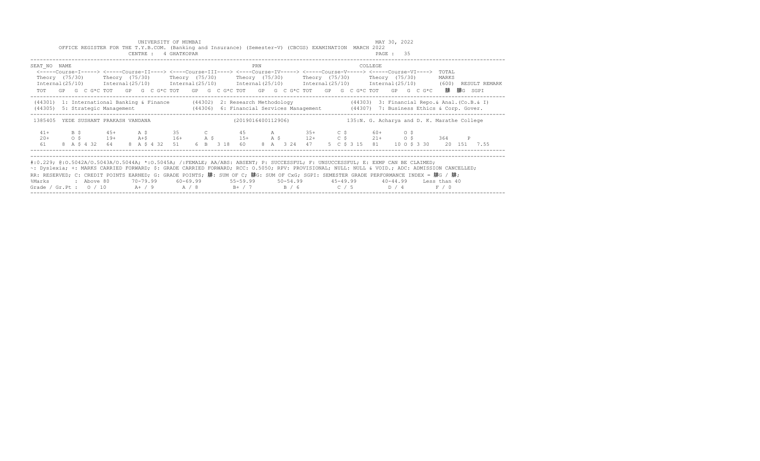UNIVERSITY OF MUMBAI
MAY 30, 2022

OFFICE REGISTER FOR THE T.Y.B.COM. (Banking and Insurance) (Semester-V) (CBCGS) EXAMINATION MARCH 2022

CENTRE : 4 GHATKOPAR

```
SEAT_NO  NAME                                                     PRN                                        COLLEGE
 <-----Course-I-----> <-----Course-II----> <----Course-III----> <----Course-IV-----> <-----Course-V-----> <-----Course-VI---->  TOTAL
 Theory (75/30)      Theory (75/30)      Theory (75/30)      Theory (75/30)      Theory (75/30)      Theory (75/30)       MARKS
 Internal(25/10)     Internal(25/10)     Internal(25/10)     Internal(25/10)     Internal(25/10)     Internal(25/10)      (600)  RESULT REMARK
 TOT   GP  G  C G*C TOT   GP  G  C G*C TOT   GP  G  C G*C TOT   GP  G  C G*C TOT   GP  G  C G*C TOT   GP  G  C G*C    腓  腓G  SGPI
------------------------------------------------------------------------------------------------------------------------------------------
 (44301) 1: International Banking & Finance      (44302) 2: Research Methodology              (44303) 3: Financial Repo.& Anal.(Co.B.& I)
 (44305) 5: Strategic Management                 (44306) 6: Financial Services Management     (44307) 7: Business Ethics & Corp. Gover.
------------------------------------------------------------------------------------------------------------------------------------------
 1385405  YEDE SUSHANT PRAKASH VANDANA                        (2019016400112906)              135:N. G. Acharya and D. K. Marathe College

  41+      B $      45+      A $      35       C        45       A        35+      C $      60+      O $
  20+      O $      19+      A+$      16+      A $      15+      A $      12+      C $      21+      O $      364      P
  61    8  A $ 4 32  64    8  A $ 4 32  51    6  B  3 18  60    8  A  3 24  47    5  C $ 3 15  81   10 O $ 3 30    20  151  7.55
------------------------------------------------------------------------------------------------------------------------------------------
```

#:0.229; @:O.5042A/O.5043A/O.5044A; *:O.5045A; /:FEMALE; AA/ABS: ABSENT; P: SUCCESSFUL; F: UNSUCCESSFUL; E: EXMP CAN BE CLAIMED;
~: Dyslexia; +: MARKS CARRIED FORWARD; $: GRADE CARRIED FORWARD; RCC: O.5050; RPV: PROVISIONAL; NULL: NULL & VOID.; ADC: ADMISSION CANCELLED;
RR: RESERVED; C: CREDIT POINTS EARNED; G: GRADE POINTS; 腓: SUM OF C; 腓G: SUM OF CxG; SGPI: SEMESTER GRADE PERFORMANCE INDEX = 腓G / 腓;

| %Marks | : Above 80 | 70-79.99 | 60-69.99 | 55-59.99 | 50-54.99 | 45-49.99 | 40-44.99 | Less than 40 |
|---|---|---|---|---|---|---|---|---|
| Grade / Gr.Pt : | O / 10 | A+ / 9 | A / 8 | B+ / 7 | B / 6 | C / 5 | D / 4 | F / 0 |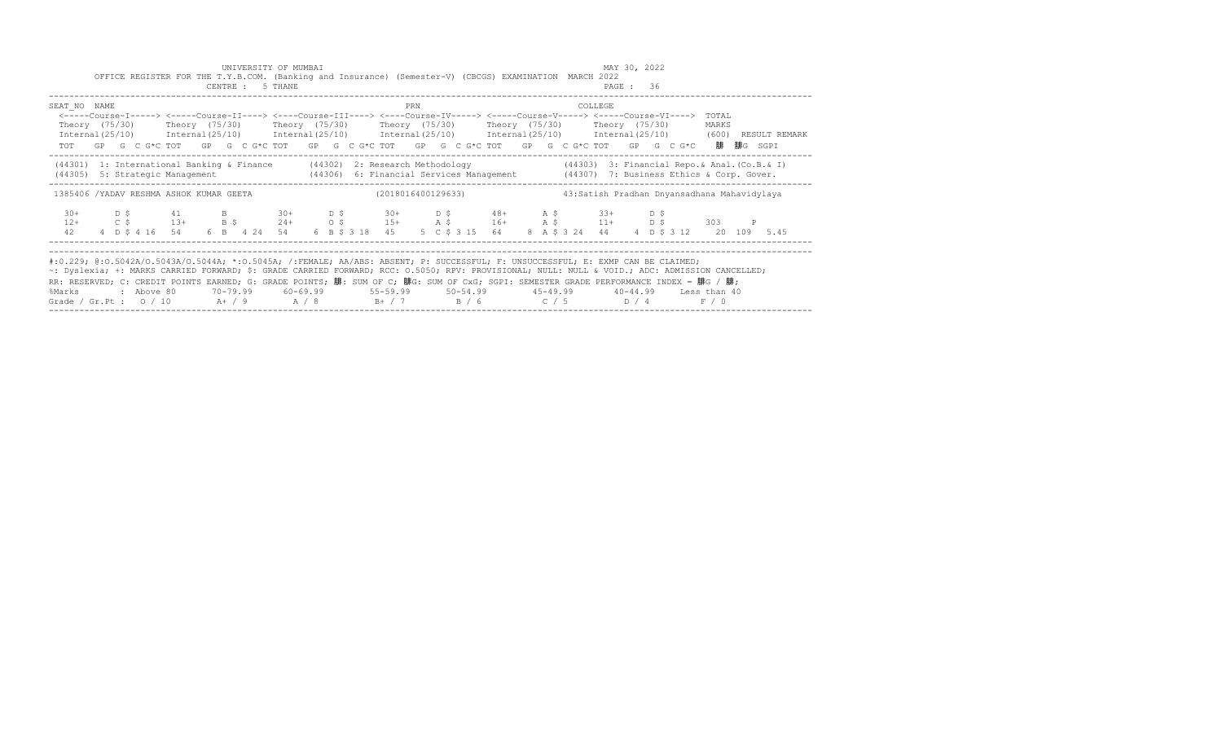UNIVERSITY OF MUMBAI

OFFICE REGISTER FOR THE T.Y.B.COM. (Banking and Insurance) (Semester-V) (CBCGS) EXAMINATION MARCH 2022

CENTRE : 5 THANE

MAY 30, 2022

SEAT_NO NAME | PRN | COLLEGE

| | Course-I | Course-II | Course-III | Course-IV | Course-V | Course-VI | TOTAL MARKS | |
|---|---|---|---|---|---|---|---|---|
| | Theory (75/30) | Theory (75/30) | Theory (75/30) | Theory (75/30) | Theory (75/30) | Theory (75/30) | | |
| | Internal(25/10) | Internal(25/10) | Internal(25/10) | Internal(25/10) | Internal(25/10) | Internal(25/10) | (600) | RESULT REMARK |
| | TOT GP G C G*C | TOT GP G C G*C | TOT GP G C G*C | TOT GP G C G*C | TOT GP G C G*C | TOT GP G C G*C | ΣC ΣCG | SGPI |

(44301) 1: International Banking & Finance (44302) 2: Research Methodology (44303) 3: Financial Repo.& Anal.(Co.B.& I)
(44305) 5: Strategic Management (44306) 6: Financial Services Management (44307) 7: Business Ethics & Corp. Gover.

1385406 /YADAV RESHMA ASHOK KUMAR GEETA (2018016400129633) 43:Satish Pradhan Dnyansadhana Mahavidyalaya

| | Course-I | Course-II | Course-III | Course-IV | Course-V | Course-VI | TOTAL | RESULT |
|---|---|---|---|---|---|---|---|---|
| Theory | 30+ D $ | 41 B | 30+ D $ | 30+ D $ | 48+ A $ | 33+ D $ | | |
| Internal | 12+ C $ | 13+ B $ | 24+ O $ | 15+ A $ | 16+ A $ | 11+ D $ | 303 | P |
| TOT GP G C G*C | 42 4 D $ 4 16 | 54 6 B 4 24 | 54 6 B $ 3 18 | 45 5 C $ 3 15 | 64 8 A $ 3 24 | 44 4 D $ 3 12 | 20 109 | 5.45 |

#:O.229; @:O.5042A/O.5043A/O.5044A; *:O.5045A; /:FEMALE; AA/ABS: ABSENT; P: SUCCESSFUL; F: UNSUCCESSFUL; E: EXMP CAN BE CLAIMED;
~: Dyslexia; +: MARKS CARRIED FORWARD; $: GRADE CARRIED FORWARD; RCC: O.5050; RPV: PROVISIONAL; NULL: NULL & VOID.; ADC: ADMISSION CANCELLED;
RR: RESERVED; C: CREDIT POINTS EARNED; G: GRADE POINTS; ΣC: SUM OF C; ΣCG: SUM OF CxG; SGPI: SEMESTER GRADE PERFORMANCE INDEX = ΣCG / ΣC;

| %Marks | Above 80 | 70-79.99 | 60-69.99 | 55-59.99 | 50-54.99 | 45-49.99 | 40-44.99 | Less than 40 |
|---|---|---|---|---|---|---|---|---|
| Grade / Gr.Pt | O / 10 | A+ / 9 | A / 8 | B+ / 7 | B / 6 | C / 5 | D / 4 | F / 0 |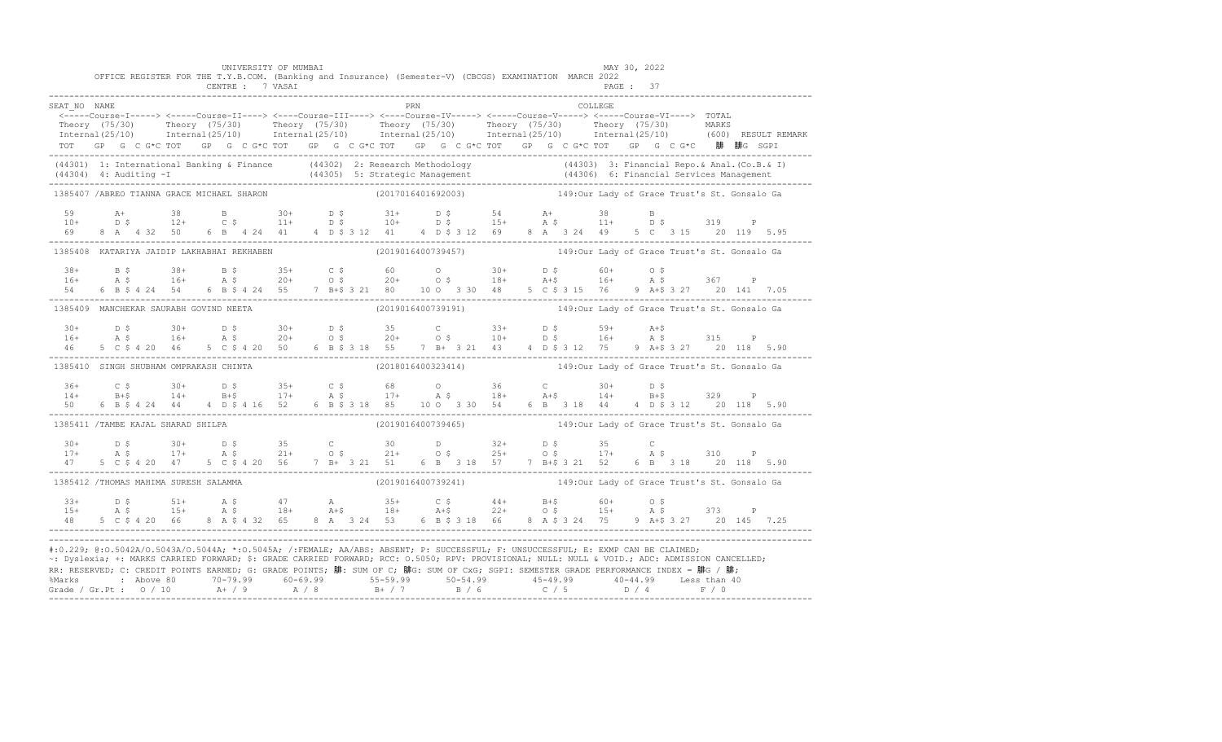UNIVERSITY OF MUMBAI — MAY 30, 2022

OFFICE REGISTER FOR THE T.Y.B.COM. (Banking and Insurance) (Semester-V) (CBCGS) EXAMINATION MARCH 2022

CENTRE : 7 VASAI

```
SEAT_NO  NAME                                                          PRN                                          COLLEGE
 <-----Course-I-----> <-----Course-II----> <----Course-III----> <----Course-IV-----> <-----Course-V-----> <-----Course-VI---->  TOTAL
 Theory  (75/30)      Theory  (75/30)      Theory  (75/30)      Theory  (75/30)      Theory  (75/30)      Theory  (75/30)       MARKS
 Internal(25/10)      Internal(25/10)      Internal(25/10)      Internal(25/10)      Internal(25/10)      Internal(25/10)       (600)  RESULT REMARK
 TOT   GP  G  C G*C TOT   GP  G  C G*C TOT   GP  G  C G*C TOT   GP  G  C G*C TOT   GP  G  C G*C TOT   GP  G  C G*C   腓  腓G  SGPI
```

(44301) 1: International Banking & Finance (44302) 2: Research Methodology (44303) 3: Financial Repo.& Anal.(Co.B.& I)
(44304) 4: Auditing -I (44305) 5: Strategic Management (44306) 6: Financial Services Management

```
1385407 /ABREO TIANNA GRACE MICHAEL SHARON                (2017016401692003)          149:Our Lady of Grace Trust's St. Gonsalo Ga

  59       A+        38       B         30+      D $       31+      D $       54       A+        38       B
  10+      D $       12+      C $       11+      D $       10+      D $       15+      A $       11+      D $       319     P
  69    8  A   4 32  50    6  B   4 24  41    4  D $ 3 12  41    4  D $ 3 12  69    8  A   3 24  49    5  C   3 15    20  119   5.95

1385408  KATARIYA JAIDIP LAKHABHAI REKHABEN               (2019016400739457)          149:Our Lady of Grace Trust's St. Gonsalo Ga

  38+      B $       38+      B $       35+      C $       60       O         30+      D $       60+      O $
  16+      A $       16+      A $       20+      O $       20+      O $       18+      A+$       16+      A $       367     P
  54    6  B $ 4 24  54    6  B $ 4 24  55    7  B+$ 3 21  80    10 O   3 30  48    5  C $ 3 15  76    9  A+$ 3 27    20  141   7.05

1385409  MANCHEKAR SAURABH GOVIND NEETA                   (2019016400739191)          149:Our Lady of Grace Trust's St. Gonsalo Ga

  30+      D $       30+      D $       30+      D $       35       C         33+      D $       59+      A+$
  16+      A $       16+      A $       20+      O $       20+      O $       10+      D $       16+      A $       315     P
  46    5  C $ 4 20  46    5  C $ 4 20  50    6  B $ 3 18  55    7  B+  3 21  43    4  D $ 3 12  75    9  A+$ 3 27    20  118   5.90

1385410  SINGH SHUBHAM OMPRAKASH CHINTA                   (2018016400323414)          149:Our Lady of Grace Trust's St. Gonsalo Ga

  36+      C $       30+      D $       35+      C $       68       O         36       C         30+      D $
  14+      B+$       14+      B+$       17+      A $       17+      A $       18+      A+$       14+      B+$       329     P
  50    6  B $ 4 24  44    4  D $ 4 16  52    6  B $ 3 18  85    10 O   3 30  54    6  B   3 18  44    4  D $ 3 12    20  118   5.90

1385411 /TAMBE KAJAL SHARAD SHILPA                        (2019016400739465)          149:Our Lady of Grace Trust's St. Gonsalo Ga

  30+      D $       30+      D $       35       C         30       D         32+      D $       35       C
  17+      A $       17+      A $       21+      O $       21+      O $       25+      O $       17+      A $       310     P
  47    5  C $ 4 20  47    5  C $ 4 20  56    7  B+  3 21  51    6  B   3 18  57    7  B+$ 3 21  52    6  B   3 18    20  118   5.90

1385412 /THOMAS MAHIMA SURESH SALAMMA                     (2019016400739241)          149:Our Lady of Grace Trust's St. Gonsalo Ga

  33+      D $       51+      A $       47       A         35+      C $       44+      B+$       60+      O $
  15+      A $       15+      A $       18+      A+$       18+      A+$       22+      O $       15+      A $       373     P
  48    5  C $ 4 20  66    8  A $ 4 32  65    8  A   3 24  53    6  B $ 3 18  66    8  A $ 3 24  75    9  A+$ 3 27    20  145   7.25
```

#:0.229; @:O.5042A/O.5043A/O.5044A; *:O.5045A; /:FEMALE; AA/ABS: ABSENT; P: SUCCESSFUL; F: UNSUCCESSFUL; E: EXMP CAN BE CLAIMED;
~: Dyslexia; +: MARKS CARRIED FORWARD; $: GRADE CARRIED FORWARD; RCC: O.5050; RPV: PROVISIONAL; NULL: NULL & VOID.; ADC: ADMISSION CANCELLED;
RR: RESERVED; C: CREDIT POINTS EARNED; G: GRADE POINTS; 腓: SUM OF C; 腓G: SUM OF CxG; SGPI: SEMESTER GRADE PERFORMANCE INDEX = 腓G / 腓;

| %Marks | : Above 80 | 70-79.99 | 60-69.99 | 55-59.99 | 50-54.99 | 45-49.99 | 40-44.99 | Less than 40 |
|---|---|---|---|---|---|---|---|---|
| Grade / Gr.Pt : | O / 10 | A+ / 9 | A / 8 | B+ / 7 | B / 6 | C / 5 | D / 4 | F / 0 |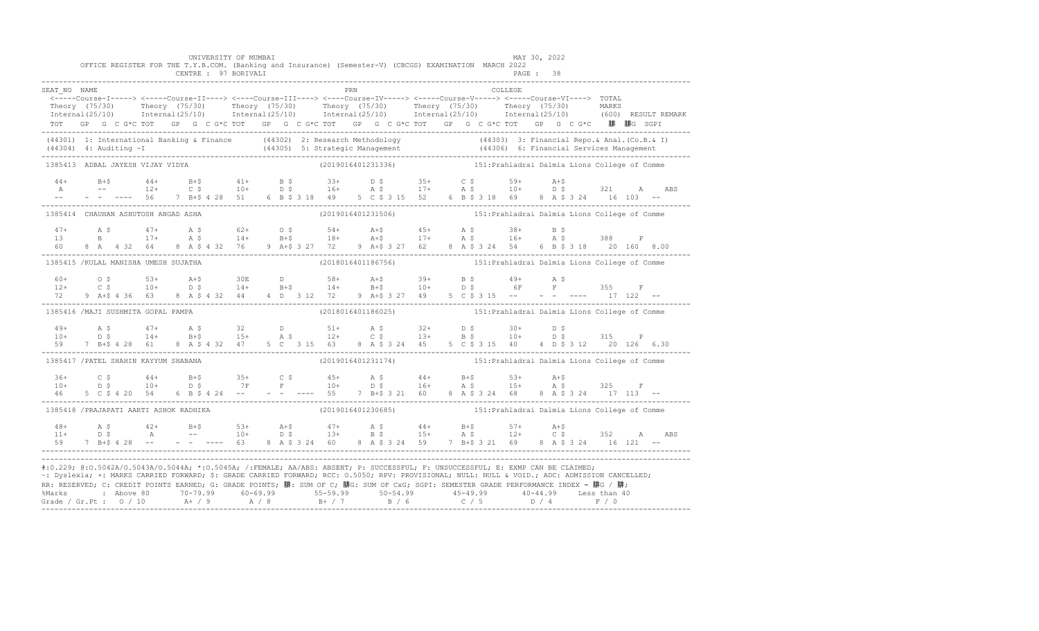UNIVERSITY OF MUMBAI

OFFICE REGISTER FOR THE T.Y.B.COM. (Banking and Insurance) (Semester-V) (CBCGS) EXAMINATION MARCH 2022

CENTRE : 97 BORIVALI

MAY 30, 2022

```
SEAT_NO  NAME                                                      PRN                                   COLLEGE
 <-----Course-I-----> <-----Course-II----> <----Course-III----> <----Course-IV-----> <-----Course-V-----> <-----Course-VI---->  TOTAL
 Theory  (75/30)      Theory  (75/30)      Theory  (75/30)      Theory  (75/30)      Theory  (75/30)      Theory  (75/30)       MARKS
 Internal(25/10)      Internal(25/10)      Internal(25/10)      Internal(25/10)      Internal(25/10)      Internal(25/10)       (600)  RESULT REMARK
 TOT   GP  G  C G*C TOT   GP  G  C G*C TOT   GP  G  C G*C TOT   GP  G  C G*C TOT   GP  G  C G*C TOT   GP  G  C G*C   䟺  䟺G  SGPI
-----------------------------------------------------------------------------------------------------------------------------------------
(44301) 1: International Banking & Finance      (44302) 2: Research Methodology                 (44303) 3: Financial Repo.& Anal.(Co.B.& I)
(44304) 4: Auditing -I                          (44305) 5: Strategic Management                 (44306) 6: Financial Services Management
-----------------------------------------------------------------------------------------------------------------------------------------
1385413  ADBAL JAYESH VIJAY VIDYA                          (2019016401231336)          151:Prahladrai Dalmia Lions College of Comme

  44+      B+$       44+      B+$       41+      B $       33+      D $       35+      C $       59+      A+$
  A        --        12+      C $       10+      D $       16+      A $       17+      A $       10+      D $       321      A     ABS
  --      -  -  ----  56     7  B+$ 4 28  51     6  B $ 3 18  49     5  C $ 3 15  52     6  B $ 3 18  69     8  A $ 3 24   16  103  --
-----------------------------------------------------------------------------------------------------------------------------------------
1385414  CHAUHAN ASHUTOSH ANGAD ASHA                       (2019016401231506)          151:Prahladrai Dalmia Lions College of Comme

  47+      A $       47+      A $       62+      O $       54+      A+$       45+      A $       38+      B $
  13       B         17+      A $       14+      B+$       18+      A+$       17+      A $       16+      A $       388      P
  60     8  A   4 32  64     8  A $ 4 32  76     9  A+$ 3 27  72     9  A+$ 3 27  62     8  A $ 3 24  54     6  B $ 3 18   20  160  8.00
-----------------------------------------------------------------------------------------------------------------------------------------
1385415 /KULAL MANISHA UMESH SUJATHA                       (2018016401186756)          151:Prahladrai Dalmia Lions College of Comme

  60+      O $       53+      A+$       30E      D         58+      A+$       39+      B $       49+      A $
  12+      C $       10+      D $       14+      B+$       14+      B+$       10+      D $       6F       F         355      F
  72     9  A+$ 4 36  63     8  A $ 4 32  44     4  D   3 12  72     9  A+$ 3 27  49     5  C $ 3 15  --      -  -  ----   17  122  --
-----------------------------------------------------------------------------------------------------------------------------------------
1385416 /MAJI SUSHMITA GOPAL PAMPA                         (2018016401186025)          151:Prahladrai Dalmia Lions College of Comme

  49+      A $       47+      A $       32       D         51+      A $       32+      D $       30+      D $
  10+      D $       14+      B+$       15+      A $       12+      C $       13+      B $       10+      D $       315      P
  59     7  B+$ 4 28  61     8  A $ 4 32  47     5  C   3 15  63     8  A $ 3 24  45     5  C $ 3 15  40     4  D $ 3 12   20  126  6.30
-----------------------------------------------------------------------------------------------------------------------------------------
1385417 /PATEL SHAHIN KAYYUM SHABANA                       (2019016401231174)          151:Prahladrai Dalmia Lions College of Comme

  36+      C $       44+      B+$       35+      C $       45+      A $       44+      B+$       53+      A+$
  10+      D $       10+      D $       7F       F         10+      D $       16+      A $       15+      A $       325      F
  46     5  C $ 4 20  54     6  B $ 4 24  --      -  -  ----  55     7  B+$ 3 21  60     8  A $ 3 24  68     8  A $ 3 24   17  113  --
-----------------------------------------------------------------------------------------------------------------------------------------
1385418 /PRAJAPATI AARTI ASHOK RADHIKA                     (2019016401230685)          151:Prahladrai Dalmia Lions College of Comme

  48+      A $       42+      B+$       53+      A+$       47+      A $       44+      B+$       57+      A+$
  11+      D $       A         --        10+      D $       13+      B $       15+      A $       12+      C $       352      A     ABS
  59     7  B+$ 4 28  --      -  -  ----  63     8  A $ 3 24  60     8  A $ 3 24  59     7  B+$ 3 21  69     8  A $ 3 24   16  121  --
-----------------------------------------------------------------------------------------------------------------------------------------
```

#:0.229; @:O.5042A/O.5043A/O.5044A; *:O.5045A; /:FEMALE; AA/ABS: ABSENT; P: SUCCESSFUL; F: UNSUCCESSFUL; E: EXMP CAN BE CLAIMED;
~: Dyslexia; +: MARKS CARRIED FORWARD; $: GRADE CARRIED FORWARD; RCC: O.5050; RPV: PROVISIONAL; NULL: NULL & VOID.; ADC: ADMISSION CANCELLED;
RR: RESERVED; C: CREDIT POINTS EARNED; G: GRADE POINTS; 䟺: SUM OF C; 䟺G: SUM OF CxG; SGPI: SEMESTER GRADE PERFORMANCE INDEX = 䟺G / 䟺;

| %Marks | : Above 80 | 70-79.99 | 60-69.99 | 55-59.99 | 50-54.99 | 45-49.99 | 40-44.99 | Less than 40 |
|---|---|---|---|---|---|---|---|---|
| Grade / Gr.Pt : | O / 10 | A+ / 9 | A / 8 | B+ / 7 | B / 6 | C / 5 | D / 4 | F / 0 |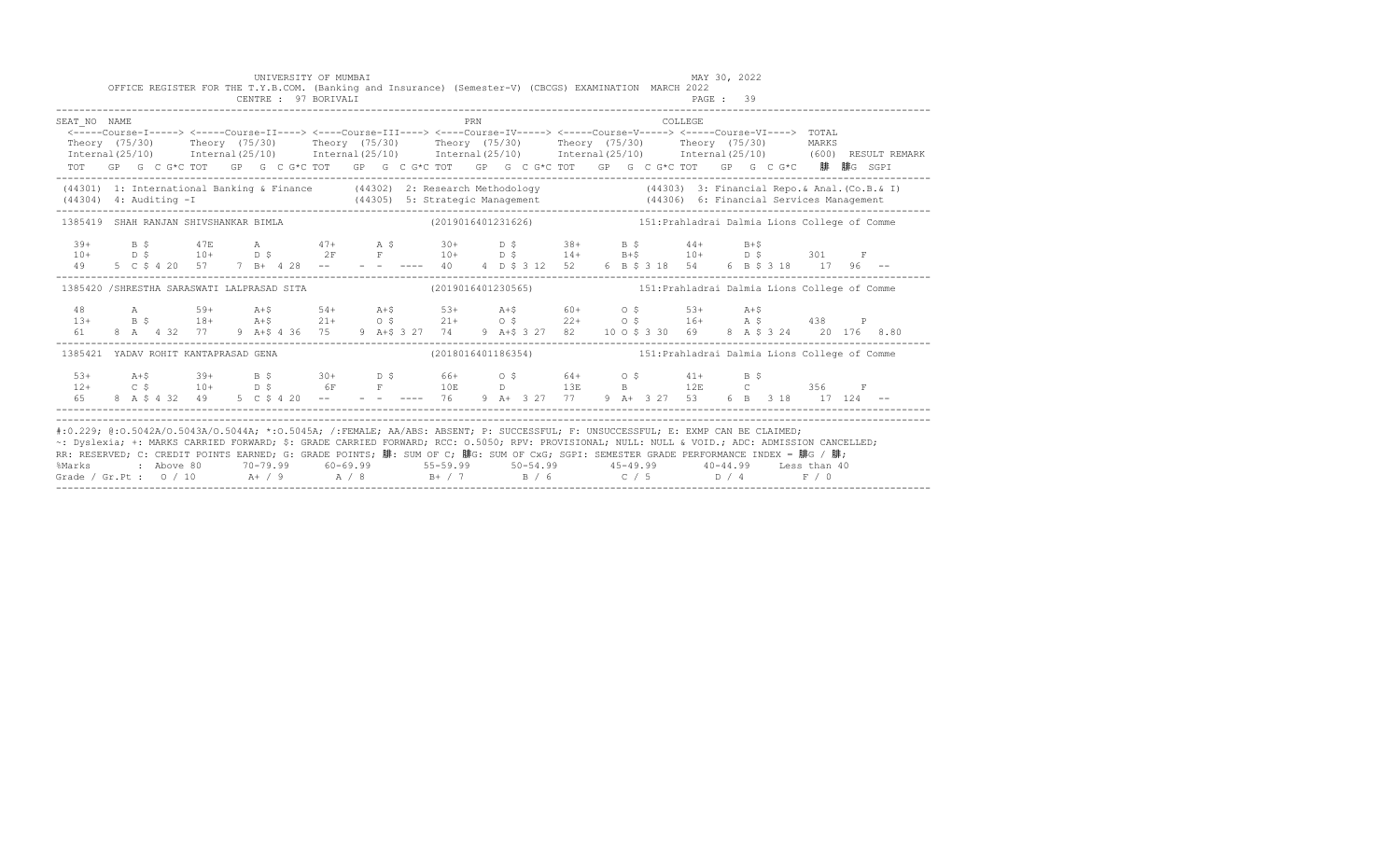UNIVERSITY OF MUMBAI

OFFICE REGISTER FOR THE T.Y.B.COM. (Banking and Insurance) (Semester-V) (CBCGS) EXAMINATION MARCH 2022

CENTRE : 97 BORIVALI

MAY 30, 2022

| SEAT_NO | NAME | | PRN | | COLLEGE |
|---|---|---|---|---|---|

Column legend: Course-I to Course-VI each: Theory (75/30), Internal (25/10); TOT GP G C G*C; TOTAL MARKS (600); 腓 腓G SGPI; RESULT REMARK

(44301) 1: International Banking & Finance (44302) 2: Research Methodology (44303) 3: Financial Repo.& Anal.(Co.B.& I)
(44304) 4: Auditing -I (44305) 5: Strategic Management (44306) 6: Financial Services Management

**1385419 SHAH RANJAN SHIVSHANKAR BIMLA** (2019016401231626) 151:Prahladrai Dalmia Lions College of Comme

| | Course-I | Course-II | Course-III | Course-IV | Course-V | Course-VI | Total | | |
|---|---|---|---|---|---|---|---|---|---|
| Theory | 39+ B $ | 47E A | 47+ A $ | 30+ D $ | 38+ B $ | 44+ B+$ | | | |
| Internal | 10+ D $ | 10+ D $ | 2F F | 10+ D $ | 14+ B+$ | 10+ D $ | 301 | F | |
| TOT GP G C G*C | 49 5 C $ 4 20 | 57 7 B+ 4 28 | -- - - ---- | 40 4 D $ 3 12 | 52 6 B $ 3 18 | 54 6 B $ 3 18 | 17 | 96 | -- |

**1385420 /SHRESTHA SARASWATI LALPRASAD SITA** (2019016401230565) 151:Prahladrai Dalmia Lions College of Comme

| | Course-I | Course-II | Course-III | Course-IV | Course-V | Course-VI | Total | | |
|---|---|---|---|---|---|---|---|---|---|
| Theory | 48 A | 59+ A+$ | 54+ A+$ | 53+ A+$ | 60+ O $ | 53+ A+$ | | | |
| Internal | 13+ B $ | 18+ A+$ | 21+ O $ | 21+ O $ | 22+ O $ | 16+ A $ | 438 | P | |
| TOT GP G C G*C | 61 8 A 4 32 | 77 9 A+$ 4 36 | 75 9 A+$ 3 27 | 74 9 A+$ 3 27 | 82 10 O $ 3 30 | 69 8 A $ 3 24 | 20 | 176 | 8.80 |

**1385421 YADAV ROHIT KANTAPRASAD GENA** (2018016401186354) 151:Prahladrai Dalmia Lions College of Comme

| | Course-I | Course-II | Course-III | Course-IV | Course-V | Course-VI | Total | | |
|---|---|---|---|---|---|---|---|---|---|
| Theory | 53+ A+$ | 39+ B $ | 30+ D $ | 66+ O $ | 64+ O $ | 41+ B $ | | | |
| Internal | 12+ C $ | 10+ D $ | 6F F | 10E D | 13E B | 12E C | 356 | F | |
| TOT GP G C G*C | 65 8 A $ 4 32 | 49 5 C $ 4 20 | -- - - ---- | 76 9 A+ 3 27 | 77 9 A+ 3 27 | 53 6 B 3 18 | 17 | 124 | -- |

#:O.229; @:O.5042A/O.5043A/O.5044A; *:O.5045A; /:FEMALE; AA/ABS: ABSENT; P: SUCCESSFUL; F: UNSUCCESSFUL; E: EXMP CAN BE CLAIMED;
~: Dyslexia; +: MARKS CARRIED FORWARD; $: GRADE CARRIED FORWARD; RCC: O.5050; RPV: PROVISIONAL; NULL: NULL & VOID.; ADC: ADMISSION CANCELLED;
RR: RESERVED; C: CREDIT POINTS EARNED; G: GRADE POINTS; 腓: SUM OF C; 腓G: SUM OF CxG; SGPI: SEMESTER GRADE PERFORMANCE INDEX = 腓G / 腓;

| %Marks | Above 80 | 70-79.99 | 60-69.99 | 55-59.99 | 50-54.99 | 45-49.99 | 40-44.99 | Less than 40 |
|---|---|---|---|---|---|---|---|---|
| Grade / Gr.Pt | O / 10 | A+ / 9 | A / 8 | B+ / 7 | B / 6 | C / 5 | D / 4 | F / 0 |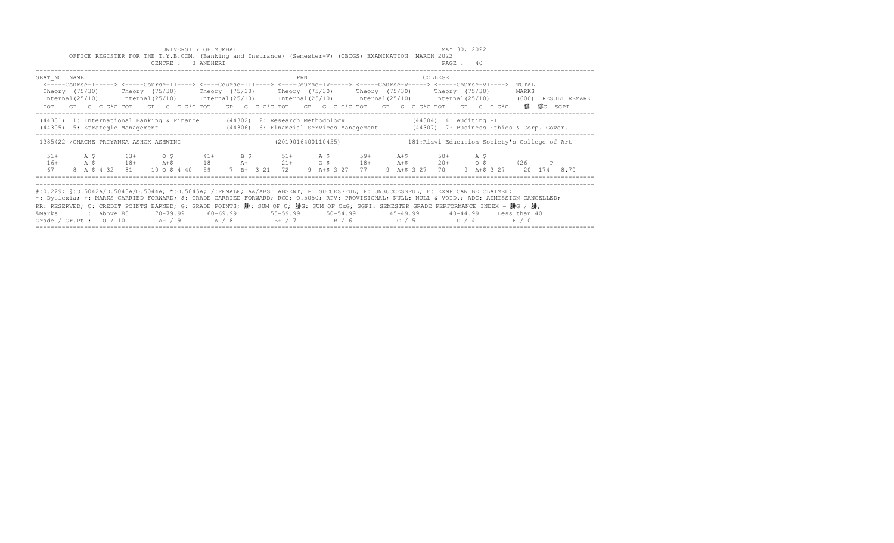UNIVERSITY OF MUMBAI

OFFICE REGISTER FOR THE T.Y.B.COM. (Banking and Insurance) (Semester-V) (CBCGS) EXAMINATION MARCH 2022

CENTRE : 3 ANDHERI

MAY 30, 2022

PAGE : 40

```
SEAT_NO  NAME                                                      PRN                                    COLLEGE
 <-----Course-I-----> <-----Course-II----> <----Course-III----> <----Course-IV-----> <-----Course-V-----> <-----Course-VI---->  TOTAL
 Theory  (75/30)      Theory  (75/30)      Theory  (75/30)      Theory  (75/30)      Theory  (75/30)      Theory  (75/30)       MARKS
 Internal(25/10)      Internal(25/10)      Internal(25/10)      Internal(25/10)      Internal(25/10)      Internal(25/10)       (600)  RESULT REMARK
 TOT   GP  G  C G*C TOT   GP  G  C G*C TOT   GP  G  C G*C TOT   GP  G  C G*C TOT   GP  G  C G*C TOT   GP  G  C G*C    腓  腓G  SGPI
```

(44301) 1: International Banking & Finance (44302) 2: Research Methodology (44304) 4: Auditing -I
(44305) 5: Strategic Management (44306) 6: Financial Services Management (44307) 7: Business Ethics & Corp. Gover.

```
 1385422 /CHACHE PRIYANKA ASHOK ASHWINI                    (2019016400110455)              181:Rizvi Education Society's College of Art

   51+       A $        63+       O $        41+       B $        51+       A $        59+       A+$        50+       A $
   16+       A $        18+       A+$        18        A+         21+       O $        18+       A+$        20+       O $        426     P
   67    8  A $ 4 32   81    10 O $ 4 40   59     7  B+  3 21   72     9  A+$ 3 27   77     9  A+$ 3 27   70     9  A+$ 3 27    20  174   8.70
```

#:O.229; @:O.5042A/O.5043A/O.5044A; *:O.5045A; /:FEMALE; AA/ABS: ABSENT; P: SUCCESSFUL; F: UNSUCCESSFUL; E: EXMP CAN BE CLAIMED;
~: Dyslexia; +: MARKS CARRIED FORWARD; $: GRADE CARRIED FORWARD; RCC: O.5050; RPV: PROVISIONAL; NULL: NULL & VOID.; ADC: ADMISSION CANCELLED;
RR: RESERVED; C: CREDIT POINTS EARNED; G: GRADE POINTS; 腓: SUM OF C; 腓G: SUM OF CxG; SGPI: SEMESTER GRADE PERFORMANCE INDEX = 腓G / 腓;

| %Marks | : Above 80 | 70-79.99 | 60-69.99 | 55-59.99 | 50-54.99 | 45-49.99 | 40-44.99 | Less than 40 |
|---|---|---|---|---|---|---|---|---|
| Grade / Gr.Pt : | O / 10 | A+ / 9 | A / 8 | B+ / 7 | B / 6 | C / 5 | D / 4 | F / 0 |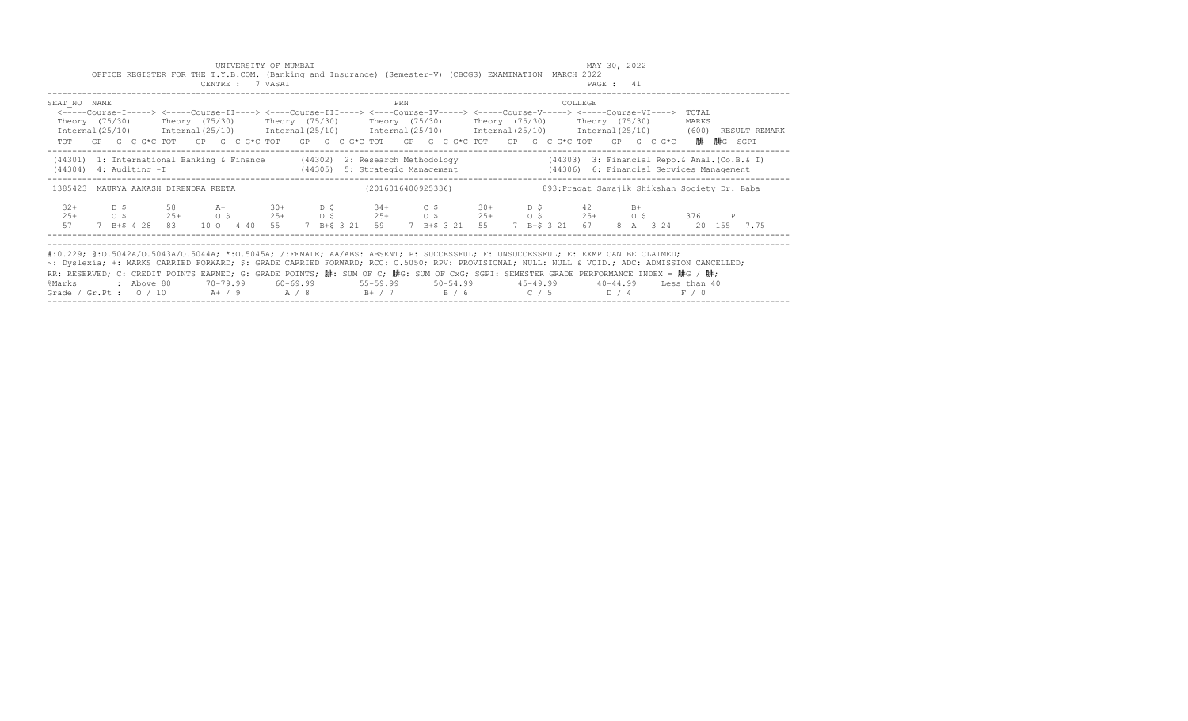UNIVERSITY OF MUMBAI

MAY 30, 2022

OFFICE REGISTER FOR THE T.Y.B.COM. (Banking and Insurance) (Semester-V) (CBCGS) EXAMINATION MARCH 2022

CENTRE : 7 VASAI

PAGE : 41

```
SEAT_NO  NAME                                                         PRN                                   COLLEGE
 <-----Course-I-----> <-----Course-II----> <----Course-III----> <----Course-IV-----> <-----Course-V-----> <-----Course-VI---->  TOTAL
 Theory  (75/30)      Theory  (75/30)      Theory  (75/30)      Theory  (75/30)      Theory  (75/30)      Theory  (75/30)       MARKS
 Internal(25/10)      Internal(25/10)      Internal(25/10)      Internal(25/10)      Internal(25/10)      Internal(25/10)       (600)  RESULT REMARK
 TOT    GP  G  C G*C TOT    GP  G  C G*C TOT    GP  G  C G*C TOT    GP  G  C G*C TOT    GP  G  C G*C TOT    GP  G  C G*C    腓  腓G  SGPI

 (44301)  1: International Banking & Finance       (44302)  2: Research Methodology                 (44303)  3: Financial Repo.& Anal.(Co.B.& I)
 (44304)  4: Auditing -I                           (44305)  5: Strategic Management                 (44306)  6: Financial Services Management

 1385423  MAURYA AAKASH DIRENDRA REETA                          (2016016400925336)              893:Pragat Samajik Shikshan Society Dr. Baba

   32+      D $       58       A+       30+      D $       34+      C $       30+      D $       42       B+
   25+      O $       25+      O $      25+      O $       25+      O $       25+      O $       25+      O $       376      P
   57     7  B+$ 4 28  83    10 O  4 40  55    7  B+$ 3 21  59    7  B+$ 3 21  55    7  B+$ 3 21  67    8  A  3 24    20  155  7.75
```

#:O.229; @:O.5042A/O.5043A/O.5044A; *:O.5045A; /:FEMALE; AA/ABS: ABSENT; P: SUCCESSFUL; F: UNSUCCESSFUL; E: EXMP CAN BE CLAIMED;
~: Dyslexia; +: MARKS CARRIED FORWARD; $: GRADE CARRIED FORWARD; RCC: O.5050; RPV: PROVISIONAL; NULL: NULL & VOID.; ADC: ADMISSION CANCELLED;
RR: RESERVED; C: CREDIT POINTS EARNED; G: GRADE POINTS; 腓: SUM OF C; 腓G: SUM OF CxG; SGPI: SEMESTER GRADE PERFORMANCE INDEX = 腓G / 腓;

| %Marks | : Above 80 | 70-79.99 | 60-69.99 | 55-59.99 | 50-54.99 | 45-49.99 | 40-44.99 | Less than 40 |
|---|---|---|---|---|---|---|---|---|
| Grade / Gr.Pt : | O / 10 | A+ / 9 | A / 8 | B+ / 7 | B / 6 | C / 5 | D / 4 | F / 0 |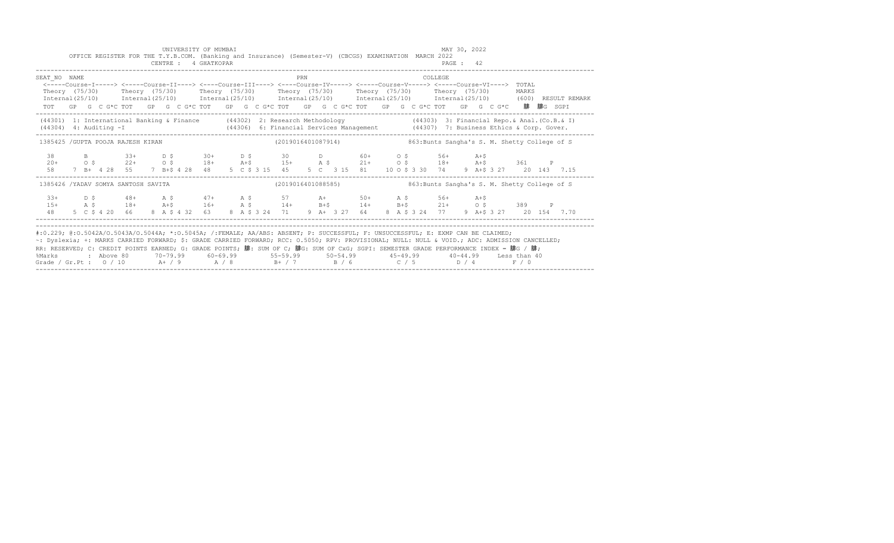UNIVERSITY OF MUMBAI

MAY 30, 2022

OFFICE REGISTER FOR THE T.Y.B.COM. (Banking and Insurance) (Semester-V) (CBCGS) EXAMINATION MARCH 2022

CENTRE : 4 GHATKOPAR

```
SEAT_NO  NAME                                                    PRN                                         COLLEGE
 <-----Course-I-----> <-----Course-II----> <----Course-III----> <----Course-IV-----> <-----Course-V-----> <-----Course-VI---->  TOTAL
 Theory  (75/30)      Theory  (75/30)      Theory  (75/30)      Theory  (75/30)      Theory  (75/30)      Theory  (75/30)       MARKS
 Internal(25/10)      Internal(25/10)      Internal(25/10)      Internal(25/10)      Internal(25/10)      Internal(25/10)       (600)  RESULT REMARK
 TOT   GP  G  C G*C TOT   GP  G  C G*C TOT   GP  G  C G*C TOT   GP  G  C G*C TOT   GP  G  C G*C TOT   GP  G  C G*C   䐈  䐈G  SGPI
```

(44301) 1: International Banking & Finance (44302) 2: Research Methodology (44303) 3: Financial Repo.& Anal.(Co.B.& I)
(44304) 4: Auditing -I (44306) 6: Financial Services Management (44307) 7: Business Ethics & Corp. Gover.

```
 1385425 /GUPTA POOJA RAJESH KIRAN                       (2019016401087914)            863:Bunts Sangha's S. M. Shetty College of S

   38       B         33+      D $       30+      D $       30       D          60+      O $        56+      A+$
   20+      O $       22+      O $       18+      A+$       15+      A $        21+      O $        18+      A+$        361     P
   58    7 B+  4 28   55    7 B+$ 4 28   48    5 C $ 3 15   45    5 C   3 15   81    10 O $ 3 30   74    9 A+$ 3 27    20  143   7.15

 1385426 /YADAV SOMYA SANTOSH SAVITA                     (2019016401088585)            863:Bunts Sangha's S. M. Shetty College of S

   33+      D $       48+      A $       47+      A $       57       A+         50+      A $        56+      A+$
   15+      A $       18+      A+$       16+      A $       14+      B+$        14+      B+$        21+      O $        389     P
   48    5 C $ 4 20   66    8 A $ 4 32   63    8 A $ 3 24   71    9 A+  3 27   64    8 A $ 3 24    77    9 A+$ 3 27    20  154   7.70
```

#:O.229; @:O.5042A/O.5043A/O.5044A; *:O.5045A; /:FEMALE; AA/ABS: ABSENT; P: SUCCESSFUL; F: UNSUCCESSFUL; E: EXMP CAN BE CLAIMED;
~: Dyslexia; +: MARKS CARRIED FORWARD; $: GRADE CARRIED FORWARD; RCC: O.5050; RPV: PROVISIONAL; NULL: NULL & VOID.; ADC: ADMISSION CANCELLED;
RR: RESERVED; C: CREDIT POINTS EARNED; G: GRADE POINTS; 䐈: SUM OF C; 䐈G: SUM OF CxG; SGPI: SEMESTER GRADE PERFORMANCE INDEX = 䐈G / 䐈;

| %Marks | : Above 80 | 70-79.99 | 60-69.99 | 55-59.99 | 50-54.99 | 45-49.99 | 40-44.99 | Less than 40 |
|---|---|---|---|---|---|---|---|---|
| Grade / Gr.Pt : | O / 10 | A+ / 9 | A / 8 | B+ / 7 | B / 6 | C / 5 | D / 4 | F / 0 |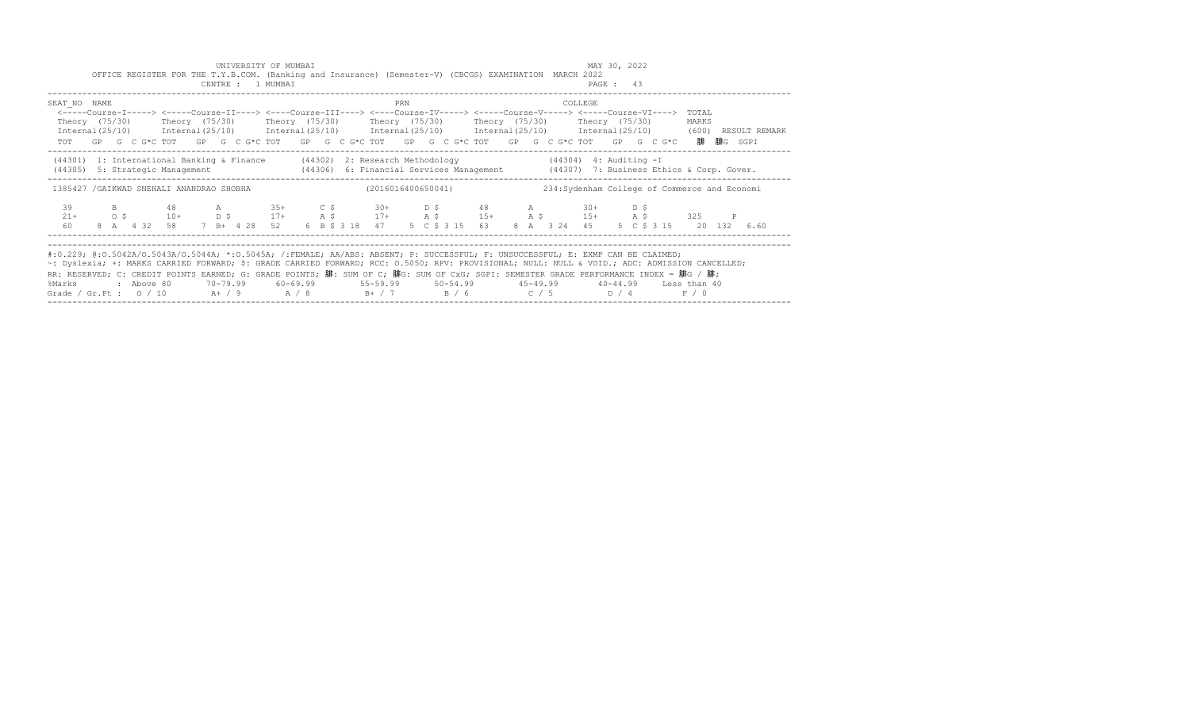UNIVERSITY OF MUMBAI
MAY 30, 2022

OFFICE REGISTER FOR THE T.Y.B.COM. (Banking and Insurance) (Semester-V) (CBCGS) EXAMINATION MARCH 2022

CENTRE : 1 MUMBAI

| SEAT_NO NAME | | | | PRN | | COLLEGE | |
|---|---|---|---|---|---|---|---|
| | <-----Course-I-----> | <-----Course-II----> | <----Course-III----> | <----Course-IV-----> | <-----Course-V-----> | <-----Course-VI----> | TOTAL |
| | Theory (75/30) | Theory (75/30) | Theory (75/30) | Theory (75/30) | Theory (75/30) | Theory (75/30) | MARKS |
| | Internal(25/10) | Internal(25/10) | Internal(25/10) | Internal(25/10) | Internal(25/10) | Internal(25/10) | (600) RESULT REMARK |
| | TOT GP G C G*C | TOT GP G C G*C | TOT GP G C G*C | TOT GP G C G*C | TOT GP G C G*C | TOT GP G C G*C | 䏈 䏈G SGPI |

(44301) 1: International Banking & Finance (44302) 2: Research Methodology (44304) 4: Auditing -I
(44305) 5: Strategic Management (44306) 6: Financial Services Management (44307) 7: Business Ethics & Corp. Gover.

1385427 /GAIKWAD SNEHALI ANANDRAO SHOBHA (2016016400650041) 234:Sydenham College of Commerce and Economi

| | Course-I | Course-II | Course-III | Course-IV | Course-V | Course-VI | Total |
|---|---|---|---|---|---|---|---|
| Theory | 39 B | 48 A | 35+ C $ | 30+ D $ | 48 A | 30+ D $ | 325 P |
| Internal | 21+ O $ | 10+ D $ | 17+ A $ | 17+ A $ | 15+ A $ | 15+ A $ | |
| TOT GP G C G*C | 60 8 A 4 32 | 58 7 B+ 4 28 | 52 6 B $ 3 18 | 47 5 C $ 3 15 | 63 8 A 3 24 | 45 5 C $ 3 15 | 20 132 6.60 |

#:O.229; @:O.5042A/O.5043A/O.5044A; *:O.5045A; /:FEMALE; AA/ABS: ABSENT; P: SUCCESSFUL; F: UNSUCCESSFUL; E: EXMP CAN BE CLAIMED;
~: Dyslexia; +: MARKS CARRIED FORWARD; $: GRADE CARRIED FORWARD; RCC: O.5050; RPV: PROVISIONAL; NULL: NULL & VOID.; ADC: ADMISSION CANCELLED;
RR: RESERVED; C: CREDIT POINTS EARNED; G: GRADE POINTS; 䏈: SUM OF C; 䏈G: SUM OF CxG; SGPI: SEMESTER GRADE PERFORMANCE INDEX = 䏈G / 䏈;

| %Marks | Above 80 | 70-79.99 | 60-69.99 | 55-59.99 | 50-54.99 | 45-49.99 | 40-44.99 | Less than 40 |
|---|---|---|---|---|---|---|---|---|
| Grade / Gr.Pt : | O / 10 | A+ / 9 | A / 8 | B+ / 7 | B / 6 | C / 5 | D / 4 | F / 0 |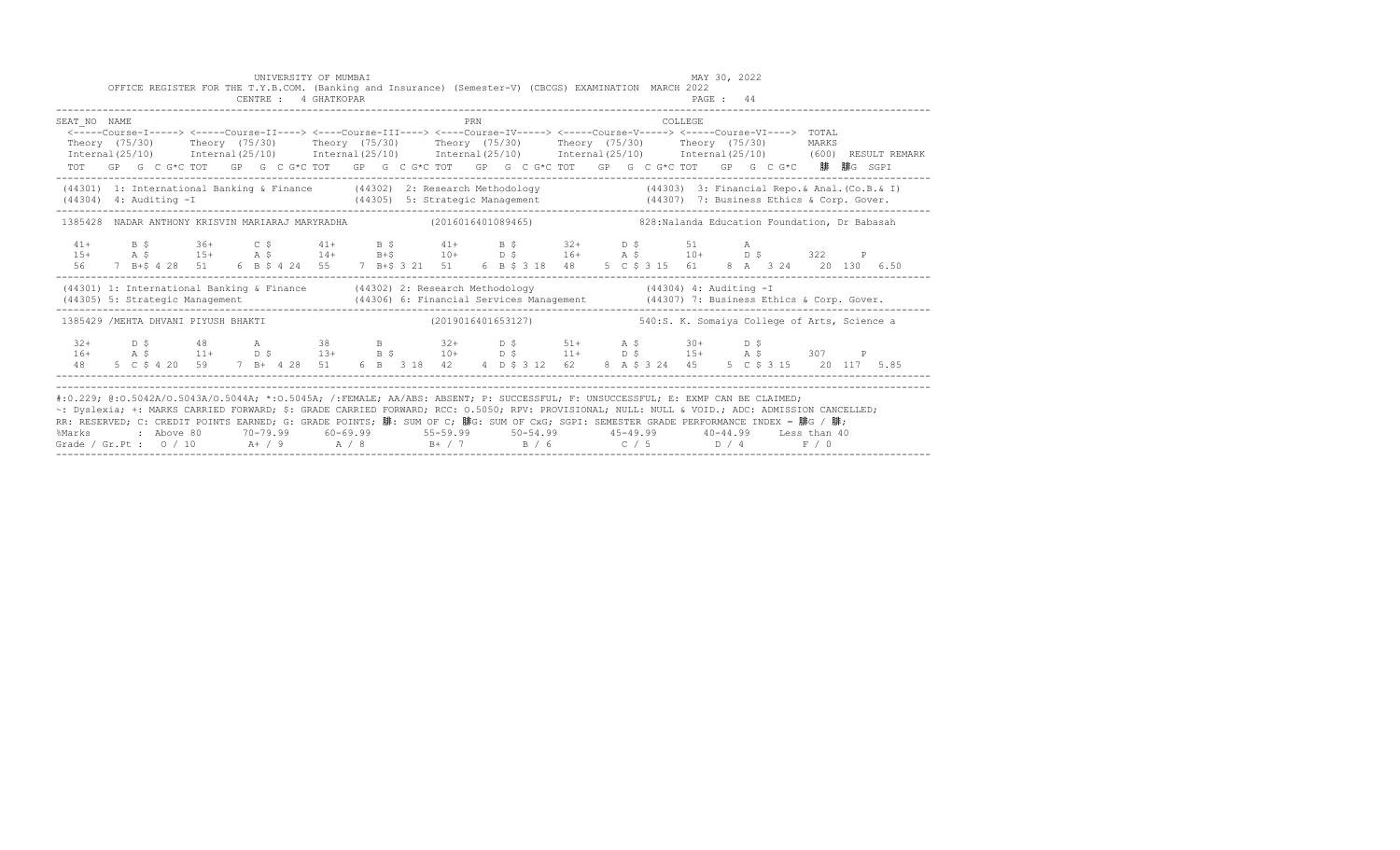UNIVERSITY OF MUMBAI

OFFICE REGISTER FOR THE T.Y.B.COM. (Banking and Insurance) (Semester-V) (CBCGS) EXAMINATION MARCH 2022

CENTRE : 4 GHATKOPAR

MAY 30, 2022

```
SEAT_NO  NAME                                                   PRN                                       COLLEGE
 <-----Course-I-----> <----Course-II----> <----Course-III----> <----Course-IV-----> <-----Course-V-----> <-----Course-VI---->  TOTAL
 Theory  (75/30)      Theory  (75/30)      Theory  (75/30)      Theory  (75/30)      Theory  (75/30)      Theory  (75/30)       MARKS
 Internal(25/10)      Internal(25/10)      Internal(25/10)      Internal(25/10)      Internal(25/10)      Internal(25/10)       (600)  RESULT REMARK
 TOT   GP  G  C G*C TOT   GP  G  C G*C TOT   GP  G  C G*C TOT   GP  G  C G*C TOT   GP  G  C G*C TOT   GP  G  C G*C    ÄC  ÄCG  SGPI
----------------------------------------------------------------------------------------------------------------------------------------------
 (44301) 1: International Banking & Finance      (44302) 2: Research Methodology              (44303) 3: Financial Repo.& Anal.(Co.B.& I)
 (44304) 4: Auditing -I                          (44305) 5: Strategic Management              (44307) 7: Business Ethics & Corp. Gover.
----------------------------------------------------------------------------------------------------------------------------------------------
 1385428  NADAR ANTHONY KRISVIN MARIARAJ MARYRADHA            (2016016401089465)            828:Nalanda Education Foundation, Dr Babasah

  41+      B $       36+      C $       41+      B $       41+      B $       32+      D $       51       A
  15+      A $       15+      A $       14+      B+$       10+      D $       16+      A $       10+      D $        322     P
  56    7 B+$ 4 28   51    6 B $ 4 24   55    7 B+$ 3 21   51    6 B $ 3 18   48    5 C $ 3 15   61    8 A  3 24    20  130  6.50
----------------------------------------------------------------------------------------------------------------------------------------------
 (44301) 1: International Banking & Finance      (44302) 2: Research Methodology              (44304) 4: Auditing -I
 (44305) 5: Strategic Management                 (44306) 6: Financial Services Management     (44307) 7: Business Ethics & Corp. Gover.
----------------------------------------------------------------------------------------------------------------------------------------------
 1385429 /MEHTA DHVANI PIYUSH BHAKTI                          (2019016401653127)            540:S. K. Somaiya College of Arts, Science a

  32+      D $       48       A         38       B         32+      D $       51+      A $       30+      D $
  16+      A $       11+      D $       13+      B $       10+      D $       11+      D $       15+      A $        307     P
  48    5 C $ 4 20   59    7 B+ 4 28    51    6 B  3 18    42    4 D $ 3 12   62    8 A $ 3 24   45    5 C $ 3 15    20  117  5.85
----------------------------------------------------------------------------------------------------------------------------------------------

----------------------------------------------------------------------------------------------------------------------------------------------
#:0.229; @:O.5042A/O.5043A/O.5044A; *:O.5045A; /:FEMALE; AA/ABS: ABSENT; P: SUCCESSFUL; F: UNSUCCESSFUL; E: EXMP CAN BE CLAIMED;
~: Dyslexia; +: MARKS CARRIED FORWARD; $: GRADE CARRIED FORWARD; RCC: O.5050; RPV: PROVISIONAL; NULL: NULL & VOID.; ADC: ADMISSION CANCELLED;
RR: RESERVED; C: CREDIT POINTS EARNED; G: GRADE POINTS; ÄC: SUM OF C; ÄCG: SUM OF CxG; SGPI: SEMESTER GRADE PERFORMANCE INDEX = ÄCG / ÄC;
%Marks       : Above 80      70-79.99      60-69.99       55-59.99       50-54.99        45-49.99       40-44.99     Less than 40
Grade / Gr.Pt :  O / 10        A+ / 9        A / 8          B+ / 7         B / 6           C / 5          D / 4          F / 0
----------------------------------------------------------------------------------------------------------------------------------------------
```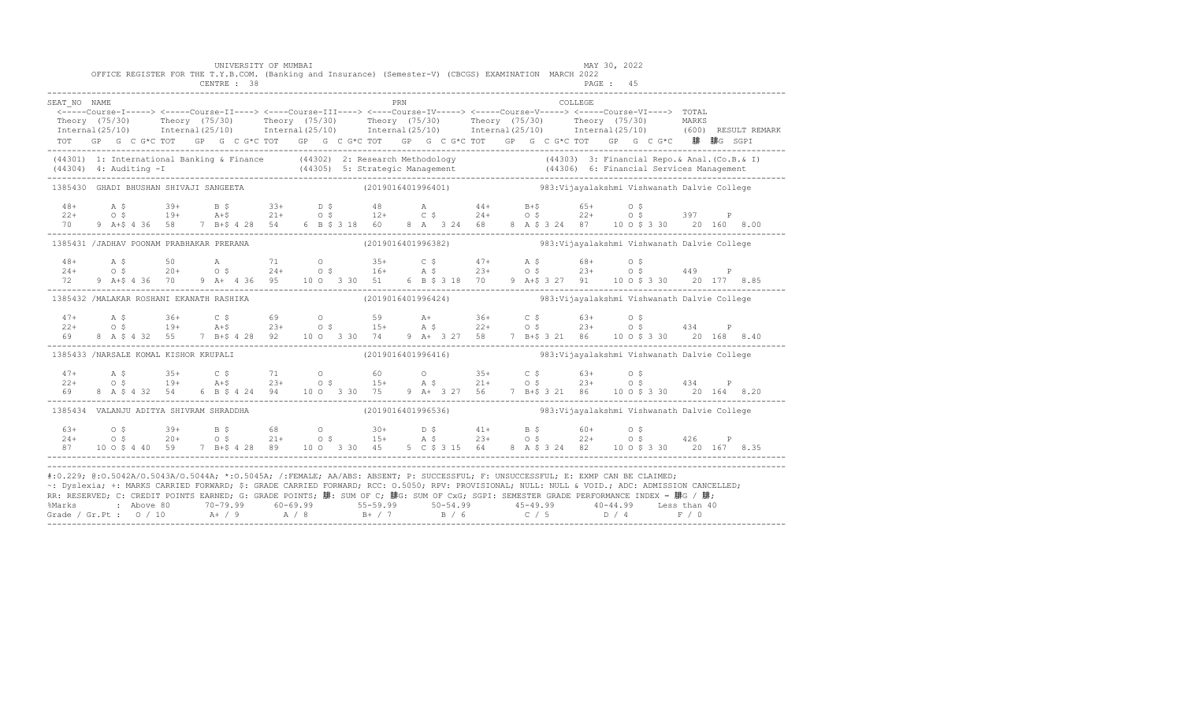UNIVERSITY OF MUMBAI

OFFICE REGISTER FOR THE T.Y.B.COM. (Banking and Insurance) (Semester-V) (CBCGS) EXAMINATION MARCH 2022

CENTRE : 38

MAY 30, 2022

PAGE : 45

```
SEAT_NO  NAME                                                    PRN                                  COLLEGE
 <-----Course-I-----> <-----Course-II----> <----Course-III----> <----Course-IV-----> <-----Course-V-----> <-----Course-VI---->  TOTAL
 Theory  (75/30)      Theory  (75/30)      Theory  (75/30)      Theory  (75/30)      Theory  (75/30)      Theory  (75/30)       MARKS
 Internal(25/10)      Internal(25/10)      Internal(25/10)      Internal(25/10)      Internal(25/10)      Internal(25/10)       (600)  RESULT REMARK
 TOT   GP  G  C G*C TOT   GP  G  C G*C TOT   GP  G  C G*C TOT   GP  G  C G*C TOT   GP  G  C G*C TOT   GP  G  C G*C   䏑  䏑G  SGPI

(44301) 1: International Banking & Finance       (44302) 2: Research Methodology               (44303) 3: Financial Repo.& Anal.(Co.B.& I)
(44304) 4: Auditing -I                            (44305) 5: Strategic Management               (44306) 6: Financial Services Management

1385430  GHADI BHUSHAN SHIVAJI SANGEETA                     (2019016401996401)          983:Vijayalakshmi Vishwanath Dalvie College

  48+      A $      39+      B $      33+      D $      48       A        44+      B+$      65+      O $
  22+      O $      19+      A+$      21+      O $      12+      C $      24+      O $      22+      O $      397    P
  70    9 A+$ 4 36  58    7 B+$ 4 28  54    6 B $ 3 18  60    8 A  3 24  68    8 A $ 3 24  87    10 O $ 3 30    20 160  8.00

1385431 /JADHAV POONAM PRABHAKAR PRERANA                    (2019016401996382)          983:Vijayalakshmi Vishwanath Dalvie College

  48+      A $      50       A        71       O        35+      C $      47+      A $      68+      O $
  24+      O $      20+      O $      24+      O $      16+      A $      23+      O $      23+      O $      449    P
  72    9 A+$ 4 36  70    9 A+  4 36  95    10 O  3 30  51    6 B $ 3 18  70    9 A+$ 3 27  91    10 O $ 3 30    20 177  8.85

1385432 /MALAKAR ROSHANI EKANATH RASHIKA                    (2019016401996424)          983:Vijayalakshmi Vishwanath Dalvie College

  47+      A $      36+      C $      69       O        59       A+       36+      C $      63+      O $
  22+      O $      19+      A+$      23+      O $      15+      A $      22+      O $      23+      O $      434    P
  69    8 A $ 4 32  55    7 B+$ 4 28  92    10 O  3 30  74    9 A+  3 27  58    7 B+$ 3 21  86    10 O $ 3 30    20 168  8.40

1385433 /NARSALE KOMAL KISHOR KRUPALI                       (2019016401996416)          983:Vijayalakshmi Vishwanath Dalvie College

  47+      A $      35+      C $      71       O        60       O        35+      C $      63+      O $
  22+      O $      19+      A+$      23+      O $      15+      A $      21+      O $      23+      O $      434    P
  69    8 A $ 4 32  54    6 B $ 4 24  94    10 O  3 30  75    9 A+  3 27  56    7 B+$ 3 21  86    10 O $ 3 30    20 164  8.20

1385434  VALANJU ADITYA SHIVRAM SHRADDHA                    (2019016401996536)          983:Vijayalakshmi Vishwanath Dalvie College

  63+      O $      39+      B $      68       O        30+      D $      41+      B $      60+      O $
  24+      O $      20+      O $      21+      O $      15+      A $      23+      O $      22+      O $      426    P
  87    10 O $ 4 40  59    7 B+$ 4 28  89    10 O  3 30  45    5 C $ 3 15  64    8 A $ 3 24  82    10 O $ 3 30    20 167  8.35
```

#:0.229; @:O.5042A/O.5043A/O.5044A; *:O.5045A; /:FEMALE; AA/ABS: ABSENT; P: SUCCESSFUL; F: UNSUCCESSFUL; E: EXMP CAN BE CLAIMED;
~: Dyslexia; +: MARKS CARRIED FORWARD; $: GRADE CARRIED FORWARD; RCC: O.5050; RPV: PROVISIONAL; NULL: NULL & VOID.; ADC: ADMISSION CANCELLED;
RR: RESERVED; C: CREDIT POINTS EARNED; G: GRADE POINTS; 䏑: SUM OF C; 䏑G: SUM OF CxG; SGPI: SEMESTER GRADE PERFORMANCE INDEX = 䏑G / 䏑;

| %Marks | : Above 80 | 70-79.99 | 60-69.99 | 55-59.99 | 50-54.99 | 45-49.99 | 40-44.99 | Less than 40 |
|---|---|---|---|---|---|---|---|---|
| Grade / Gr.Pt : | O / 10 | A+ / 9 | A / 8 | B+ / 7 | B / 6 | C / 5 | D / 4 | F / 0 |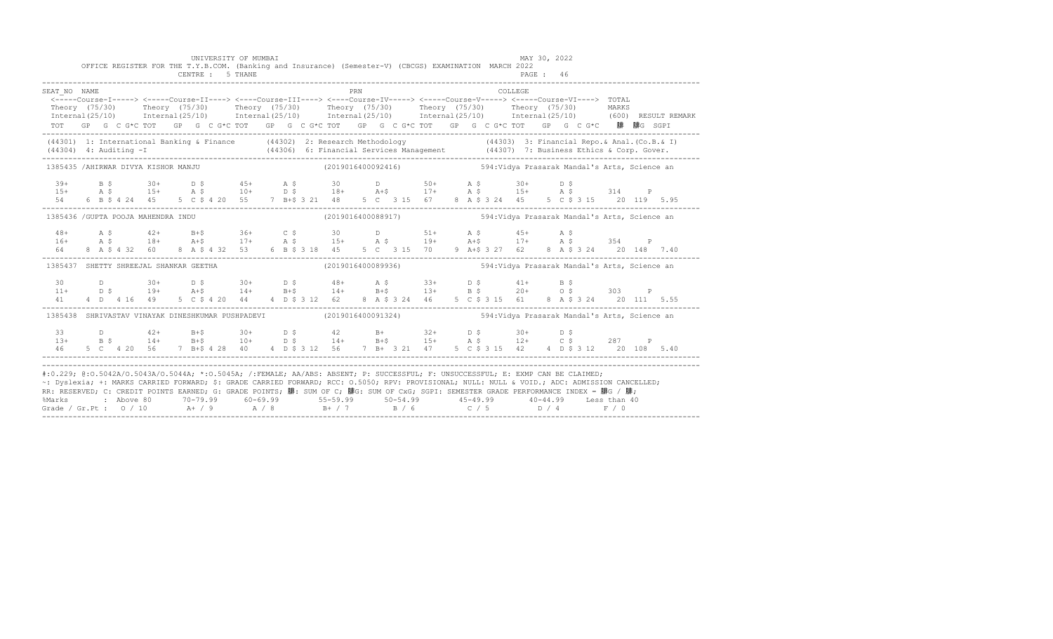UNIVERSITY OF MUMBAI

OFFICE REGISTER FOR THE T.Y.B.COM. (Banking and Insurance) (Semester-V) (CBCGS) EXAMINATION MARCH 2022

CENTRE : 5 THANE

MAY 30, 2022

```
SEAT_NO  NAME                                                          PRN                                   COLLEGE
 <-----Course-I-----> <-----Course-II----> <----Course-III----> <----Course-IV-----> <-----Course-V-----> <-----Course-VI----> TOTAL
 Theory  (75/30)      Theory  (75/30)      Theory  (75/30)      Theory  (75/30)      Theory  (75/30)      Theory  (75/30)      MARKS
 Internal(25/10)      Internal(25/10)      Internal(25/10)      Internal(25/10)      Internal(25/10)      Internal(25/10)      (600)  RESULT REMARK
 TOT   GP  G  C G*C TOT   GP  G  C G*C TOT   GP  G  C G*C TOT   GP  G  C G*C TOT   GP  G  C G*C TOT   GP  G  C G*C   䏈  䏈G  SGPI
```

(44301) 1: International Banking & Finance (44302) 2: Research Methodology (44303) 3: Financial Repo.& Anal.(Co.B.& I)
(44304) 4: Auditing -I (44306) 6: Financial Services Management (44307) 7: Business Ethics & Corp. Gover.

```
1385435 /AHIRWAR DIVYA KISHOR MANJU                       (2019016400092416)           594:Vidya Prasarak Mandal's Arts, Science an

  39+      B $       30+      D $       45+      A $       30       D         50+      A $       30+      D $
  15+      A $       15+      A $       10+      D $       18+      A+$       17+      A $       15+      A $       314     P
  54    6  B $ 4 24  45    5  C $ 4 20  55    7  B+$ 3 21  48    5  C   3 15  67    8  A $ 3 24  45    5  C $ 3 15   20  119  5.95

1385436 /GUPTA POOJA MAHENDRA INDU                        (2019016400088917)           594:Vidya Prasarak Mandal's Arts, Science an

  48+      A $       42+      B+$       36+      C $       30       D         51+      A $       45+      A $
  16+      A $       18+      A+$       17+      A $       15+      A $       19+      A+$       17+      A $       354     P
  64    8  A $ 4 32  60    8  A $ 4 32  53    6  B $ 3 18  45    5  C   3 15  70    9  A+$ 3 27  62    8  A $ 3 24   20  148  7.40

1385437  SHETTY SHREEJAL SHANKAR GEETHA                   (2019016400089936)           594:Vidya Prasarak Mandal's Arts, Science an

  30       D         30+      D $       30+      D $       48+      A $       33+      D $       41+      B $
  11+      D $       19+      A+$       14+      B+$       14+      B+$       13+      B $       20+      O $       303     P
  41    4  D   4 16  49    5  C $ 4 20  44    4  D $ 3 12  62    8  A $ 3 24  46    5  C $ 3 15  61    8  A $ 3 24   20  111  5.55

1385438  SHRIVASTAV VINAYAK DINESHKUMAR PUSHPADEVI        (2019016400091324)           594:Vidya Prasarak Mandal's Arts, Science an

  33       D         42+      B+$       30+      D $       42       B+        32+      D $       30+      D $
  13+      B $       14+      B+$       10+      D $       14+      B+$       15+      A $       12+      C $       287     P
  46    5  C   4 20  56    7  B+$ 4 28  40    4  D $ 3 12  56    7  B+  3 21  47    5  C $ 3 15  42    4  D $ 3 12   20  108  5.40
```

#:O.229; @:O.5042A/O.5043A/O.5044A; *:O.5045A; /:FEMALE; AA/ABS: ABSENT; P: SUCCESSFUL; F: UNSUCCESSFUL; E: EXMP CAN BE CLAIMED;
~: Dyslexia; +: MARKS CARRIED FORWARD; $: GRADE CARRIED FORWARD; RCC: O.5050; RPV: PROVISIONAL; NULL: NULL & VOID.; ADC: ADMISSION CANCELLED;
RR: RESERVED; C: CREDIT POINTS EARNED; G: GRADE POINTS; 䏈: SUM OF C; 䏈G: SUM OF CxG; SGPI: SEMESTER GRADE PERFORMANCE INDEX = 䏈G / 䏈;

| %Marks | : Above 80 | 70-79.99 | 60-69.99 | 55-59.99 | 50-54.99 | 45-49.99 | 40-44.99 | Less than 40 |
|---|---|---|---|---|---|---|---|---|
| Grade / Gr.Pt : | O / 10 | A+ / 9 | A / 8 | B+ / 7 | B / 6 | C / 5 | D / 4 | F / 0 |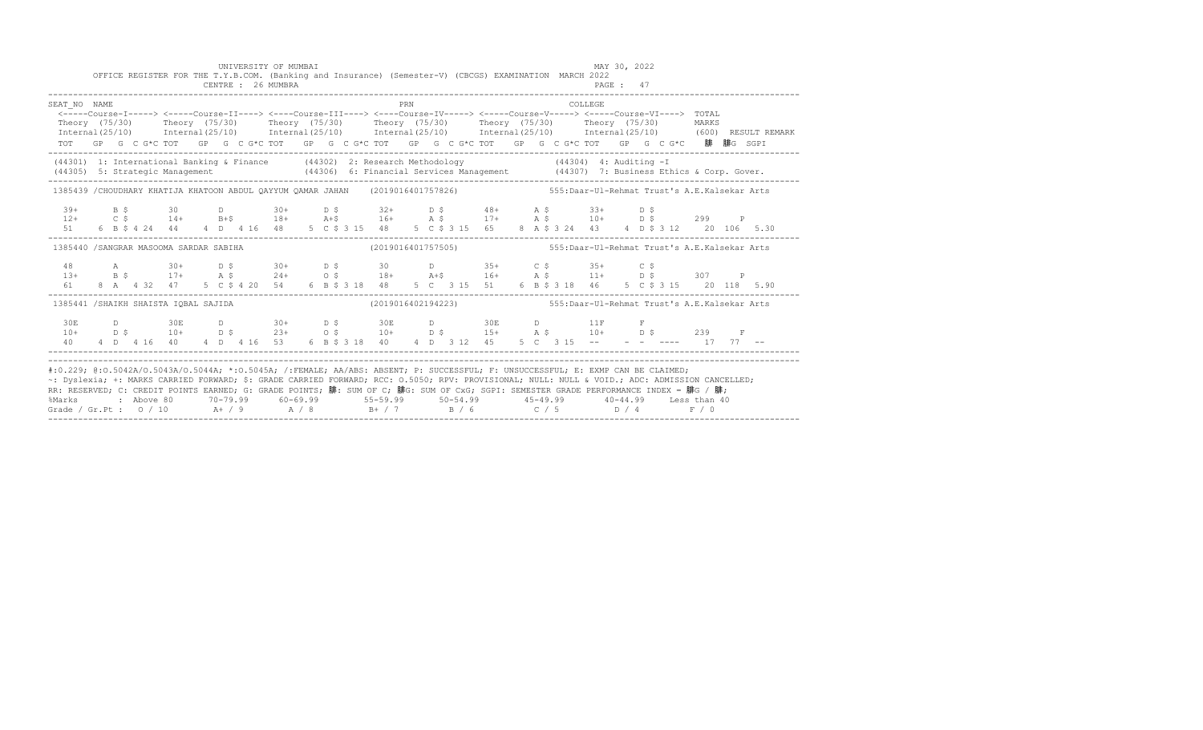UNIVERSITY OF MUMBAI
MAY 30, 2022

OFFICE REGISTER FOR THE T.Y.B.COM. (Banking and Insurance) (Semester-V) (CBCGS) EXAMINATION MARCH 2022

CENTRE : 26 MUMBRA

```
SEAT_NO  NAME                                                     PRN                                   COLLEGE
 <-----Course-I-----> <-----Course-II----> <----Course-III----> <----Course-IV-----> <-----Course-V-----> <-----Course-VI----> TOTAL
 Theory  (75/30)      Theory  (75/30)      Theory  (75/30)      Theory  (75/30)      Theory  (75/30)      Theory  (75/30)      MARKS
 Internal(25/10)      Internal(25/10)      Internal(25/10)      Internal(25/10)      Internal(25/10)      Internal(25/10)      (600)  RESULT REMARK
 TOT   GP  G  C G*C TOT   GP  G  C G*C TOT   GP  G  C G*C TOT   GP  G  C G*C TOT   GP  G  C G*C TOT   GP  G  C G*C    腓  腓G  SGPI
```

(44301) 1: International Banking & Finance (44302) 2: Research Methodology (44304) 4: Auditing -I
(44305) 5: Strategic Management (44306) 6: Financial Services Management (44307) 7: Business Ethics & Corp. Gover.

```
1385439 /CHOUDHARY KHATIJA KHATOON ABDUL QAYYUM QAMAR JAHAN   (2019016401757826)          555:Daar-Ul-Rehmat Trust's A.E.Kalsekar Arts

  39+      B $       30       D         30+      D $       32+      D $       48+      A $       33+      D $
  12+      C $       14+      B+$       18+      A+$       16+      A $       17+      A $       10+      D $       299     P
  51    6  B $ 4 24  44    4  D  4 16  48    5  C $ 3 15  48    5  C $ 3 15  65    8  A $ 3 24  43    4  D $ 3 12   20  106  5.30

1385440 /SANGRAR MASOOMA SARDAR SABIHA                          (2019016401757505)          555:Daar-Ul-Rehmat Trust's A.E.Kalsekar Arts

  48       A         30+      D $       30+      D $       30       D         35+      C $       35+      C $
  13+      B $       17+      A $       24+      O $       18+      A+$       16+      A $       11+      D $       307     P
  61    8  A  4 32   47    5  C $ 4 20  54    6  B $ 3 18  48    5  C  3 15   51    6  B $ 3 18  46    5  C $ 3 15   20  118  5.90

1385441 /SHAIKH SHAISTA IQBAL SAJIDA                            (2019016402194223)          555:Daar-Ul-Rehmat Trust's A.E.Kalsekar Arts

  30E      D         30E      D         30+      D $       30E      D         30E      D         11F      F
  10+      D $       10+      D $       23+      O $       10+      D $       15+      A $       10+      D $       239     F
  40    4  D  4 16   40    4  D  4 16   53    6  B $ 3 18  40    4  D  3 12   45    5  C  3 15   --    -  -  ----   17   77  --
```

#:0.229; @:O.5042A/O.5043A/O.5044A; *:O.5045A; /:FEMALE; AA/ABS: ABSENT; P: SUCCESSFUL; F: UNSUCCESSFUL; E: EXMP CAN BE CLAIMED;
~: Dyslexia; +: MARKS CARRIED FORWARD; $: GRADE CARRIED FORWARD; RCC: O.5050; RPV: PROVISIONAL; NULL: NULL & VOID.; ADC: ADMISSION CANCELLED;
RR: RESERVED; C: CREDIT POINTS EARNED; G: GRADE POINTS; 腓: SUM OF C; 腓G: SUM OF CxG; SGPI: SEMESTER GRADE PERFORMANCE INDEX = 腓G / 腓;

| %Marks | : Above 80 | 70-79.99 | 60-69.99 | 55-59.99 | 50-54.99 | 45-49.99 | 40-44.99 | Less than 40 |
|---|---|---|---|---|---|---|---|---|
| Grade / Gr.Pt : | O / 10 | A+ / 9 | A / 8 | B+ / 7 | B / 6 | C / 5 | D / 4 | F / 0 |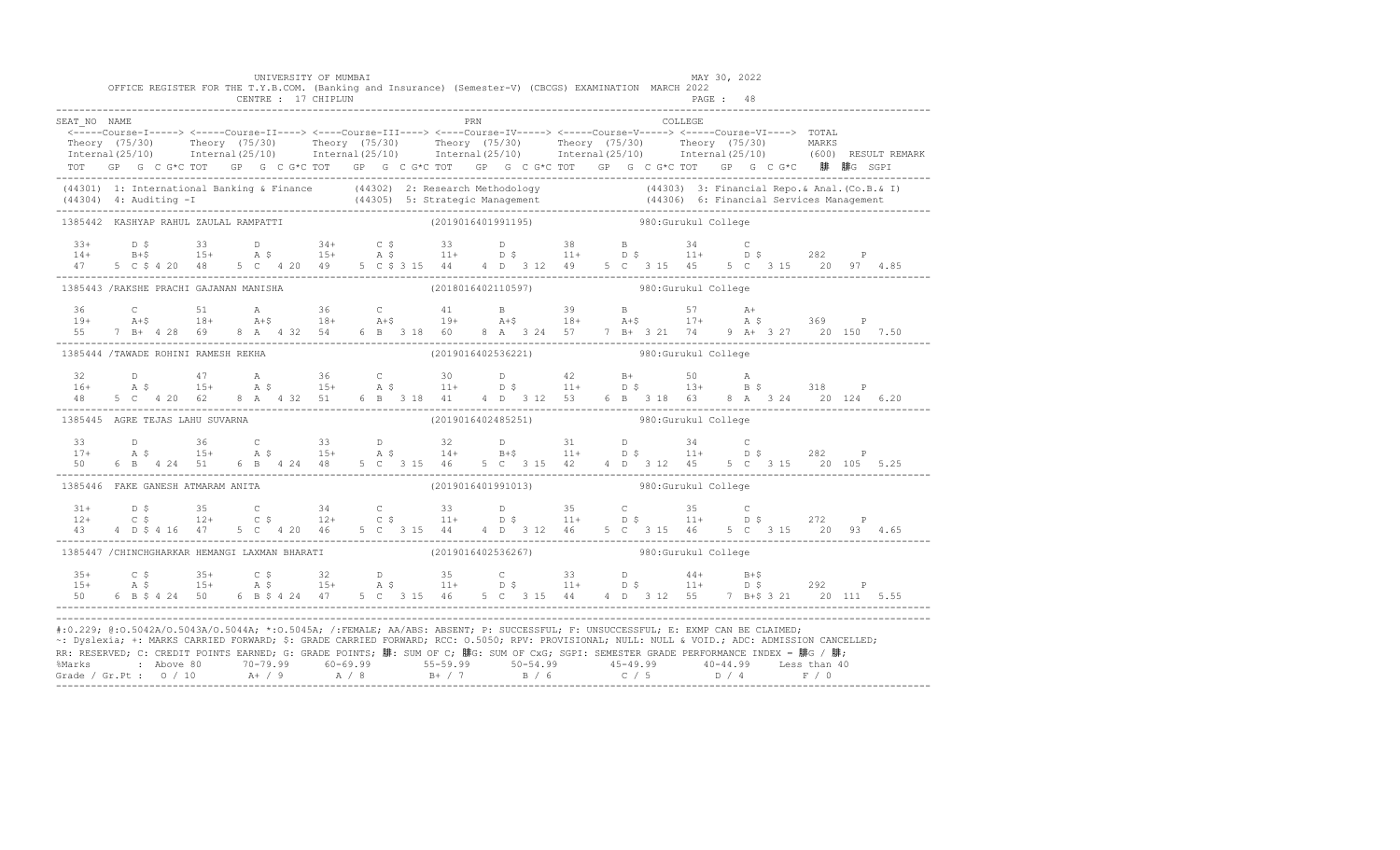UNIVERSITY OF MUMBAI
MAY 30, 2022

OFFICE REGISTER FOR THE T.Y.B.COM. (Banking and Insurance) (Semester-V) (CBCGS) EXAMINATION MARCH 2022

CENTRE : 17 CHIPLUN

```
SEAT_NO  NAME                                                                  PRN                                           COLLEGE
 <-----Course-I-----> <-----Course-II----> <----Course-III----> <----Course-IV-----> <-----Course-V-----> <-----Course-VI---->  TOTAL
 Theory  (75/30)      Theory  (75/30)      Theory  (75/30)      Theory  (75/30)      Theory  (75/30)      Theory  (75/30)       MARKS
 Internal(25/10)      Internal(25/10)      Internal(25/10)      Internal(25/10)      Internal(25/10)      Internal(25/10)       (600)  RESULT REMARK
 TOT   GP  G  C G*C TOT   GP  G  C G*C TOT   GP  G  C G*C TOT   GP  G  C G*C TOT   GP  G  C G*C TOT   GP  G  C G*C   ∑C  ∑CG  SGPI
-------------------------------------------------------------------------------------------------------------------------------------------------------
(44301) 1: International Banking & Finance      (44302) 2: Research Methodology             (44303) 3: Financial Repo.& Anal.(Co.B.& I)
(44304) 4: Auditing -I                          (44305) 5: Strategic Management             (44306) 6: Financial Services Management
-------------------------------------------------------------------------------------------------------------------------------------------------------
 1385442  KASHYAP RAHUL ZAULAL RAMPATTI                         (2019016401991195)          980:Gurukul College

  33+      D $       33       D        34+      C $       33       D         38       B         34       C
  14+      B+$       15+      A $      15+      A $       11+      D $       11+      D $       11+      D $      282     P
  47    5  C $ 4 20  48    5  C   4 20  49    5  C $ 3 15  44    4  D   3 12  49    5  C   3 15  45    5  C   3 15    20  97  4.85
-------------------------------------------------------------------------------------------------------------------------------------------------------
 1385443 /RAKSHE PRACHI GAJANAN MANISHA                         (2018016402110597)          980:Gurukul College

  36       C         51       A        36       C         41       B         39       B         57       A+
  19+      A+$       18+      A+$      18+      A+$       19+      A+$       18+      A+$       17+      A $      369     P
  55    7  B+  4 28  69    8  A   4 32  54    6  B   3 18  60    8  A   3 24  57    7  B+  3 21  74    9  A+  3 27    20 150  7.50
-------------------------------------------------------------------------------------------------------------------------------------------------------
 1385444 /TAWADE ROHINI RAMESH REKHA                            (2019016402536221)          980:Gurukul College

  32       D         47       A        36       C         30       D         42       B+        50       A
  16+      A $       15+      A $      15+      A $       11+      D $       11+      D $       13+      B $      318     P
  48    5  C   4 20  62    8  A   4 32  51    6  B   3 18  41    4  D   3 12  53    6  B   3 18  63    8  A   3 24    20 124  6.20
-------------------------------------------------------------------------------------------------------------------------------------------------------
 1385445  AGRE TEJAS LAHU SUVARNA                               (2019016402485251)          980:Gurukul College

  33       D         36       C        33       D         32       D         31       D         34       C
  17+      A $       15+      A $      15+      A $       14+      B+$       11+      D $       11+      D $      282     P
  50    6  B   4 24  51    6  B   4 24  48    5  C   3 15  46    5  C   3 15  42    4  D   3 12  45    5  C   3 15    20 105  5.25
-------------------------------------------------------------------------------------------------------------------------------------------------------
 1385446  FAKE GANESH ATMARAM ANITA                             (2019016401991013)          980:Gurukul College

  31+      D $       35       C        34       C         33       D         35       C         35       C
  12+      C $       12+      C $      12+      C $       11+      D $       11+      D $       11+      D $      272     P
  43    4  D $ 4 16  47    5  C   4 20  46    5  C   3 15  44    4  D   3 12  46    5  C   3 15  46    5  C   3 15    20  93  4.65
-------------------------------------------------------------------------------------------------------------------------------------------------------
 1385447 /CHINCHGHARKAR HEMANGI LAXMAN BHARATI                  (2019016402536267)          980:Gurukul College

  35+      C $       35+      C $      32       D         35       C         33       D         44+      B+$
  15+      A $       15+      A $      15+      A $       11+      D $       11+      D $       11+      D $      292     P
  50    6  B $ 4 24  50    6  B $ 4 24  47    5  C   3 15  46    5  C   3 15  44    4  D   3 12  55    7  B+$ 3 21    20 111  5.55
-------------------------------------------------------------------------------------------------------------------------------------------------------
```

#:O.229; @:O.5042A/O.5043A/O.5044A; *:O.5045A; /:FEMALE; AA/ABS: ABSENT; P: SUCCESSFUL; F: UNSUCCESSFUL; E: EXMP CAN BE CLAIMED;
~: Dyslexia; +: MARKS CARRIED FORWARD; $: GRADE CARRIED FORWARD; RCC: O.5050; RPV: PROVISIONAL; NULL: NULL & VOID.; ADC: ADMISSION CANCELLED;
RR: RESERVED; C: CREDIT POINTS EARNED; G: GRADE POINTS; ∑: SUM OF C; ∑G: SUM OF CxG; SGPI: SEMESTER GRADE PERFORMANCE INDEX = ∑G / ∑;

| %Marks | : Above 80 | 70-79.99 | 60-69.99 | 55-59.99 | 50-54.99 | 45-49.99 | 40-44.99 | Less than 40 |
|---|---|---|---|---|---|---|---|---|
| Grade / Gr.Pt : | O / 10 | A+ / 9 | A / 8 | B+ / 7 | B / 6 | C / 5 | D / 4 | F / 0 |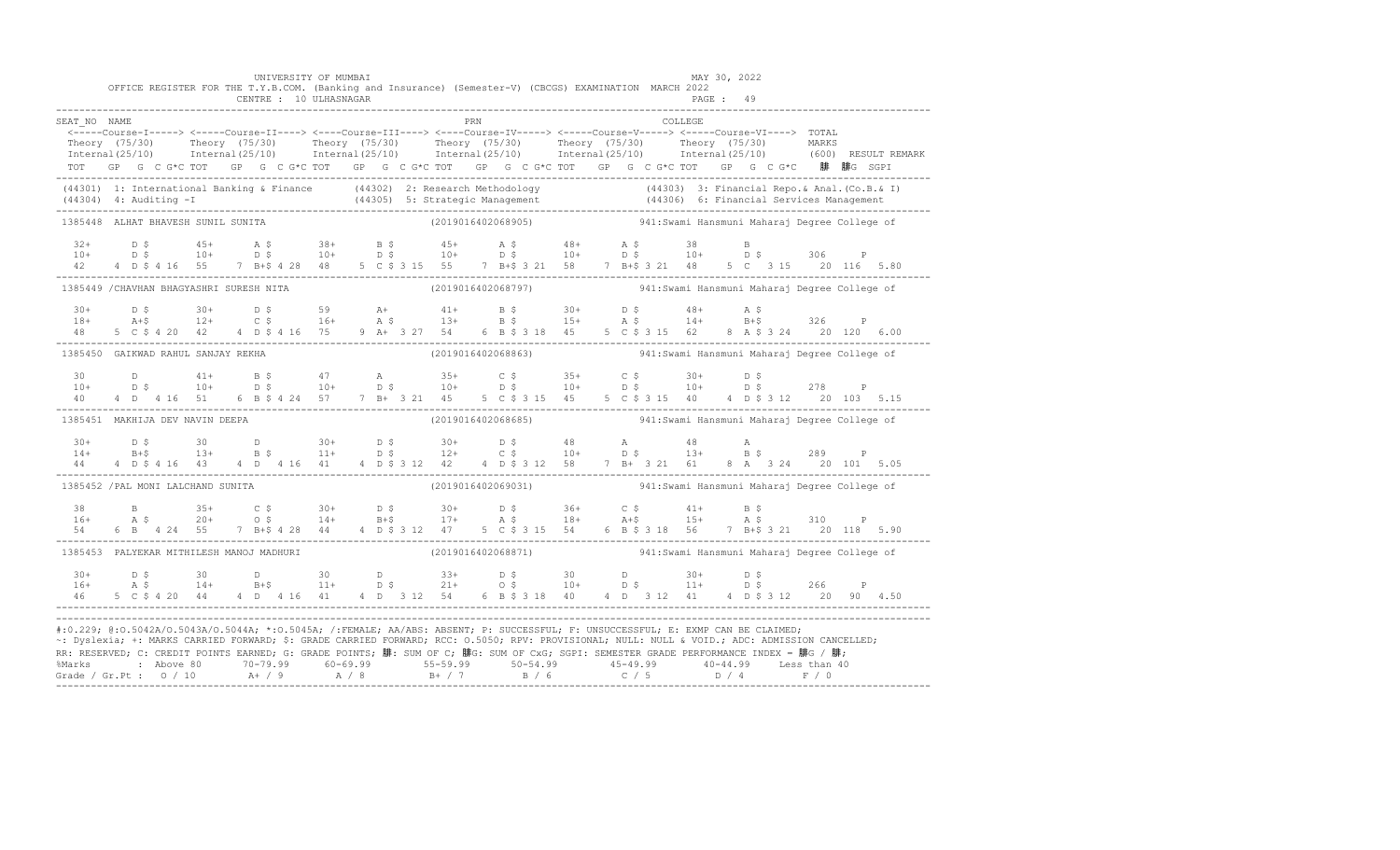UNIVERSITY OF MUMBAI
MAY 30, 2022

OFFICE REGISTER FOR THE T.Y.B.COM. (Banking and Insurance) (Semester-V) (CBCGS) EXAMINATION MARCH 2022

CENTRE : 10 ULHASNAGAR

```
SEAT_NO  NAME                                                          PRN                                   COLLEGE
 <-----Course-I-----> <-----Course-II----> <----Course-III----> <----Course-IV-----> <-----Course-V-----> <-----Course-VI----> TOTAL
 Theory  (75/30)      Theory  (75/30)      Theory  (75/30)      Theory  (75/30)      Theory  (75/30)      Theory  (75/30)       MARKS
 Internal(25/10)      Internal(25/10)      Internal(25/10)      Internal(25/10)      Internal(25/10)      Internal(25/10)       (600)  RESULT REMARK
 TOT   GP  G  C G*C TOT   GP  G  C G*C TOT   GP  G  C G*C TOT   GP  G  C G*C TOT   GP  G  C G*C TOT   GP  G  C G*C   䄀  䄀G  SGPI
------------------------------------------------------------------------------------------------------------------------------------------
(44301) 1: International Banking & Finance      (44302) 2: Research Methodology               (44303) 3: Financial Repo.& Anal.(Co.B.& I)
(44304) 4: Auditing -I                          (44305) 5: Strategic Management               (44306) 6: Financial Services Management
------------------------------------------------------------------------------------------------------------------------------------------
1385448  ALHAT BHAVESH SUNIL SUNITA                          (2019016402068905)          941:Swami Hansmuni Maharaj Degree College of

  32+     D $      45+     A $      38+     B $      45+     A $      48+     A $      38      B
  10+     D $      10+     D $      10+     D $      10+     D $      10+     D $      10+     D $       306     P
  42    4  D $ 4 16   55    7  B+$ 4 28   48    5  C $ 3 15   55    7  B+$ 3 21   58    7  B+$ 3 21   48    5  C   3 15    20  116   5.80
------------------------------------------------------------------------------------------------------------------------------------------
1385449 /CHAVHAN BHAGYASHRI SURESH NITA                      (2019016402068797)          941:Swami Hansmuni Maharaj Degree College of

  30+     D $      30+     D $      59      A+       41+     B $      30+     D $      48+     A $
  18+     A+$      12+     C $      16+     A $      13+     B $      15+     A $      14+     B+$       326     P
  48    5  C $ 4 20   42    4  D $ 4 16   75    9  A+  3 27   54    6  B $ 3 18   45    5  C $ 3 15   62    8  A $ 3 24    20  120   6.00
------------------------------------------------------------------------------------------------------------------------------------------
1385450  GAIKWAD RAHUL SANJAY REKHA                          (2019016402068863)          941:Swami Hansmuni Maharaj Degree College of

  30      D        41+     B $      47      A        35+     C $      35+     C $      30+     D $
  10+     D $      10+     D $      10+     D $      10+     D $      10+     D $      10+     D $       278     P
  40    4  D   4 16   51    6  B $ 4 24   57    7  B+  3 21   45    5  C $ 3 15   45    5  C $ 3 15   40    4  D $ 3 12    20  103   5.15
------------------------------------------------------------------------------------------------------------------------------------------
1385451  MAKHIJA DEV NAVIN DEEPA                             (2019016402068685)          941:Swami Hansmuni Maharaj Degree College of

  30+     D $      30      D        30+     D $      30+     D $      48      A        48      A
  14+     B+$      13+     B $      11+     D $      12+     C $      10+     D $      13+     B $       289     P
  44    4  D $ 4 16   43    4  D   4 16   41    4  D $ 3 12   42    4  D $ 3 12   58    7  B+  3 21   61    8  A   3 24    20  101   5.05
------------------------------------------------------------------------------------------------------------------------------------------
1385452 /PAL MONI LALCHAND SUNITA                            (2019016402069031)          941:Swami Hansmuni Maharaj Degree College of

  38      B        35+     C $      30+     D $      30+     D $      36+     C $      41+     B $
  16+     A $      20+     O $      14+     B+$      17+     A $      18+     A+$      15+     A $       310     P
  54    6  B   4 24   55    7  B+$ 4 28   44    4  D $ 3 12   47    5  C $ 3 15   54    6  B $ 3 18   56    7  B+$ 3 21    20  118   5.90
------------------------------------------------------------------------------------------------------------------------------------------
1385453  PALYEKAR MITHILESH MANOJ MADHURI                    (2019016402068871)          941:Swami Hansmuni Maharaj Degree College of

  30+     D $      30      D        30      D        33+     D $      30      D        30+     D $
  16+     A $      14+     B+$      11+     D $      21+     O $      10+     D $      11+     D $       266     P
  46    5  C $ 4 20   44    4  D   4 16   41    4  D   3 12   54    6  B $ 3 18   40    4  D   3 12   41    4  D $ 3 12    20   90   4.50
------------------------------------------------------------------------------------------------------------------------------------------
```

#:0.229; @:O.5042A/O.5043A/O.5044A; *:O.5045A; /:FEMALE; AA/ABS: ABSENT; P: SUCCESSFUL; F: UNSUCCESSFUL; E: EXMP CAN BE CLAIMED;
~: Dyslexia; +: MARKS CARRIED FORWARD; $: GRADE CARRIED FORWARD; RCC: O.5050; RPV: PROVISIONAL; NULL: NULL & VOID.; ADC: ADMISSION CANCELLED;
RR: RESERVED; C: CREDIT POINTS EARNED; G: GRADE POINTS; 䄀: SUM OF C; 䄀G: SUM OF CxG; SGPI: SEMESTER GRADE PERFORMANCE INDEX = 䄀G / 䄀;

| %Marks | : Above 80 | 70-79.99 | 60-69.99 | 55-59.99 | 50-54.99 | 45-49.99 | 40-44.99 | Less than 40 |
|---|---|---|---|---|---|---|---|---|
| Grade / Gr.Pt : | O / 10 | A+ / 9 | A / 8 | B+ / 7 | B / 6 | C / 5 | D / 4 | F / 0 |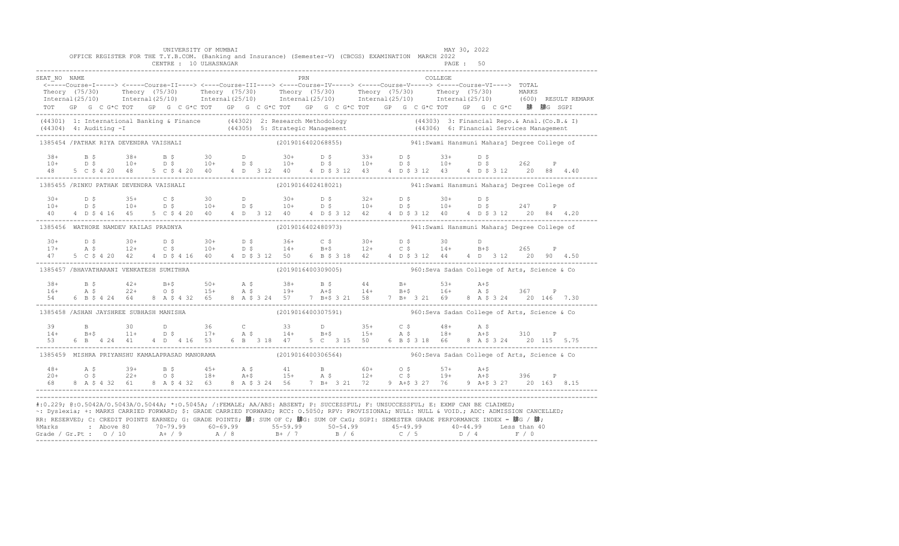UNIVERSITY OF MUMBAI

MAY 30, 2022

OFFICE REGISTER FOR THE T.Y.B.COM. (Banking and Insurance) (Semester-V) (CBCGS) EXAMINATION MARCH 2022

CENTRE : 10 ULHASNAGAR

```
SEAT_NO  NAME                                                    PRN                                   COLLEGE
 <-----Course-I-----> <-----Course-II----> <----Course-III----> <----Course-IV-----> <-----Course-V-----> <-----Course-VI----> TOTAL
 Theory  (75/30)      Theory  (75/30)      Theory  (75/30)      Theory  (75/30)      Theory  (75/30)      Theory  (75/30)      MARKS
 Internal(25/10)      Internal(25/10)      Internal(25/10)      Internal(25/10)      Internal(25/10)      Internal(25/10)      (600)  RESULT REMARK
 TOT   GP  G  C G*C TOT   GP  G  C G*C TOT   GP  G  C G*C TOT   GP  G  C G*C TOT   GP  G  C G*C TOT   GP  G  C G*C    腓  腓G  SGPI
```

(44301) 1: International Banking & Finance (44302) 2: Research Methodology (44303) 3: Financial Repo.& Anal.(Co.B.& I)
(44304) 4: Auditing -I (44305) 5: Strategic Management (44306) 6: Financial Services Management

```
1385454 /PATHAK RIYA DEVENDRA VAISHALI                    (2019016402068855)          941:Swami Hansmuni Maharaj Degree College of

  38+      B $       38+      B $       30       D         30+      D $       33+      D $       33+      D $
  10+      D $       10+      D $       10+      D $       10+      D $       10+      D $       10+      D $       262     P
  48     5  C $ 4 20  48     5  C $ 4 20  40     4  D  3 12  40     4  D $ 3 12  43     4  D $ 3 12  43     4  D $ 3 12    20   88  4.40

1385455 /RINKU PATHAK DEVENDRA VAISHALI                   (2019016402418021)          941:Swami Hansmuni Maharaj Degree College of

  30+      D $       35+      C $       30       D         30+      D $       32+      D $       30+      D $
  10+      D $       10+      D $       10+      D $       10+      D $       10+      D $       10+      D $       247     P
  40     4  D $ 4 16  45     5  C $ 4 20  40     4  D  3 12  40     4  D $ 3 12  42     4  D $ 3 12  40     4  D $ 3 12    20   84  4.20

1385456  WATHORE NAMDEV KAILAS PRADNYA                    (2019016402480973)          941:Swami Hansmuni Maharaj Degree College of

  30+      D $       30+      D $       30+      D $       36+      C $       30+      D $       30       D
  17+      A $       12+      C $       10+      D $       14+      B+$       12+      C $       14+      B+$       265     P
  47     5  C $ 4 20  42     4  D $ 4 16  40     4  D $ 3 12  50     6  B $ 3 18  42     4  D $ 3 12  44     4  D  3 12    20   90  4.50

1385457 /BHAVATHARANI VENKATESH SUMITHRA                  (2019016400309005)          960:Seva Sadan College of Arts, Science & Co

  38+      B $       42+      B+$       50+      A $       38+      B $       44       B+        53+      A+$
  16+      A $       22+      O $       15+      A $       19+      A+$       14+      B+$       16+      A $       367     P
  54     6  B $ 4 24  64     8  A $ 4 32  65     8  A $ 3 24  57     7  B+$ 3 21  58     7  B+  3 21  69     8  A $ 3 24    20  146  7.30

1385458 /ASHAN JAYSHREE SUBHASH MANISHA                   (2019016400307591)          960:Seva Sadan College of Arts, Science & Co

  39       B         30       D         36       C         33       D         35+      C $       48+      A $
  14+      B+$       11+      D $       17+      A $       14+      B+$       15+      A $       18+      A+$       310     P
  53     6  B  4 24  41     4  D  4 16  53     6  B  3 18  47     5  C  3 15  50     6  B $ 3 18  66     8  A $ 3 24    20  115  5.75

1385459  MISHRA PRIYANSHU KAMALAPRASAD MANORAMA           (2019016400306564)          960:Seva Sadan College of Arts, Science & Co

  48+      A $       39+      B $       45+      A $       41       B         60+      O $       57+      A+$
  20+      O $       22+      O $       18+      A+$       15+      A $       12+      C $       19+      A+$       396     P
  68     8  A $ 4 32  61     8  A $ 4 32  63     8  A $ 3 24  56     7  B+  3 21  72     9  A+$ 3 27  76     9  A+$ 3 27    20  163  8.15
```

#:0.229; @:O.5042A/O.5043A/O.5044A; *:O.5045A; /:FEMALE; AA/ABS: ABSENT; P: SUCCESSFUL; F: UNSUCCESSFUL; E: EXMP CAN BE CLAIMED;
~: Dyslexia; +: MARKS CARRIED FORWARD; $: GRADE CARRIED FORWARD; RCC: O.5050; RPV: PROVISIONAL; NULL: NULL & VOID.; ADC: ADMISSION CANCELLED;
RR: RESERVED; C: CREDIT POINTS EARNED; G: GRADE POINTS; 腓: SUM OF C; 腓G: SUM OF CxG; SGPI: SEMESTER GRADE PERFORMANCE INDEX = 腓G / 腓;

| %Marks | : Above 80 | 70-79.99 | 60-69.99 | 55-59.99 | 50-54.99 | 45-49.99 | 40-44.99 | Less than 40 |
|---|---|---|---|---|---|---|---|---|
| Grade / Gr.Pt : | O / 10 | A+ / 9 | A / 8 | B+ / 7 | B / 6 | C / 5 | D / 4 | F / 0 |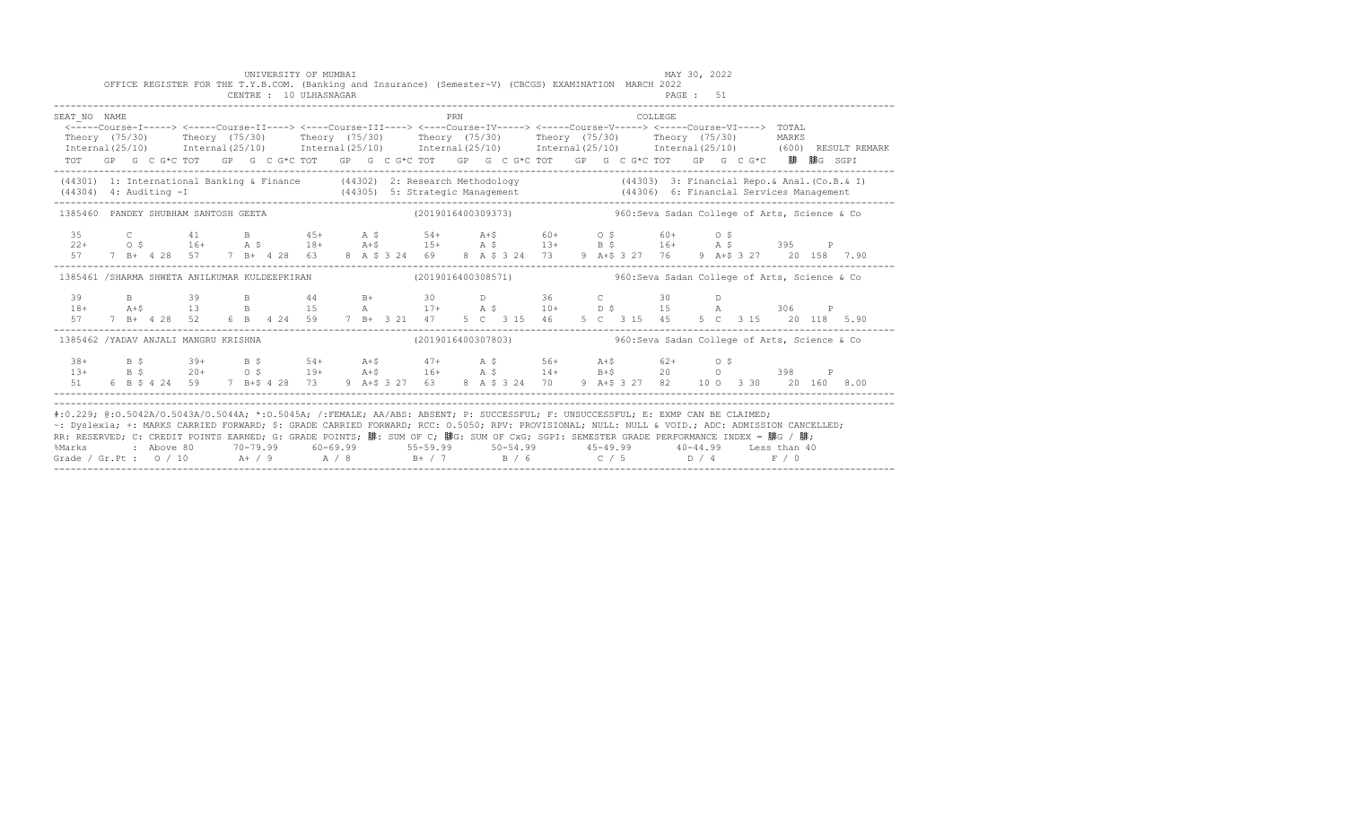UNIVERSITY OF MUMBAI
OFFICE REGISTER FOR THE T.Y.B.COM. (Banking and Insurance) (Semester-V) (CBCGS) EXAMINATION MARCH 2022
CENTRE : 10 ULHASNAGAR

MAY 30, 2022

```
SEAT_NO  NAME                                                   PRN                                     COLLEGE
 <-----Course-I-----> <-----Course-II----> <----Course-III----> <----Course-IV-----> <-----Course-V-----> <-----Course-VI----> TOTAL
 Theory  (75/30)      Theory  (75/30)      Theory  (75/30)      Theory  (75/30)      Theory  (75/30)      Theory  (75/30)      MARKS
 Internal(25/10)      Internal(25/10)      Internal(25/10)      Internal(25/10)      Internal(25/10)      Internal(25/10)      (600)  RESULT REMARK
 TOT   GP  G  C G*C TOT   GP  G  C G*C TOT   GP  G  C G*C TOT   GP  G  C G*C TOT   GP  G  C G*C TOT   GP  G  C G*C   ∑C ∑CG  SGPI
-----------------------------------------------------------------------------------------------------------------------------------------
 (44301) 1: International Banking & Finance       (44302) 2: Research Methodology               (44303) 3: Financial Repo.& Anal.(Co.B.& I)
 (44304) 4: Auditing -I                           (44305) 5: Strategic Management               (44306) 6: Financial Services Management
-----------------------------------------------------------------------------------------------------------------------------------------
 1385460  PANDEY SHUBHAM SANTOSH GEETA                        (2019016400309373)              960:Seva Sadan College of Arts, Science & Co

  35       C         41       B         45+      A $       54+      A+$       60+      O $       60+      O $
  22+      O $       16+      A $       18+      A+$       15+      A $       13+      B $       16+      A $       395     P
  57    7  B+  4 28  57    7  B+  4 28  63    8  A $ 3 24  69    8  A $ 3 24  73    9  A+$ 3 27  76    9  A+$ 3 27   20  158  7.90
-----------------------------------------------------------------------------------------------------------------------------------------
 1385461 /SHARMA SHWETA ANILKUMAR KULDEEPKIRAN                (2019016400308571)              960:Seva Sadan College of Arts, Science & Co

  39       B         39       B         44       B+        30       D         36       C         30       D
  18+      A+$       13       B         15       A         17+      A $       10+      D $       15       A         306     P
  57    7  B+  4 28  52    6  B   4 24  59    7  B+  3 21  47    5  C   3 15  46    5  C   3 15  45    5  C   3 15   20  118  5.90
-----------------------------------------------------------------------------------------------------------------------------------------
 1385462 /YADAV ANJALI MANGRU KRISHNA                         (2019016400307803)              960:Seva Sadan College of Arts, Science & Co

  38+      B $       39+      B $       54+      A+$       47+      A $       56+      A+$       62+      O $
  13+      B $       20+      O $       19+      A+$       16+      A $       14+      B+$       20       O         398     P
  51    6  B $ 4 24  59    7  B+$ 4 28  73    9  A+$ 3 27  63    8  A $ 3 24  70    9  A+$ 3 27  82   10  O   3 30   20  160  8.00
-----------------------------------------------------------------------------------------------------------------------------------------
```

#:O.229; @:O.5042A/O.5043A/O.5044A; *:O.5045A; /:FEMALE; AA/ABS: ABSENT; P: SUCCESSFUL; F: UNSUCCESSFUL; E: EXMP CAN BE CLAIMED;
~: Dyslexia; +: MARKS CARRIED FORWARD; $: GRADE CARRIED FORWARD; RCC: O.5050; RPV: PROVISIONAL; NULL: NULL & VOID.; ADC: ADMISSION CANCELLED;
RR: RESERVED; C: CREDIT POINTS EARNED; G: GRADE POINTS; ∑: SUM OF C; ∑G: SUM OF CxG; SGPI: SEMESTER GRADE PERFORMANCE INDEX = ∑G / ∑;

| %Marks | : Above 80 | 70-79.99 | 60-69.99 | 55-59.99 | 50-54.99 | 45-49.99 | 40-44.99 | Less than 40 |
|---|---|---|---|---|---|---|---|---|
| Grade / Gr.Pt : | O / 10 | A+ / 9 | A / 8 | B+ / 7 | B / 6 | C / 5 | D / 4 | F / 0 |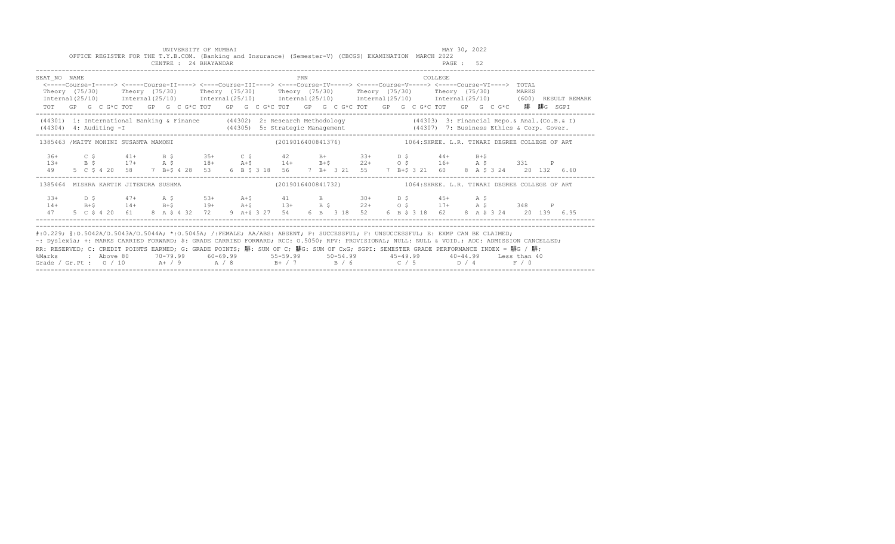UNIVERSITY OF MUMBAI

OFFICE REGISTER FOR THE T.Y.B.COM. (Banking and Insurance) (Semester-V) (CBCGS) EXAMINATION MARCH 2022

CENTRE : 24 BHAYANDAR

MAY 30, 2022

```
SEAT_NO  NAME                                                PRN                                         COLLEGE
 <-----Course-I-----> <-----Course-II----> <----Course-III----> <----Course-IV-----> <-----Course-V-----> <-----Course-VI---->  TOTAL
 Theory (75/30)      Theory (75/30)      Theory (75/30)      Theory (75/30)      Theory (75/30)      Theory (75/30)       MARKS
 Internal(25/10)     Internal(25/10)     Internal(25/10)     Internal(25/10)     Internal(25/10)     Internal(25/10)      (600)  RESULT REMARK
 TOT   GP  G  C G*C TOT   GP  G  C G*C TOT   GP  G  C G*C TOT   GP  G  C G*C TOT   GP  G  C G*C TOT   GP  G  C G*C    腓  腓G  SGPI

 (44301) 1: International Banking & Finance     (44302) 2: Research Methodology              (44303) 3: Financial Repo.& Anal.(Co.B.& I)
 (44304) 4: Auditing -I                         (44305) 5: Strategic Management              (44307) 7: Business Ethics & Corp. Gover.

 1385463 /MAITY MOHINI SUSANTA MAMONI                        (2019016400841376)            1064:SHREE. L.R. TIWARI DEGREE COLLEGE OF ART

   36+      C $      41+      B $      35+      C $      42       B+       33+      D $      44+      B+$
   13+      B $      17+      A $      18+      A+$      14+      B+$      22+      O $      16+      A $       331     P
   49    5  C $ 4 20  58    7  B+$ 4 28  53    6  B $ 3 18  56    7  B+  3 21  55    7  B+$ 3 21  60    8  A $ 3 24    20  132  6.60

 1385464  MISHRA KARTIK JITENDRA SUSHMA                      (2019016400841732)            1064:SHREE. L.R. TIWARI DEGREE COLLEGE OF ART

   33+      D $      47+      A $      53+      A+$      41       B        30+      D $      45+      A $
   14+      B+$      14+      B+$      19+      A+$      13+      B $      22+      O $      17+      A $       348     P
   47    5  C $ 4 20  61    8  A $ 4 32  72    9  A+$ 3 27  54    6  B   3 18  52    6  B $ 3 18  62    8  A $ 3 24    20  139  6.95
```

#:O.229; @:O.5042A/O.5043A/O.5044A; *:O.5045A; /:FEMALE; AA/ABS: ABSENT; P: SUCCESSFUL; F: UNSUCCESSFUL; E: EXMP CAN BE CLAIMED;
~: Dyslexia; +: MARKS CARRIED FORWARD; $: GRADE CARRIED FORWARD; RCC: O.5050; RPV: PROVISIONAL; NULL: NULL & VOID.; ADC: ADMISSION CANCELLED;
RR: RESERVED; C: CREDIT POINTS EARNED; G: GRADE POINTS; 腓: SUM OF C; 腓G: SUM OF CxG; SGPI: SEMESTER GRADE PERFORMANCE INDEX = 腓G / 腓;

| %Marks | Above 80 | 70-79.99 | 60-69.99 | 55-59.99 | 50-54.99 | 45-49.99 | 40-44.99 | Less than 40 |
|---|---|---|---|---|---|---|---|---|
| Grade / Gr.Pt | O / 10 | A+ / 9 | A / 8 | B+ / 7 | B / 6 | C / 5 | D / 4 | F / 0 |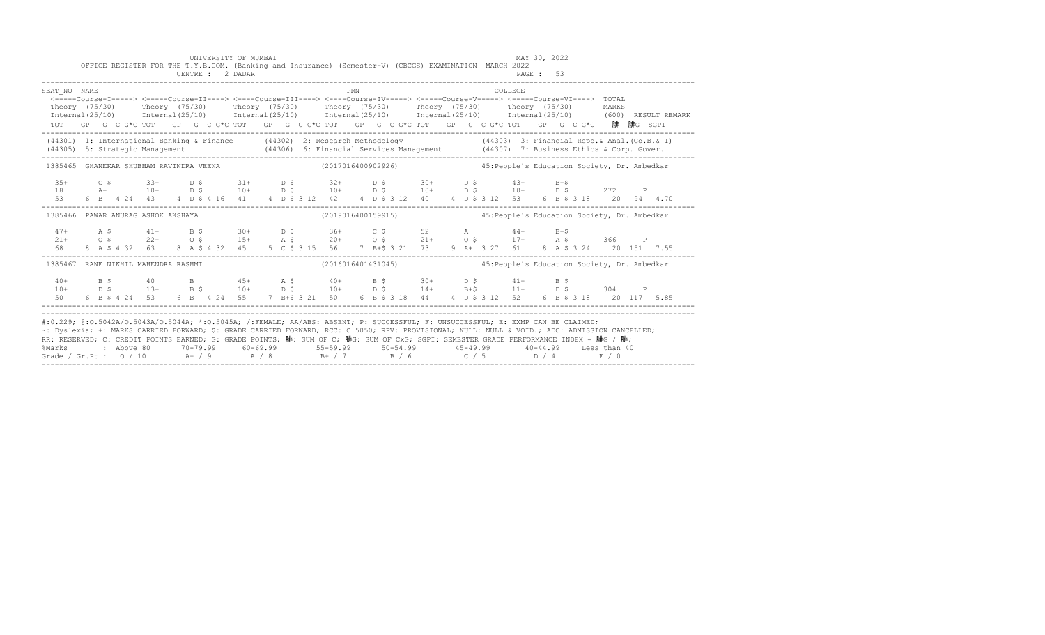UNIVERSITY OF MUMBAI

OFFICE REGISTER FOR THE T.Y.B.COM. (Banking and Insurance) (Semester-V) (CBCGS) EXAMINATION MARCH 2022

CENTRE : 2 DADAR

MAY 30, 2022

```
SEAT_NO  NAME                                                    PRN                                      COLLEGE
 <-----Course-I-----> <-----Course-II----> <----Course-III----> <----Course-IV-----> <-----Course-V-----> <-----Course-VI---->  TOTAL
 Theory  (75/30)      Theory  (75/30)      Theory  (75/30)      Theory  (75/30)      Theory  (75/30)      Theory  (75/30)       MARKS
 Internal(25/10)      Internal(25/10)      Internal(25/10)      Internal(25/10)      Internal(25/10)      Internal(25/10)       (600)  RESULT REMARK
 TOT   GP  G  C G*C TOT   GP  G  C G*C TOT   GP  G  C G*C TOT   GP  G  C G*C TOT   GP  G  C G*C TOT   GP  G  C G*C    䏓  䏓G  SGPI
```

(44301) 1: International Banking & Finance (44302) 2: Research Methodology (44303) 3: Financial Repo.& Anal.(Co.B.& I)
(44305) 5: Strategic Management (44306) 6: Financial Services Management (44307) 7: Business Ethics & Corp. Gover.

```
1385465  GHANEKAR SHUBHAM RAVINDRA VEENA            (2017016400902926)        45:People's Education Society, Dr. Ambedkar

  35+     C $      33+     D $      31+     D $      32+     D $      30+     D $      43+     B+$
  18      A+       10+     D $      10+     D $      10+     D $      10+     D $      10+     D $      272     P
  53    6  B  4 24  43   4  D $ 4 16  41   4  D $ 3 12  42   4  D $ 3 12  40   4  D $ 3 12  53   6  B $ 3 18   20  94  4.70

1385466  PAWAR ANURAG ASHOK AKSHAYA                 (2019016400159915)        45:People's Education Society, Dr. Ambedkar

  47+     A $      41+     B $      30+     D $      36+     C $      52      A        44+     B+$
  21+     O $      22+     O $      15+     A $      20+     O $      21+     O $      17+     A $      366     P
  68    8  A $ 4 32  63   8  A $ 4 32  45   5  C $ 3 15  56   7  B+$ 3 21  73   9  A+  3 27  61   8  A $ 3 24   20  151  7.55

1385467  RANE NIKHIL MAHENDRA RASHMI                (2016016401431045)        45:People's Education Society, Dr. Ambedkar

  40+     B $      40      B        45+     A $      40+     B $      30+     D $      41+     B $
  10+     D $      13+     B $      10+     D $      10+     D $      14+     B+$      11+     D $      304     P
  50    6  B $ 4 24  53   6  B  4 24  55   7  B+$ 3 21  50   6  B $ 3 18  44   4  D $ 3 12  52   6  B $ 3 18   20  117  5.85
```

#:0.229; @:O.5042A/O.5043A/O.5044A; *:O.5045A; /:FEMALE; AA/ABS: ABSENT; P: SUCCESSFUL; F: UNSUCCESSFUL; E: EXMP CAN BE CLAIMED;
~: Dyslexia; +: MARKS CARRIED FORWARD; $: GRADE CARRIED FORWARD; RCC: O.5050; RPV: PROVISIONAL; NULL: NULL & VOID.; ADC: ADMISSION CANCELLED;
RR: RESERVED; C: CREDIT POINTS EARNED; G: GRADE POINTS; 䏓: SUM OF C; 䏓G: SUM OF CxG; SGPI: SEMESTER GRADE PERFORMANCE INDEX = 䏓G / 䏓;

| %Marks | : Above 80 | 70-79.99 | 60-69.99 | 55-59.99 | 50-54.99 | 45-49.99 | 40-44.99 | Less than 40 |
|---|---|---|---|---|---|---|---|---|
| Grade / Gr.Pt | : O / 10 | A+ / 9 | A / 8 | B+ / 7 | B / 6 | C / 5 | D / 4 | F / 0 |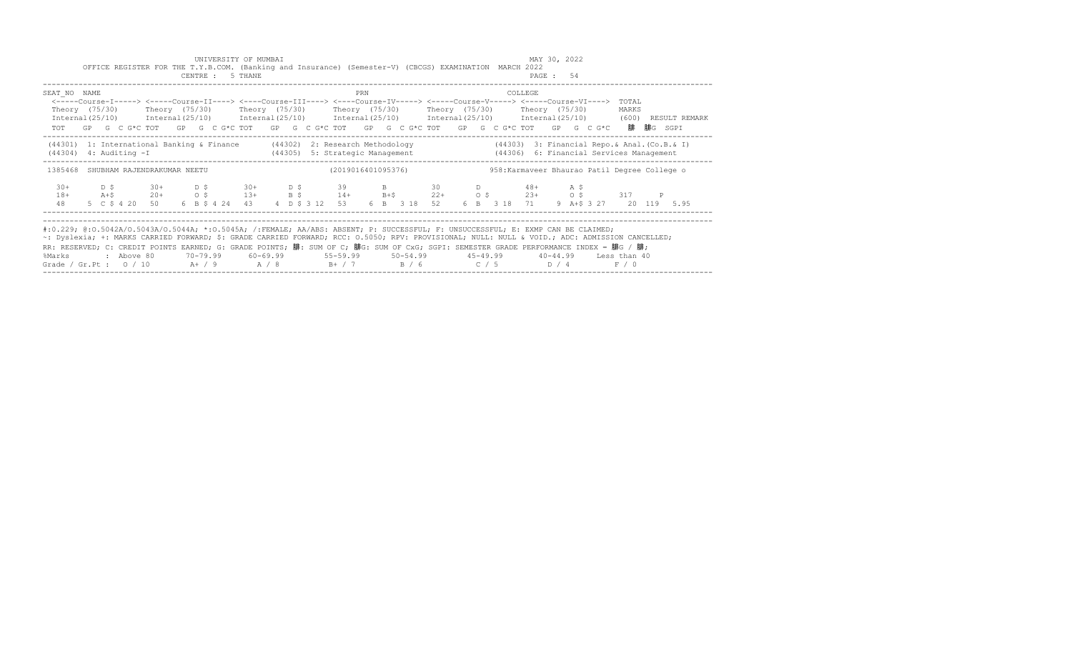UNIVERSITY OF MUMBAI

OFFICE REGISTER FOR THE T.Y.B.COM. (Banking and Insurance) (Semester-V) (CBCGS) EXAMINATION MARCH 2022

CENTRE : 5 THANE

MAY 30, 2022

| SEAT_NO | NAME | | | | | | PRN | | | | | COLLEGE | | |
|---|---|---|---|---|---|---|---|---|---|---|---|---|---|---|
| | <-----Course-I-----> | | <-----Course-II----> | | <----Course-III----> | | <----Course-IV-----> | | <-----Course-V-----> | | <-----Course-VI----> | | TOTAL | |
| | Theory (75/30) | | Theory (75/30) | | Theory (75/30) | | Theory (75/30) | | Theory (75/30) | | Theory (75/30) | | MARKS | |
| | Internal(25/10) | | Internal(25/10) | | Internal(25/10) | | Internal(25/10) | | Internal(25/10) | | Internal(25/10) | | (600) | RESULT REMARK |
| | TOT GP G C G*C | | TOT GP G C G*C | | TOT GP G C G*C | | TOT GP G C G*C | | TOT GP G C G*C | | TOT GP G C G*C | | 䏑 䏑G | SGPI |

(44301) 1: International Banking & Finance (44302) 2: Research Methodology (44303) 3: Financial Repo.& Anal.(Co.B.& I)

(44304) 4: Auditing -I (44305) 5: Strategic Management (44306) 6: Financial Services Management

1385468 SHUBHAM RAJENDRAKUMAR NEETU (2019016401095376) 958:Karmaveer Bhaurao Patil Degree College o

| | Course-I | | Course-II | | Course-III | | Course-IV | | Course-V | | Course-VI | | TOTAL | |
|---|---|---|---|---|---|---|---|---|---|---|---|---|---|---|
| Theory | 30+ | D $ | 30+ | D $ | 30+ | D $ | 39 | B | 30 | D | 48+ | A $ | | |
| Internal | 18+ | A+$ | 20+ | O $ | 13+ | B $ | 14+ | B+$ | 22+ | O $ | 23+ | O $ | 317 | P |
| TOT GP G C G*C | 48 | 5 C $ 4 20 | 50 | 6 B $ 4 24 | 43 | 4 D $ 3 12 | 53 | 6 B 3 18 | 52 | 6 B 3 18 | 71 | 9 A+$ 3 27 | 20 119 | 5.95 |

#:O.229; @:O.5042A/O.5043A/O.5044A; *:O.5045A; /:FEMALE; AA/ABS: ABSENT; P: SUCCESSFUL; F: UNSUCCESSFUL; E: EXMP CAN BE CLAIMED;
~: Dyslexia; +: MARKS CARRIED FORWARD; $: GRADE CARRIED FORWARD; RCC: O.5050; RPV: PROVISIONAL; NULL: NULL & VOID.; ADC: ADMISSION CANCELLED;
RR: RESERVED; C: CREDIT POINTS EARNED; G: GRADE POINTS; 䏑: SUM OF C; 䏑G: SUM OF CxG; SGPI: SEMESTER GRADE PERFORMANCE INDEX = 䏑G / 䏑;

| %Marks | : Above 80 | 70-79.99 | 60-69.99 | 55-59.99 | 50-54.99 | 45-49.99 | 40-44.99 | Less than 40 |
|---|---|---|---|---|---|---|---|---|
| Grade / Gr.Pt : | O / 10 | A+ / 9 | A / 8 | B+ / 7 | B / 6 | C / 5 | D / 4 | F / 0 |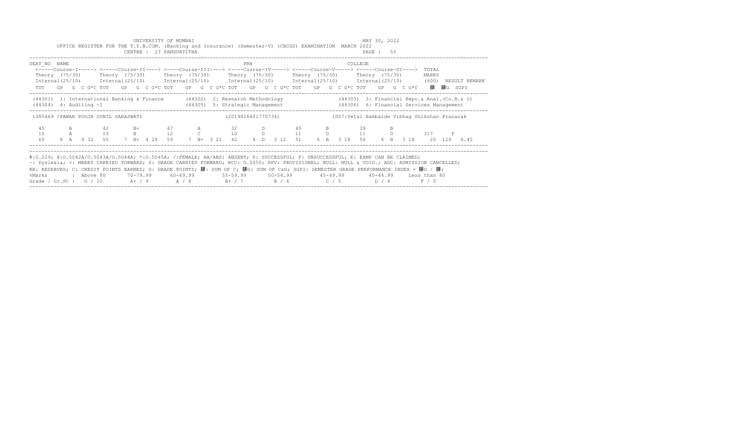UNIVERSITY OF MUMBAI

OFFICE REGISTER FOR THE T.Y.B.COM. (Banking and Insurance) (Semester-V) (CBCGS) EXAMINATION MARCH 2022

CENTRE : 23 PANDURTITHA

MAY 30, 2022

PAGE : 55

| SEAT_NO | NAME | | | PRN | | COLLEGE | | |
|---|---|---|---|---|---|---|---|---|
| | <-----Course-I-----> | <-----Course-II----> | <----Course-III----> | <----Course-IV-----> | <-----Course-V-----> | <-----Course-VI----> | TOTAL | |
| | Theory (75/30) | Theory (75/30) | Theory (75/30) | Theory (75/30) | Theory (75/30) | Theory (75/30) | MARKS | |
| | Internal(25/10) | Internal(25/10) | Internal(25/10) | Internal(25/10) | Internal(25/10) | Internal(25/10) | (600) | RESULT REMARK |
| | TOT GP G C G*C | TOT GP G C G*C | TOT GP G C G*C | TOT GP G C G*C | TOT GP G C G*C | TOT GP G C G*C | 䏭 䏭G | SGPI |

(44301) 1: International Banking & Finance (44302) 2: Research Methodology (44303) 3: Financial Repo.& Anal.(Co.B.& I)
(44304) 4: Auditing -I (44305) 5: Strategic Management (44306) 6: Financial Services Management

1385469 /PAWAR POOJA SUNIL SARASWATI (2019016401770734) 1007:Vetal Bambarde Vibhag Shikshan Prasarak

| | Course-I | Course-II | Course-III | Course-IV | Course-V | Course-VI | TOTAL | RESULT |
|---|---|---|---|---|---|---|---|---|
| Theory | 45 A | 42 B+ | 47 A | 32 D | 40 B | 39 B | | |
| Internal | 15 A | 13 B | 12 C | 10 D | 11 D | 11 D | 317 | P |
| TOT GP G C G*C | 60 8 A 4 32 | 55 7 B+ 4 28 | 59 7 B+ 3 21 | 42 4 D 3 12 | 51 6 B 3 18 | 50 6 B 3 18 | 20 129 | 6.45 |

#:O.229; @:O.5042A/O.5043A/O.5044A; *:O.5045A; /:FEMALE; AA/ABS: ABSENT; P: SUCCESSFUL; F: UNSUCCESSFUL; E: EXMP CAN BE CLAIMED;
~: Dyslexia; +: MARKS CARRIED FORWARD; $: GRADE CARRIED FORWARD; RCC: O.5050; RPV: PROVISIONAL; NULL: NULL & VOID.; ADC: ADMISSION CANCELLED;
RR: RESERVED; C: CREDIT POINTS EARNED; G: GRADE POINTS; 䏭: SUM OF C; 䏭G: SUM OF CxG; SGPI: SEMESTER GRADE PERFORMANCE INDEX = 䏭G / 䏭;

| %Marks | Above 80 | 70-79.99 | 60-69.99 | 55-59.99 | 50-54.99 | 45-49.99 | 40-44.99 | Less than 40 |
|---|---|---|---|---|---|---|---|---|
| Grade / Gr.Pt | O / 10 | A+ / 9 | A / 8 | B+ / 7 | B / 6 | C / 5 | D / 4 | F / 0 |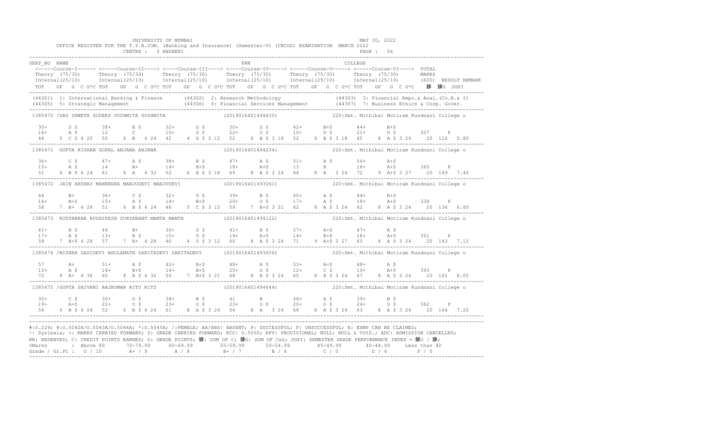UNIVERSITY OF MUMBAI  MAY 30, 2022

OFFICE REGISTER FOR THE T.Y.B.COM. (Banking and Insurance) (Semester-V) (CBCGS) EXAMINATION MARCH 2022

CENTRE : 3 ANDHERI  PAGE : 56

```
SEAT_NO  NAME                                                        PRN                                  COLLEGE
 <-----Course-I-----> <-----Course-II----> <----Course-III----> <----Course-IV-----> <-----Course-V-----> <-----Course-VI---->  TOTAL
 Theory  (75/30)      Theory  (75/30)      Theory  (75/30)      Theory  (75/30)      Theory  (75/30)      Theory  (75/30)       MARKS
 Internal(25/10)      Internal(25/10)      Internal(25/10)      Internal(25/10)      Internal(25/10)      Internal(25/10)       (600)  RESULT REMARK
 TOT   GP  G  C G*C TOT   GP  G  C G*C TOT   GP  G  C G*C TOT   GP  G  C G*C TOT   GP  G  C G*C TOT   GP  G  C G*C    ䷀  ䷀G  SGPI
------------------------------------------------------------------------------------------------------------------------------------------------
(44301) 1: International Banking & Finance     (44302) 2: Research Methodology              (44303) 3: Financial Repo.& Anal.(Co.B.& I)
(44305) 5: Strategic Management                (44306) 6: Financial Services Management     (44307) 7: Business Ethics & Corp. Gover.
------------------------------------------------------------------------------------------------------------------------------------------------
 1385470 /DAS SHWETA SUDEEP SUSHMITA SUSHMITA                (2019016401494435)            220:Smt. Mithibai Motiram Kundnani College o

  30+      D $       38+      B $       32+      D $       30+      D $       42+      B+$       44+      B+$
  16+      A $       12       C         10+      D $       22+      O $       10+      D $       21+      O $       307     P
  46    5  C $ 4 20  50    6  B   4 24  42    4  D $ 3 12  52    6  B $ 3 18  52    6  B $ 3 18  65    8  A $ 3 24   20  116  5.80
------------------------------------------------------------------------------------------------------------------------------------------------
 1385471  GUPTA KISHAN GOPAL ANJANA ANJANA                   (2019016401494234)            220:Smt. Mithibai Motiram Kundnani College o

  36+      C $       47+      A $       38+      B $       47+      A $       51+      A $       54+      A+$
  15+      A $       14       B+        14+      B+$       18+      A+$       13       B         18+      A+$       365     P
  51    6  B $ 4 24  61    8  A   4 32  52    6  B $ 3 18  65    8  A $ 3 24  64    8  A   3 24  72    9  A+$ 3 27   20  149  7.45
------------------------------------------------------------------------------------------------------------------------------------------------
 1385472  JAIN AKSHAY MAHENDRA MANJUDEVI MANJUDEVI           (2019016401493061)            220:Smt. Mithibai Motiram Kundnani College o

  44       B+        36+      C $       32+      D $       39+      B $       45+      A $       44+      B+$
  14+      B+$       15+      A $       14+      B+$       20+      O $       17+      A $       18+      A+$       338     P
  58    7  B+  4 28  51    6  B $ 4 24  46    5  C $ 3 15  59    7  B+$ 3 21  62    8  A $ 3 24  62    8  A $ 3 24   20  136  6.80
------------------------------------------------------------------------------------------------------------------------------------------------
 1385473  KUDTARKAR RUSHIKESH SURYAKANT MAMTA MAMTA          (2019016401494122)            220:Smt. Mithibai Motiram Kundnani College o

  41+      B $       44       B+        30+      D $       41+      B $       57+      A+$       47+      A $
  17+      A $       13+      B $       10+      D $       19+      A+$       14+      B+$       18+      A+$       351     P
  58    7  B+$ 4 28  57    7  B+  4 28  40    4  D $ 3 12  60    8  A $ 3 24  71    9  A+$ 3 27  65    8  A $ 3 24   20  143  7.15
------------------------------------------------------------------------------------------------------------------------------------------------
 1385474 /MISHRA SASIDEVI BHOLANATH SARITADEVI SARITADEVI    (2019016401493656)            220:Smt. Mithibai Motiram Kundnani College o

  57       A+        51+      A $       42+      B+$       48+      A $       53+      A+$       48+      A $
  15+      A $       14+      B+$       14+      B+$       20+      O $       12+      C $       19+      A+$       393     P
  72    9  A+  4 36  65    8  A $ 4 32  56    7  B+$ 3 21  68    8  A $ 3 24  65    8  A $ 3 24  67    8  A $ 3 24   20  161  8.05
------------------------------------------------------------------------------------------------------------------------------------------------
 1385475 /GUPTA SHIVANI RAJKUMAR RITU RITU                   (2019016401494644)            220:Smt. Mithibai Motiram Kundnani College o

  35+      C $       30+      D $       38+      B $       41       B         48+      A $       39+      B $
  19+      A+$       22+      O $       23+      O $       23+      O $       20+      O $       24+      O $       362     P
  54    6  B $ 4 24  52    6  B $ 4 24  61    8  A $ 3 24  64    8  A   3 24  68    8  A $ 3 24  63    8  A $ 3 24   20  144  7.20
------------------------------------------------------------------------------------------------------------------------------------------------
```

#:0.229; @:O.5042A/O.5043A/O.5044A; *:O.5045A; /:FEMALE; AA/ABS: ABSENT; P: SUCCESSFUL; F: UNSUCCESSFUL; E: EXMP CAN BE CLAIMED;
~: Dyslexia; +: MARKS CARRIED FORWARD; $: GRADE CARRIED FORWARD; RCC: O.5050; RPV: PROVISIONAL; NULL: NULL & VOID.; ADC: ADMISSION CANCELLED;
RR: RESERVED; C: CREDIT POINTS EARNED; G: GRADE POINTS; ䷀: SUM OF C; ䷀G: SUM OF CxG; SGPI: SEMESTER GRADE PERFORMANCE INDEX = ䷀G / ䷀;

| %Marks | : Above 80 | 70-79.99 | 60-69.99 | 55-59.99 | 50-54.99 | 45-49.99 | 40-44.99 | Less than 40 |
|---|---|---|---|---|---|---|---|---|
| Grade / Gr.Pt : | O / 10 | A+ / 9 | A / 8 | B+ / 7 | B / 6 | C / 5 | D / 4 | F / 0 |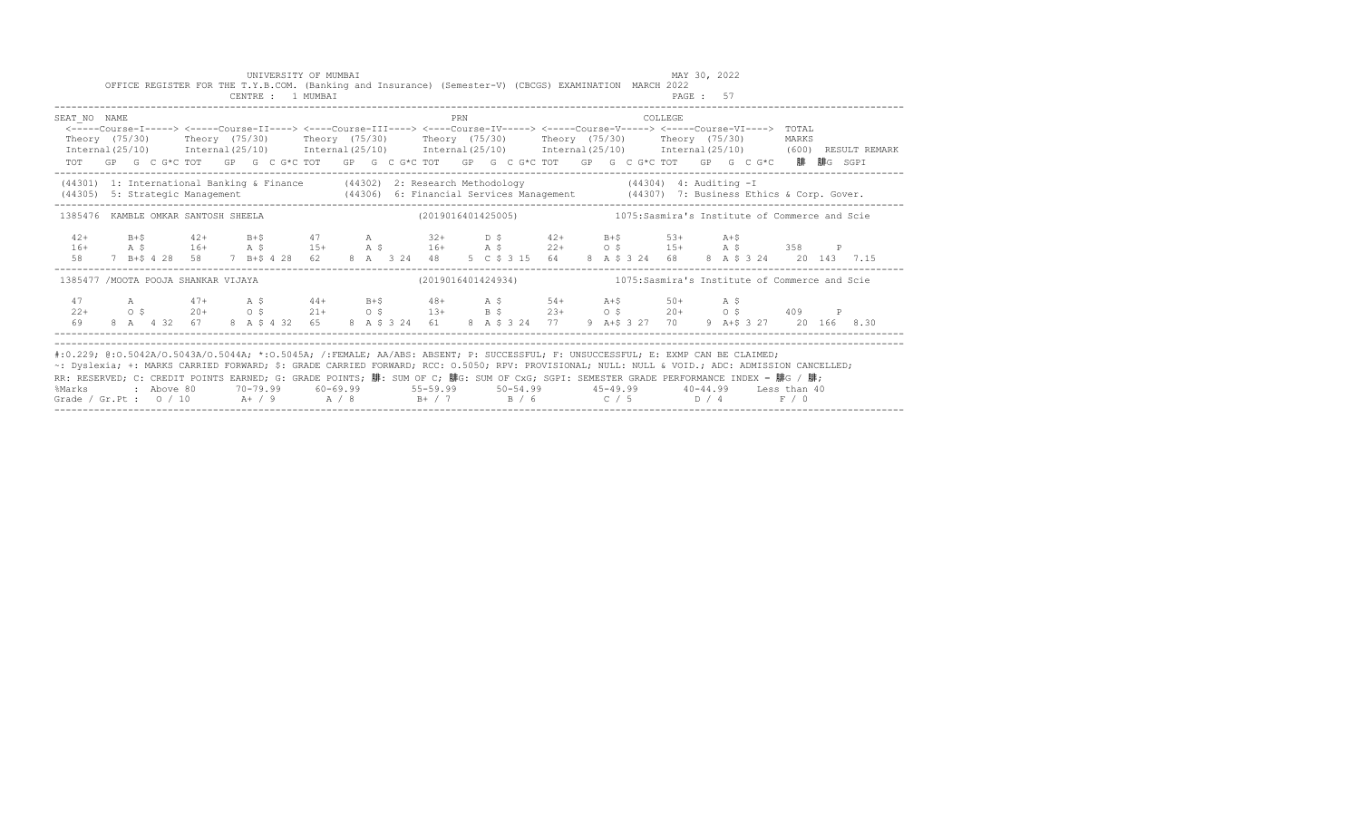UNIVERSITY OF MUMBAI

MAY 30, 2022

OFFICE REGISTER FOR THE T.Y.B.COM. (Banking and Insurance) (Semester-V) (CBCGS) EXAMINATION MARCH 2022

CENTRE : 1 MUMBAI

PAGE : 57

```
SEAT_NO  NAME                                                          PRN                                      COLLEGE
  <-----Course-I-----> <-----Course-II----> <----Course-III----> <----Course-IV-----> <-----Course-V-----> <-----Course-VI---->  TOTAL
  Theory (75/30)       Theory (75/30)       Theory (75/30)       Theory (75/30)       Theory (75/30)       Theory (75/30)        MARKS
  Internal(25/10)      Internal(25/10)      Internal(25/10)      Internal(25/10)      Internal(25/10)      Internal(25/10)       (600)  RESULT REMARK
  TOT   GP  G  C G*C TOT   GP  G  C G*C TOT   GP  G  C G*C TOT   GP  G  C G*C TOT   GP  G  C G*C TOT   GP  G  C G*C    䄆  䄆G  SGPI
```

(44301) 1: International Banking & Finance (44302) 2: Research Methodology (44304) 4: Auditing -I
(44305) 5: Strategic Management (44306) 6: Financial Services Management (44307) 7: Business Ethics & Corp. Gover.

```
1385476  KAMBLE OMKAR SANTOSH SHEELA                          (2019016401425005)            1075:Sasmira's Institute of Commerce and Scie

  42+       B+$       42+       B+$       47        A         32+       D $       42+       B+$       53+       A+$
  16+       A $       16+       A $       15+       A $       16+       A $       22+       O $       15+       A $       358      P
  58    7 B+$ 4 28   58    7 B+$ 4 28   62     8 A   3 24   48     5 C $ 3 15   64     8 A $ 3 24   68     8 A $ 3 24    20  143  7.15

1385477 /MOOTA POOJA SHANKAR VIJAYA                          (2019016401424934)            1075:Sasmira's Institute of Commerce and Scie

  47        A         47+       A $       44+       B+$       48+       A $       54+       A+$       50+       A $
  22+       O $       20+       O $       21+       O $       13+       B $       23+       O $       20+       O $       409      P
  69     8 A   4 32   67     8 A $ 4 32   65     8 A $ 3 24   61     8 A $ 3 24   77     9 A+$ 3 27   70     9 A+$ 3 27    20  166  8.30
```

#:O.229; @:O.5042A/O.5043A/O.5044A; *:O.5045A; /:FEMALE; AA/ABS: ABSENT; P: SUCCESSFUL; F: UNSUCCESSFUL; E: EXMP CAN BE CLAIMED;
~: Dyslexia; +: MARKS CARRIED FORWARD; $: GRADE CARRIED FORWARD; RCC: O.5050; RPV: PROVISIONAL; NULL: NULL & VOID.; ADC: ADMISSION CANCELLED;
RR: RESERVED; C: CREDIT POINTS EARNED; G: GRADE POINTS; 䄆: SUM OF C; 䄆G: SUM OF CxG; SGPI: SEMESTER GRADE PERFORMANCE INDEX = 䄆G / 䄆;

| %Marks | Above 80 | 70-79.99 | 60-69.99 | 55-59.99 | 50-54.99 | 45-49.99 | 40-44.99 | Less than 40 |
|---|---|---|---|---|---|---|---|---|
| Grade / Gr.Pt : | O / 10 | A+ / 9 | A / 8 | B+ / 7 | B / 6 | C / 5 | D / 4 | F / 0 |